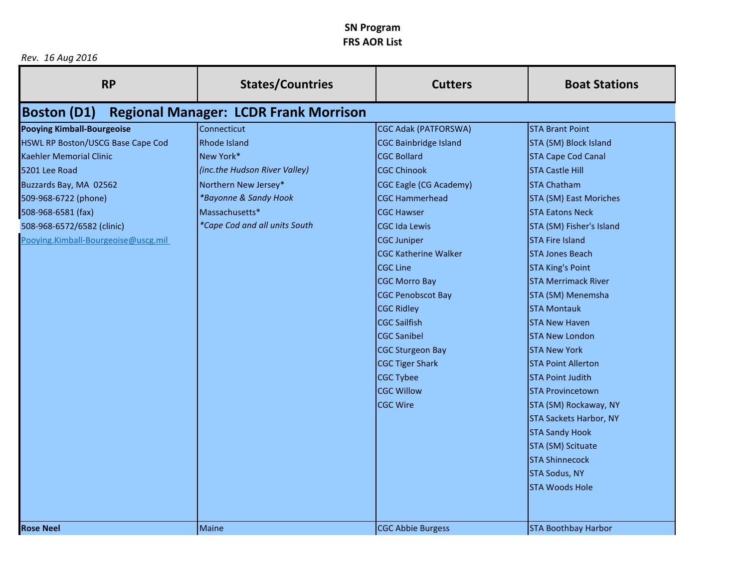# SN Program
# FRS AOR List

*Rev. 16 Aug 2016*

| RP | States/Countries | Cutters | Boat Stations |
|---|---|---|---|
| **Boston (D1) Regional Manager: LCDR Frank Morrison** | | | |
| **Pooying Kimball-Bourgeoise** | Connecticut | CGC Adak (PATFORSWA) | STA Brant Point |
| HSWL RP Boston/USCG Base Cape Cod | Rhode Island | CGC Bainbridge Island | STA (SM) Block Island |
| Kaehler Memorial Clinic | New York* | CGC Bollard | STA Cape Cod Canal |
| 5201 Lee Road | *(inc.the Hudson River Valley)* | CGC Chinook | STA Castle Hill |
| Buzzards Bay, MA 02562 | Northern New Jersey* | CGC Eagle (CG Academy) | STA Chatham |
| 509-968-6722 (phone) | *\*Bayonne & Sandy Hook* | CGC Hammerhead | STA (SM) East Moriches |
| 508-968-6581 (fax) | Massachusetts* | CGC Hawser | STA Eatons Neck |
| 508-968-6572/6582 (clinic) | *\*Cape Cod and all units South* | CGC Ida Lewis | STA (SM) Fisher's Island |
| Pooying.Kimball-Bourgeoise@uscg.mil | | CGC Juniper | STA Fire Island |
| | | CGC Katherine Walker | STA Jones Beach |
| | | CGC Line | STA King's Point |
| | | CGC Morro Bay | STA Merrimack River |
| | | CGC Penobscot Bay | STA (SM) Menemsha |
| | | CGC Ridley | STA Montauk |
| | | CGC Sailfish | STA New Haven |
| | | CGC Sanibel | STA New London |
| | | CGC Sturgeon Bay | STA New York |
| | | CGC Tiger Shark | STA Point Allerton |
| | | CGC Tybee | STA Point Judith |
| | | CGC Willow | STA Provincetown |
| | | CGC Wire | STA (SM) Rockaway, NY |
| | | | STA Sackets Harbor, NY |
| | | | STA Sandy Hook |
| | | | STA (SM) Scituate |
| | | | STA Shinnecock |
| | | | STA Sodus, NY |
| | | | STA Woods Hole |
| **Rose Neel** | Maine | CGC Abbie Burgess | STA Boothbay Harbor |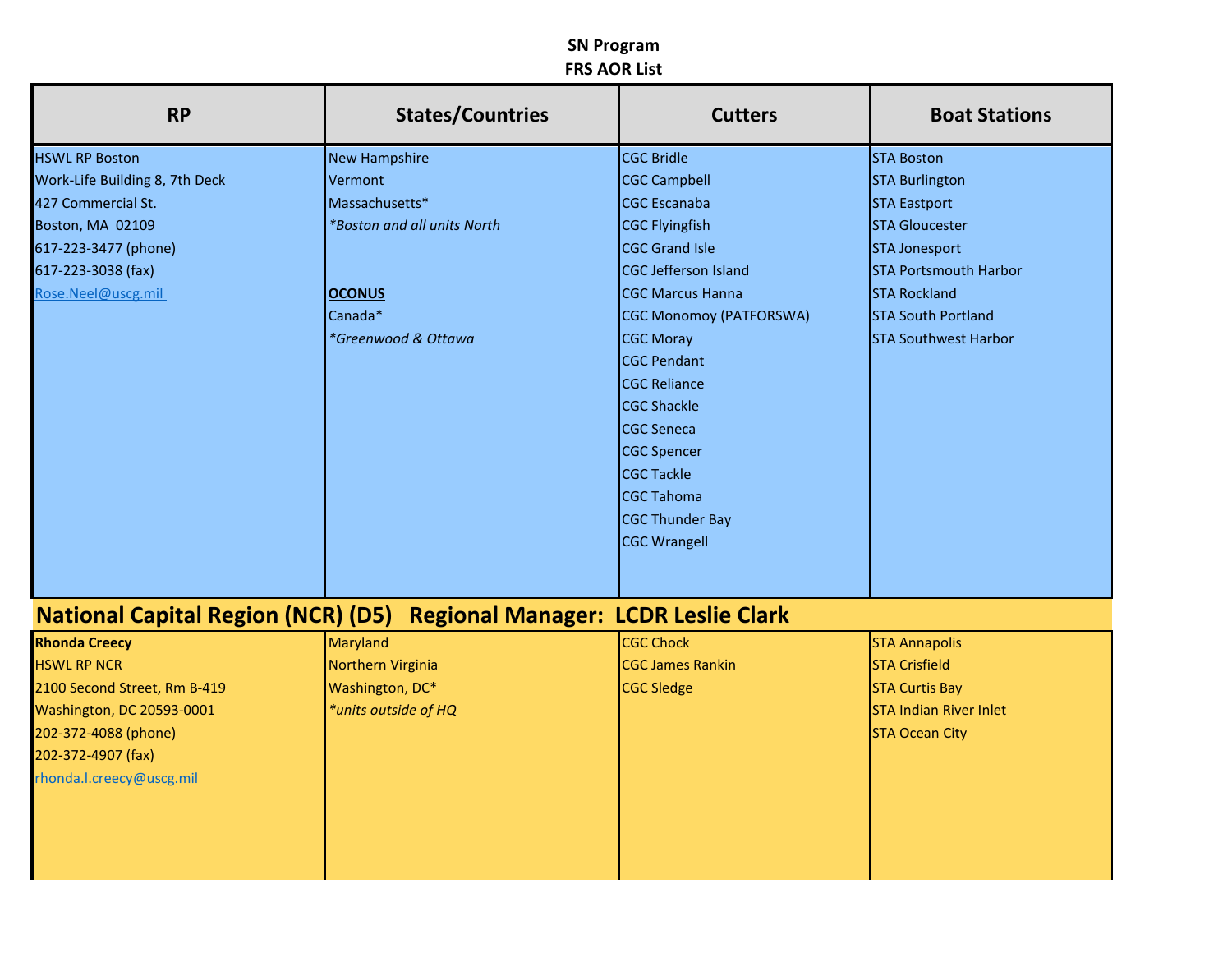**SN Program**
**FRS AOR List**

| RP | States/Countries | Cutters | Boat Stations |
|---|---|---|---|
| HSWL RP Boston<br>Work-Life Building 8, 7th Deck<br>427 Commercial St.<br>Boston, MA 02109<br>617-223-3477 (phone)<br>617-223-3038 (fax)<br>Rose.Neel@uscg.mil | New Hampshire<br>Vermont<br>Massachusetts*<br>*\*Boston and all units North*<br><br>**OCONUS**<br>Canada*<br>*\*Greenwood & Ottawa* | CGC Bridle<br>CGC Campbell<br>CGC Escanaba<br>CGC Flyingfish<br>CGC Grand Isle<br>CGC Jefferson Island<br>CGC Marcus Hanna<br>CGC Monomoy (PATFORSWA)<br>CGC Moray<br>CGC Pendant<br>CGC Reliance<br>CGC Shackle<br>CGC Seneca<br>CGC Spencer<br>CGC Tackle<br>CGC Tahoma<br>CGC Thunder Bay<br>CGC Wrangell | STA Boston<br>STA Burlington<br>STA Eastport<br>STA Gloucester<br>STA Jonesport<br>STA Portsmouth Harbor<br>STA Rockland<br>STA South Portland<br>STA Southwest Harbor |
| **National Capital Region (NCR) (D5) Regional Manager: LCDR Leslie Clark** | | | |
| **Rhonda Creecy**<br>HSWL RP NCR<br>2100 Second Street, Rm B-419<br>Washington, DC 20593-0001<br>202-372-4088 (phone)<br>202-372-4907 (fax)<br>rhonda.l.creecy@uscg.mil | Maryland<br>Northern Virginia<br>Washington, DC*<br>*\*units outside of HQ* | CGC Chock<br>CGC James Rankin<br>CGC Sledge | STA Annapolis<br>STA Crisfield<br>STA Curtis Bay<br>STA Indian River Inlet<br>STA Ocean City |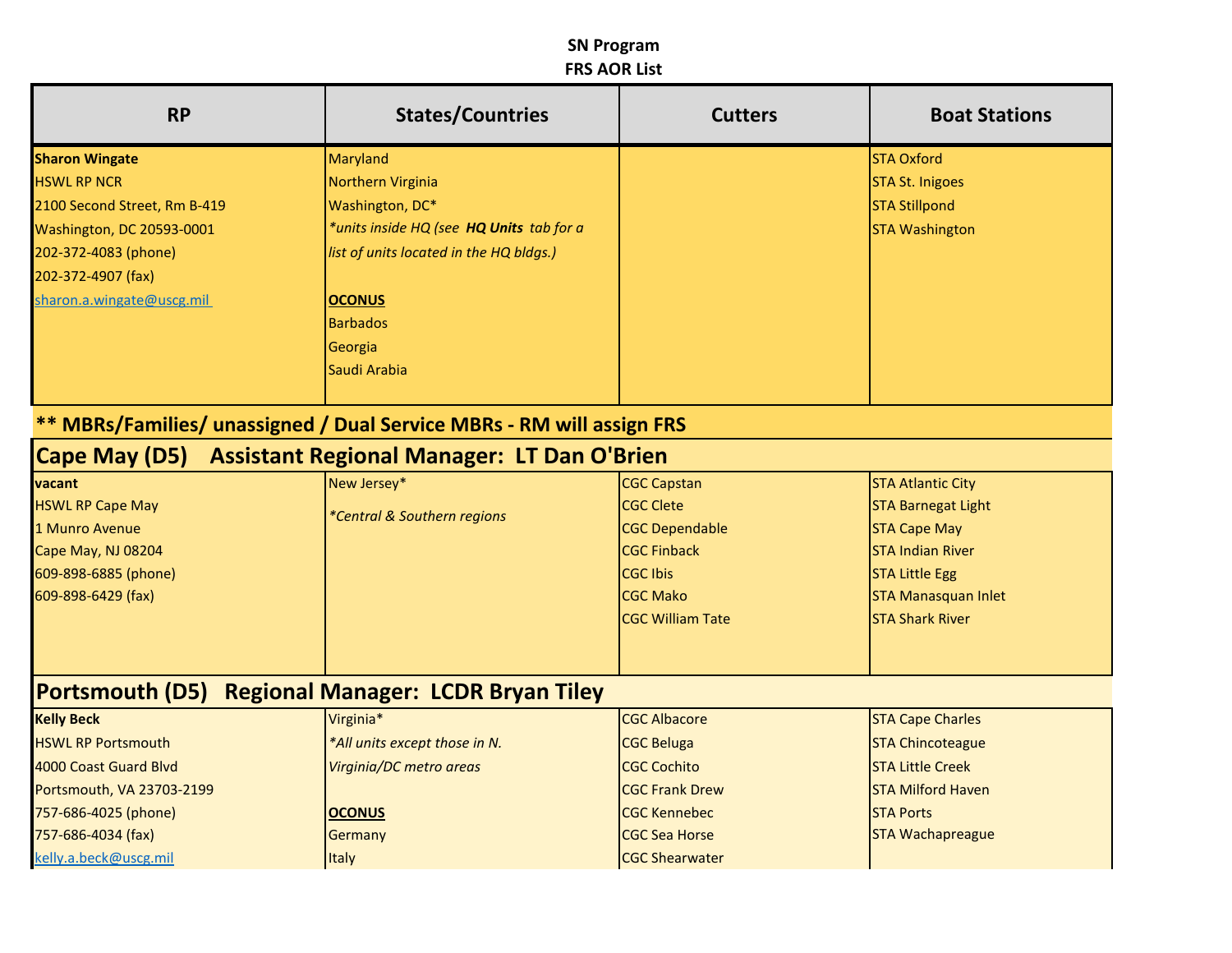**SN Program**
**FRS AOR List**

| RP | States/Countries | Cutters | Boat Stations |
|---|---|---|---|
| **Sharon Wingate**<br>HSWL RP NCR<br>2100 Second Street, Rm B-419<br>Washington, DC 20593-0001<br>202-372-4083 (phone)<br>202-372-4907 (fax)<br>sharon.a.wingate@uscg.mil | Maryland<br>Northern Virginia<br>Washington, DC*<br>*\*units inside HQ (see* ***HQ Units*** *tab for a list of units located in the HQ bldgs.)*<br><br>**OCONUS**<br>Barbados<br>Georgia<br>Saudi Arabia | | STA Oxford<br>STA St. Inigoes<br>STA Stillpond<br>STA Washington |

**\*\* MBRs/Families/ unassigned / Dual Service MBRs - RM will assign FRS**

## Cape May (D5) Assistant Regional Manager: LT Dan O'Brien

| RP | States/Countries | Cutters | Boat Stations |
|---|---|---|---|
| **vacant**<br>HSWL RP Cape May<br>1 Munro Avenue<br>Cape May, NJ 08204<br>609-898-6885 (phone)<br>609-898-6429 (fax) | New Jersey*<br>*\*Central & Southern regions* | CGC Capstan<br>CGC Clete<br>CGC Dependable<br>CGC Finback<br>CGC Ibis<br>CGC Mako<br>CGC William Tate | STA Atlantic City<br>STA Barnegat Light<br>STA Cape May<br>STA Indian River<br>STA Little Egg<br>STA Manasquan Inlet<br>STA Shark River |

## Portsmouth (D5) Regional Manager: LCDR Bryan Tiley

| RP | States/Countries | Cutters | Boat Stations |
|---|---|---|---|
| **Kelly Beck**<br>HSWL RP Portsmouth<br>4000 Coast Guard Blvd<br>Portsmouth, VA 23703-2199<br>757-686-4025 (phone)<br>757-686-4034 (fax)<br>kelly.a.beck@uscg.mil | Virginia*<br>*\*All units except those in N. Virginia/DC metro areas*<br><br>**OCONUS**<br>Germany<br>Italy | CGC Albacore<br>CGC Beluga<br>CGC Cochito<br>CGC Frank Drew<br>CGC Kennebec<br>CGC Sea Horse<br>CGC Shearwater | STA Cape Charles<br>STA Chincoteague<br>STA Little Creek<br>STA Milford Haven<br>STA Ports<br>STA Wachapreague |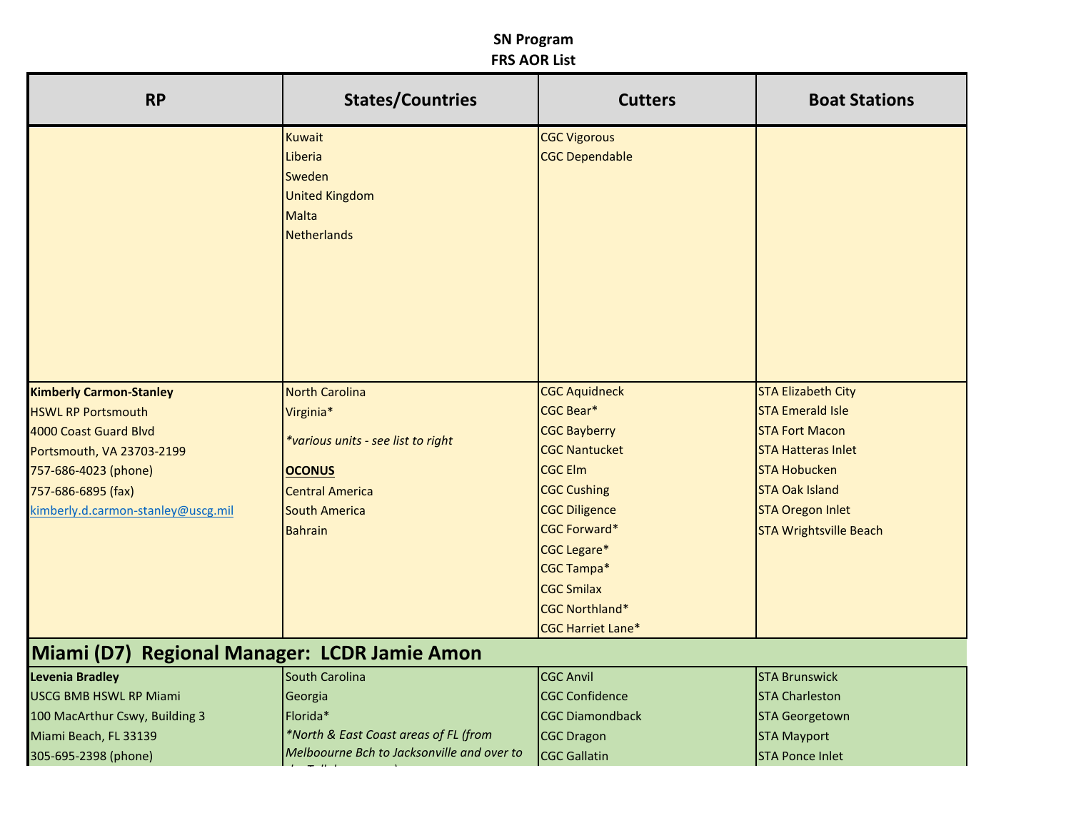**SN Program**
**FRS AOR List**

| RP | States/Countries | Cutters | Boat Stations |
|---|---|---|---|
| | Kuwait<br>Liberia<br>Sweden<br>United Kingdom<br>Malta<br>Netherlands | CGC Vigorous<br>CGC Dependable | |
| **Kimberly Carmon-Stanley**<br>HSWL RP Portsmouth<br>4000 Coast Guard Blvd<br>Portsmouth, VA 23703-2199<br>757-686-4023 (phone)<br>757-686-6895 (fax)<br>kimberly.d.carmon-stanley@uscg.mil | North Carolina<br>Virginia*<br>*\*various units - see list to right*<br>**OCONUS**<br>Central America<br>South America<br>Bahrain | CGC Aquidneck<br>CGC Bear*<br>CGC Bayberry<br>CGC Nantucket<br>CGC Elm<br>CGC Cushing<br>CGC Diligence<br>CGC Forward*<br>CGC Legare*<br>CGC Tampa*<br>CGC Smilax<br>CGC Northland*<br>CGC Harriet Lane* | STA Elizabeth City<br>STA Emerald Isle<br>STA Fort Macon<br>STA Hatteras Inlet<br>STA Hobucken<br>STA Oak Island<br>STA Oregon Inlet<br>STA Wrightsville Beach |
| **Miami (D7) Regional Manager: LCDR Jamie Amon** | | | |
| **Levenia Bradley**<br>USCG BMB HSWL RP Miami<br>100 MacArthur Cswy, Building 3<br>Miami Beach, FL 33139<br>305-695-2398 (phone) | South Carolina<br>Georgia<br>Florida*<br>*\*North & East Coast areas of FL (from Melboourne Bch to Jacksonville and over to* | CGC Anvil<br>CGC Confidence<br>CGC Diamondback<br>CGC Dragon<br>CGC Gallatin | STA Brunswick<br>STA Charleston<br>STA Georgetown<br>STA Mayport<br>STA Ponce Inlet |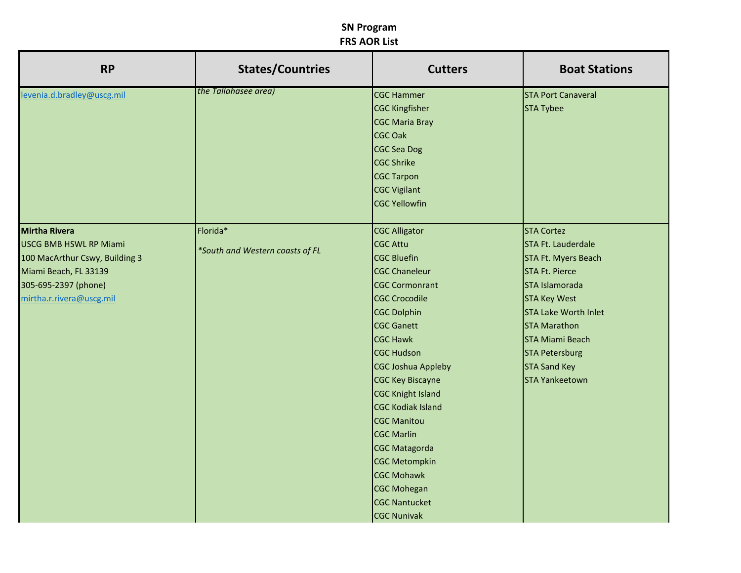## SN Program
## FRS AOR List

| RP | States/Countries | Cutters | Boat Stations |
|---|---|---|---|
| levenia.d.bradley@uscg.mil | *the Tallahasee area)* | CGC Hammer<br>CGC Kingfisher<br>CGC Maria Bray<br>CGC Oak<br>CGC Sea Dog<br>CGC Shrike<br>CGC Tarpon<br>CGC Vigilant<br>CGC Yellowfin | STA Port Canaveral<br>STA Tybee |
| **Mirtha Rivera**<br>USCG BMB HSWL RP Miami<br>100 MacArthur Cswy, Building 3<br>Miami Beach, FL 33139<br>305-695-2397 (phone)<br>mirtha.r.rivera@uscg.mil | Florida*<br><br>*\*South and Western coasts of FL* | CGC Alligator<br>CGC Attu<br>CGC Bluefin<br>CGC Chaneleur<br>CGC Cormonrant<br>CGC Crocodile<br>CGC Dolphin<br>CGC Ganett<br>CGC Hawk<br>CGC Hudson<br>CGC Joshua Appleby<br>CGC Key Biscayne<br>CGC Knight Island<br>CGC Kodiak Island<br>CGC Manitou<br>CGC Marlin<br>CGC Matagorda<br>CGC Metompkin<br>CGC Mohawk<br>CGC Mohegan<br>CGC Nantucket<br>CGC Nunivak | STA Cortez<br>STA Ft. Lauderdale<br>STA Ft. Myers Beach<br>STA Ft. Pierce<br>STA Islamorada<br>STA Key West<br>STA Lake Worth Inlet<br>STA Marathon<br>STA Miami Beach<br>STA Petersburg<br>STA Sand Key<br>STA Yankeetown |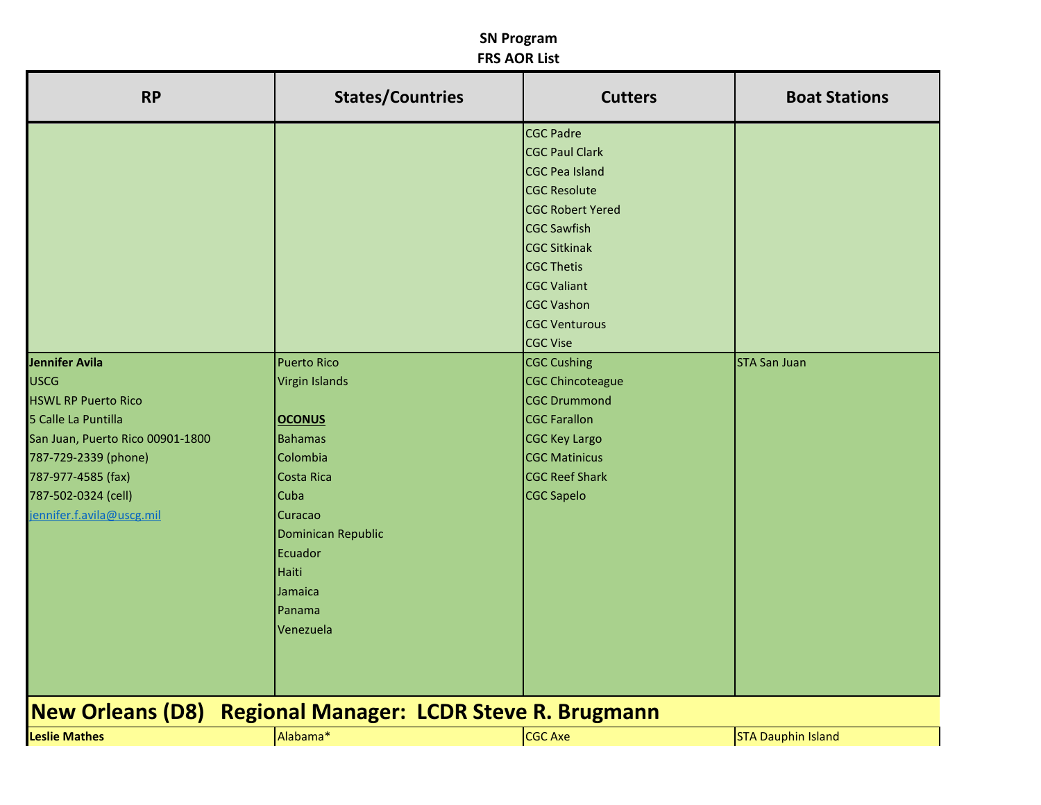**SN Program**
**FRS AOR List**

| RP | States/Countries | Cutters | Boat Stations |
|---|---|---|---|
| | | CGC Padre<br>CGC Paul Clark<br>CGC Pea Island<br>CGC Resolute<br>CGC Robert Yered<br>CGC Sawfish<br>CGC Sitkinak<br>CGC Thetis<br>CGC Valiant<br>CGC Vashon<br>CGC Venturous<br>CGC Vise | |
| **Jennifer Avila**<br>USCG<br>HSWL RP Puerto Rico<br>5 Calle La Puntilla<br>San Juan, Puerto Rico 00901-1800<br>787-729-2339 (phone)<br>787-977-4585 (fax)<br>787-502-0324 (cell)<br>jennifer.f.avila@uscg.mil | Puerto Rico<br>Virgin Islands<br><br>**OCONUS**<br>Bahamas<br>Colombia<br>Costa Rica<br>Cuba<br>Curacao<br>Dominican Republic<br>Ecuador<br>Haiti<br>Jamaica<br>Panama<br>Venezuela | CGC Cushing<br>CGC Chincoteague<br>CGC Drummond<br>CGC Farallon<br>CGC Key Largo<br>CGC Matinicus<br>CGC Reef Shark<br>CGC Sapelo | STA San Juan |
| **New Orleans (D8) Regional Manager: LCDR Steve R. Brugmann** | | | |
| **Leslie Mathes** | Alabama* | CGC Axe | STA Dauphin Island |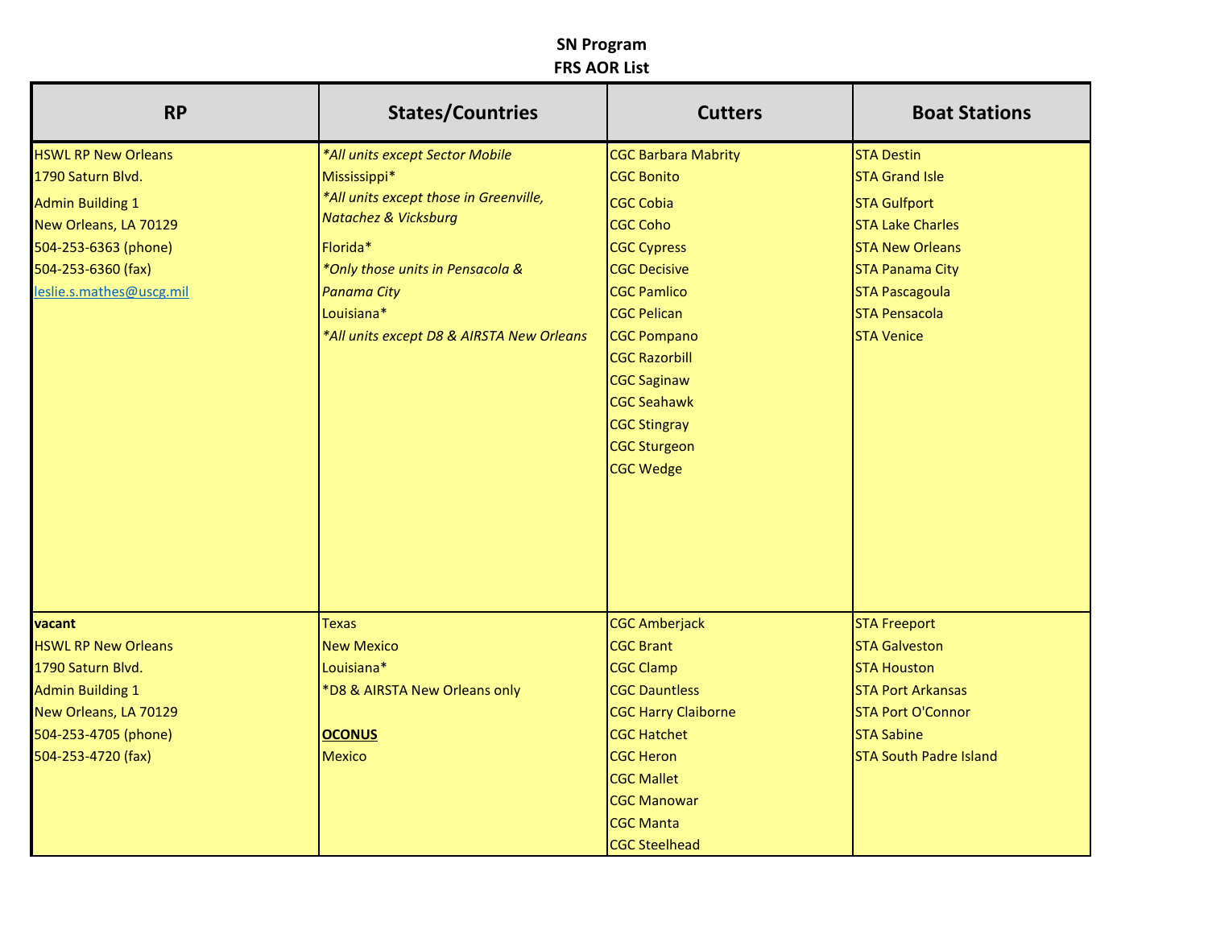# SN Program
## FRS AOR List

| RP | States/Countries | Cutters | Boat Stations |
|---|---|---|---|
| HSWL RP New Orleans<br>1790 Saturn Blvd.<br>Admin Building 1<br>New Orleans, LA 70129<br>504-253-6363 (phone)<br>504-253-6360 (fax)<br>leslie.s.mathes@uscg.mil | *\*All units except Sector Mobile*<br>Mississippi\*<br>*\*All units except those in Greenville, Natachez & Vicksburg*<br>Florida\*<br>*\*Only those units in Pensacola & Panama City*<br>Louisiana\*<br>*\*All units except D8 & AIRSTA New Orleans* | CGC Barbara Mabrity<br>CGC Bonito<br>CGC Cobia<br>CGC Coho<br>CGC Cypress<br>CGC Decisive<br>CGC Pamlico<br>CGC Pelican<br>CGC Pompano<br>CGC Razorbill<br>CGC Saginaw<br>CGC Seahawk<br>CGC Stingray<br>CGC Sturgeon<br>CGC Wedge | STA Destin<br>STA Grand Isle<br>STA Gulfport<br>STA Lake Charles<br>STA New Orleans<br>STA Panama City<br>STA Pascagoula<br>STA Pensacola<br>STA Venice |
| **vacant**<br>HSWL RP New Orleans<br>1790 Saturn Blvd.<br>Admin Building 1<br>New Orleans, LA 70129<br>504-253-4705 (phone)<br>504-253-4720 (fax) | Texas<br>New Mexico<br>Louisiana\*<br>\*D8 & AIRSTA New Orleans only<br><br>**<u>OCONUS</u>**<br>Mexico | CGC Amberjack<br>CGC Brant<br>CGC Clamp<br>CGC Dauntless<br>CGC Harry Claiborne<br>CGC Hatchet<br>CGC Heron<br>CGC Mallet<br>CGC Manowar<br>CGC Manta<br>CGC Steelhead | STA Freeport<br>STA Galveston<br>STA Houston<br>STA Port Arkansas<br>STA Port O'Connor<br>STA Sabine<br>STA South Padre Island |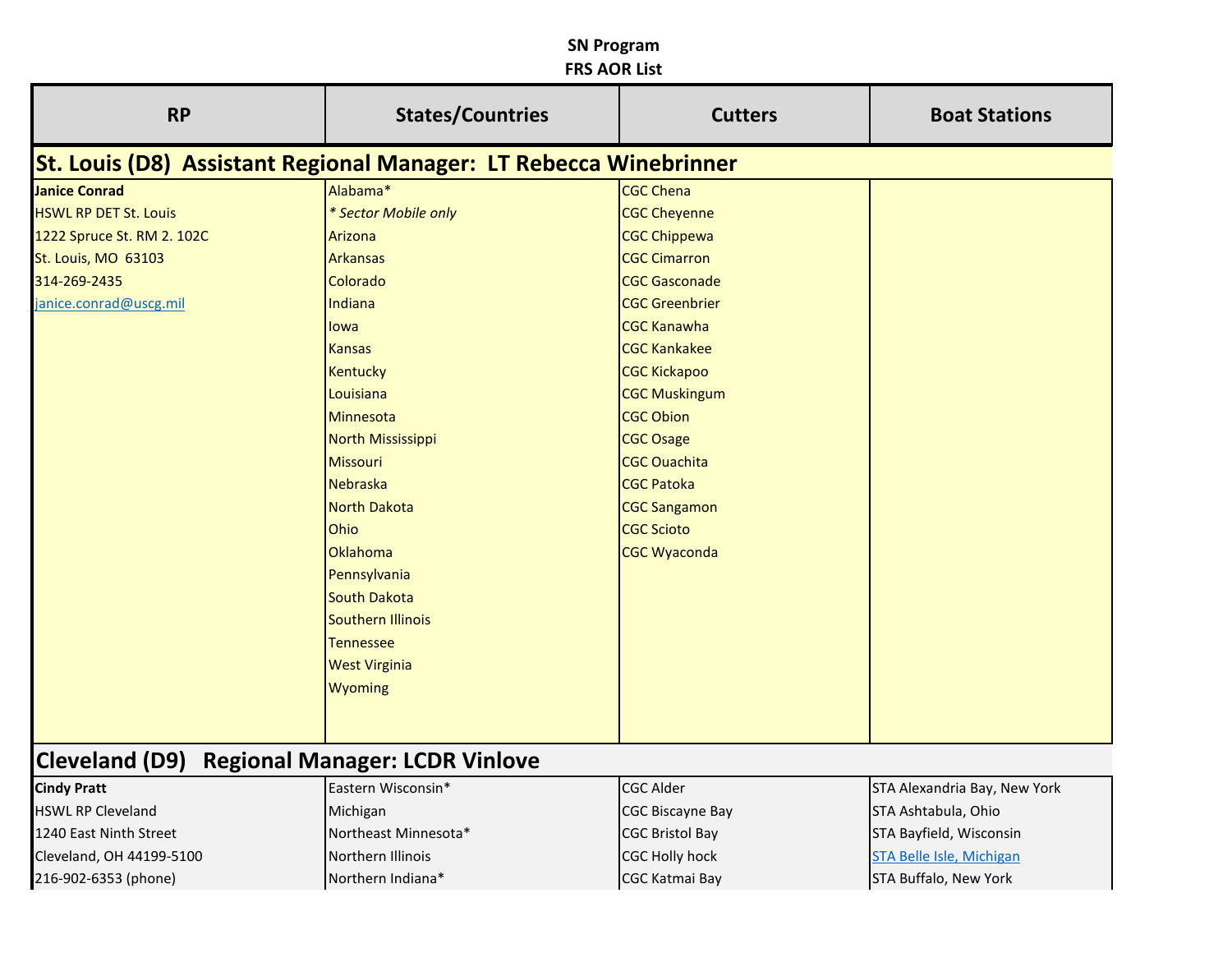**SN Program**
**FRS AOR List**

| RP | States/Countries | Cutters | Boat Stations |
|---|---|---|---|
| **St. Louis (D8) Assistant Regional Manager: LT Rebecca Winebrinner** | | | |
| **Janice Conrad** | Alabama* | CGC Chena | |
| HSWL RP DET St. Louis | *\* Sector Mobile only* | CGC Cheyenne | |
| 1222 Spruce St. RM 2. 102C | Arizona | CGC Chippewa | |
| St. Louis, MO 63103 | Arkansas | CGC Cimarron | |
| 314-269-2435 | Colorado | CGC Gasconade | |
| janice.conrad@uscg.mil | Indiana | CGC Greenbrier | |
| | Iowa | CGC Kanawha | |
| | Kansas | CGC Kankakee | |
| | Kentucky | CGC Kickapoo | |
| | Louisiana | CGC Muskingum | |
| | Minnesota | CGC Obion | |
| | North Mississippi | CGC Osage | |
| | Missouri | CGC Ouachita | |
| | Nebraska | CGC Patoka | |
| | North Dakota | CGC Sangamon | |
| | Ohio | CGC Scioto | |
| | Oklahoma | CGC Wyaconda | |
| | Pennsylvania | | |
| | South Dakota | | |
| | Southern Illinois | | |
| | Tennessee | | |
| | West Virginia | | |
| | Wyoming | | |
| **Cleveland (D9) Regional Manager: LCDR Vinlove** | | | |
| **Cindy Pratt** | Eastern Wisconsin* | CGC Alder | STA Alexandria Bay, New York |
| HSWL RP Cleveland | Michigan | CGC Biscayne Bay | STA Ashtabula, Ohio |
| 1240 East Ninth Street | Northeast Minnesota* | CGC Bristol Bay | STA Bayfield, Wisconsin |
| Cleveland, OH 44199-5100 | Northern Illinois | CGC Holly hock | STA Belle Isle, Michigan |
| 216-902-6353 (phone) | Northern Indiana* | CGC Katmai Bay | STA Buffalo, New York |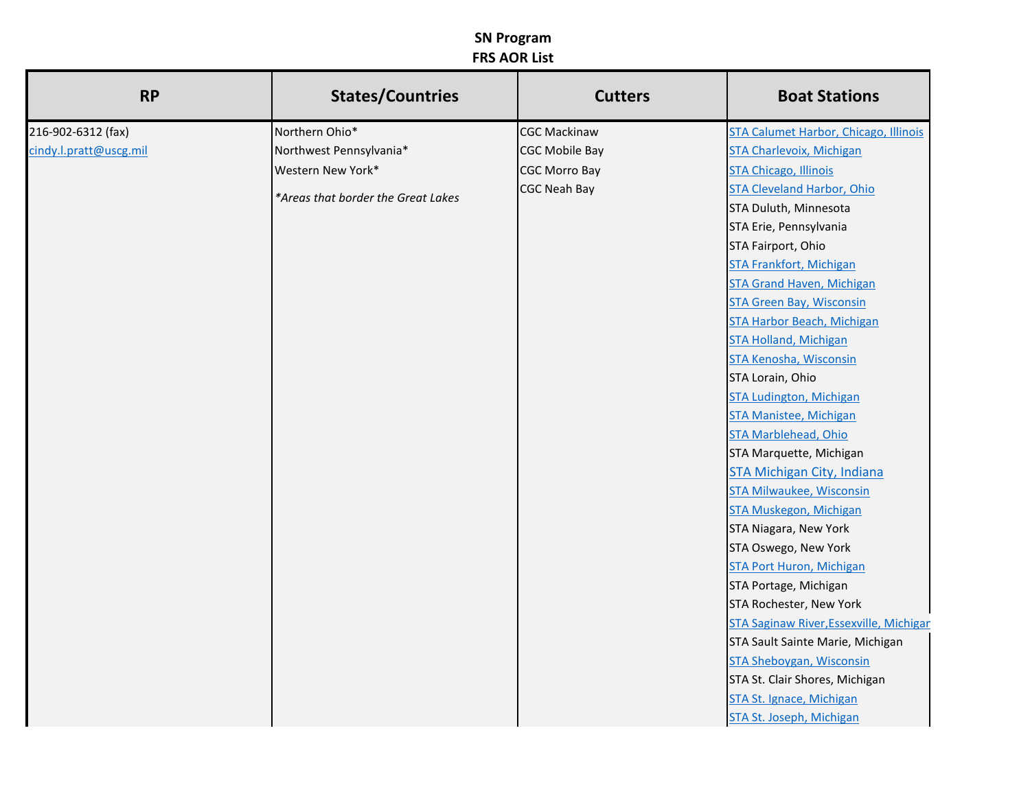# SN Program
## FRS AOR List

| RP | States/Countries | Cutters | Boat Stations |
|---|---|---|---|
| 216-902-6312 (fax) | Northern Ohio* | CGC Mackinaw | STA Calumet Harbor, Chicago, Illinois |
| cindy.l.pratt@uscg.mil | Northwest Pennsylvania* | CGC Mobile Bay | STA Charlevoix, Michigan |
| | Western New York* | CGC Morro Bay | STA Chicago, Illinois |
| | *Areas that border the Great Lakes* | CGC Neah Bay | STA Cleveland Harbor, Ohio |
| | | | STA Duluth, Minnesota |
| | | | STA Erie, Pennsylvania |
| | | | STA Fairport, Ohio |
| | | | STA Frankfort, Michigan |
| | | | STA Grand Haven, Michigan |
| | | | STA Green Bay, Wisconsin |
| | | | STA Harbor Beach, Michigan |
| | | | STA Holland, Michigan |
| | | | STA Kenosha, Wisconsin |
| | | | STA Lorain, Ohio |
| | | | STA Ludington, Michigan |
| | | | STA Manistee, Michigan |
| | | | STA Marblehead, Ohio |
| | | | STA Marquette, Michigan |
| | | | STA Michigan City, Indiana |
| | | | STA Milwaukee, Wisconsin |
| | | | STA Muskegon, Michigan |
| | | | STA Niagara, New York |
| | | | STA Oswego, New York |
| | | | STA Port Huron, Michigan |
| | | | STA Portage, Michigan |
| | | | STA Rochester, New York |
| | | | STA Saginaw River,Essexville, Michigan |
| | | | STA Sault Sainte Marie, Michigan |
| | | | STA Sheboygan, Wisconsin |
| | | | STA St. Clair Shores, Michigan |
| | | | STA St. Ignace, Michigan |
| | | | STA St. Joseph, Michigan |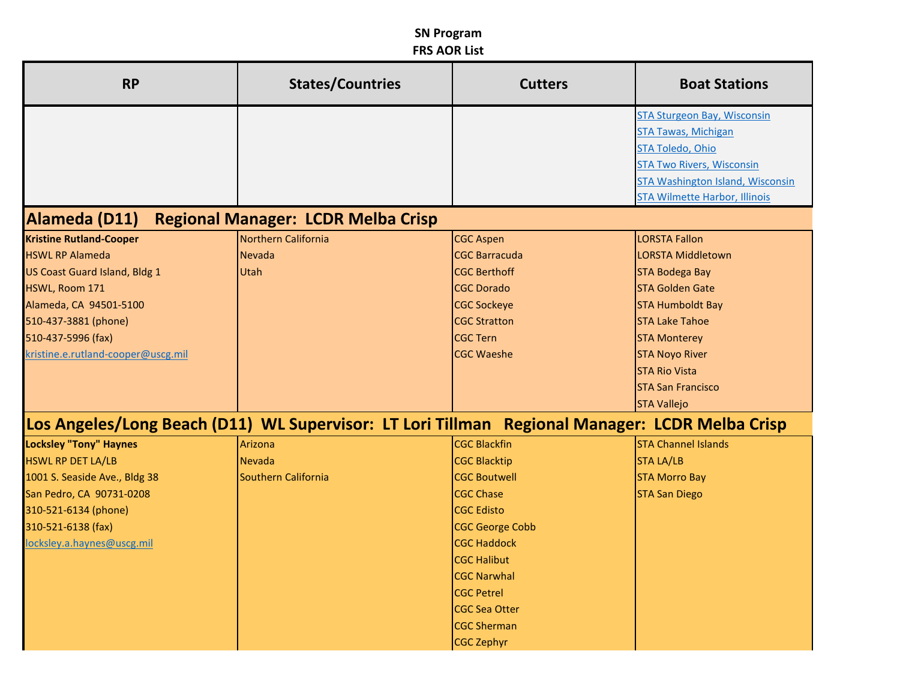**SN Program**
**FRS AOR List**

| RP | States/Countries | Cutters | Boat Stations |
|---|---|---|---|
| | | | STA Sturgeon Bay, Wisconsin<br>STA Tawas, Michigan<br>STA Toledo, Ohio<br>STA Two Rivers, Wisconsin<br>STA Washington Island, Wisconsin<br>STA Wilmette Harbor, Illinois |
| **Alameda (D11) Regional Manager: LCDR Melba Crisp** | | | |
| **Kristine Rutland-Cooper**<br>HSWL RP Alameda<br>US Coast Guard Island, Bldg 1<br>HSWL, Room 171<br>Alameda, CA 94501-5100<br>510-437-3881 (phone)<br>510-437-5996 (fax)<br>kristine.e.rutland-cooper@uscg.mil | Northern California<br>Nevada<br>Utah | CGC Aspen<br>CGC Barracuda<br>CGC Berthoff<br>CGC Dorado<br>CGC Sockeye<br>CGC Stratton<br>CGC Tern<br>CGC Waeshe | LORSTA Fallon<br>LORSTA Middletown<br>STA Bodega Bay<br>STA Golden Gate<br>STA Humboldt Bay<br>STA Lake Tahoe<br>STA Monterey<br>STA Noyo River<br>STA Rio Vista<br>STA San Francisco<br>STA Vallejo |
| **Los Angeles/Long Beach (D11) WL Supervisor: LT Lori Tillman Regional Manager: LCDR Melba Crisp** | | | |
| **Locksley "Tony" Haynes**<br>HSWL RP DET LA/LB<br>1001 S. Seaside Ave., Bldg 38<br>San Pedro, CA 90731-0208<br>310-521-6134 (phone)<br>310-521-6138 (fax)<br>locksley.a.haynes@uscg.mil | Arizona<br>Nevada<br>Southern California | CGC Blackfin<br>CGC Blacktip<br>CGC Boutwell<br>CGC Chase<br>CGC Edisto<br>CGC George Cobb<br>CGC Haddock<br>CGC Halibut<br>CGC Narwhal<br>CGC Petrel<br>CGC Sea Otter<br>CGC Sherman<br>CGC Zephyr | STA Channel Islands<br>STA LA/LB<br>STA Morro Bay<br>STA San Diego |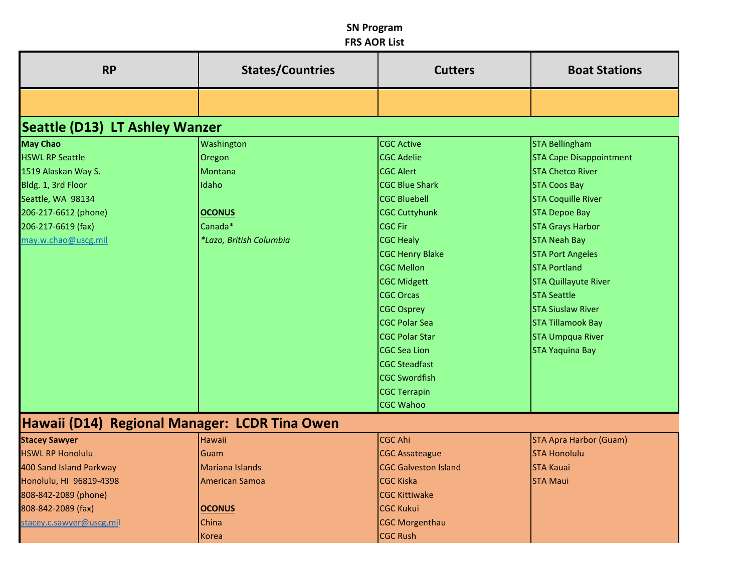**SN Program**
**FRS AOR List**

| RP | States/Countries | Cutters | Boat Stations |
| --- | --- | --- | --- |
| | | | |
| **Seattle (D13) LT Ashley Wanzer** | | | |
| **May Chao**<br>HSWL RP Seattle<br>1519 Alaskan Way S.<br>Bldg. 1, 3rd Floor<br>Seattle, WA 98134<br>206-217-6612 (phone)<br>206-217-6619 (fax)<br>may.w.chao@uscg.mil | Washington<br>Oregon<br>Montana<br>Idaho<br><br>**OCONUS**<br>Canada*<br>*\*Lazo, British Columbia* | CGC Active<br>CGC Adelie<br>CGC Alert<br>CGC Blue Shark<br>CGC Bluebell<br>CGC Cuttyhunk<br>CGC Fir<br>CGC Healy<br>CGC Henry Blake<br>CGC Mellon<br>CGC Midgett<br>CGC Orcas<br>CGC Osprey<br>CGC Polar Sea<br>CGC Polar Star<br>CGC Sea Lion<br>CGC Steadfast<br>CGC Swordfish<br>CGC Terrapin<br>CGC Wahoo | STA Bellingham<br>STA Cape Disappointment<br>STA Chetco River<br>STA Coos Bay<br>STA Coquille River<br>STA Depoe Bay<br>STA Grays Harbor<br>STA Neah Bay<br>STA Port Angeles<br>STA Portland<br>STA Quillayute River<br>STA Seattle<br>STA Siuslaw River<br>STA Tillamook Bay<br>STA Umpqua River<br>STA Yaquina Bay |
| **Hawaii (D14) Regional Manager: LCDR Tina Owen** | | | |
| **Stacey Sawyer**<br>HSWL RP Honolulu<br>400 Sand Island Parkway<br>Honolulu, HI 96819-4398<br>808-842-2089 (phone)<br>808-842-2089 (fax)<br>stacey.c.sawyer@uscg.mil | Hawaii<br>Guam<br>Mariana Islands<br>American Samoa<br><br>**OCONUS**<br>China<br>Korea | CGC Ahi<br>CGC Assateague<br>CGC Galveston Island<br>CGC Kiska<br>CGC Kittiwake<br>CGC Kukui<br>CGC Morgenthau<br>CGC Rush | STA Apra Harbor (Guam)<br>STA Honolulu<br>STA Kauai<br>STA Maui |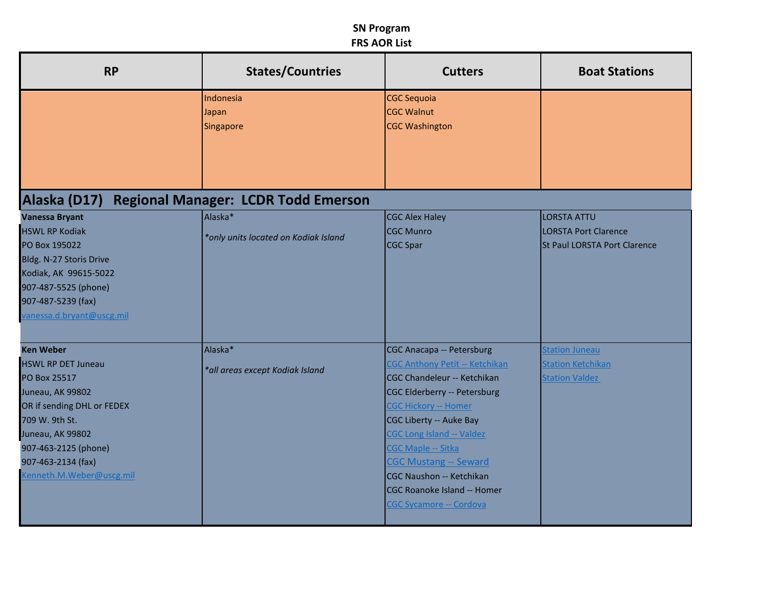# SN Program
## FRS AOR List

| RP | States/Countries | Cutters | Boat Stations |
|---|---|---|---|
| | Indonesia<br>Japan<br>Singapore | CGC Sequoia<br>CGC Walnut<br>CGC Washington | |
| **Alaska (D17) Regional Manager: LCDR Todd Emerson** | | | |
| **Vanessa Bryant**<br>HSWL RP Kodiak<br>PO Box 195022<br>Bldg. N-27 Storis Drive<br>Kodiak, AK 99615-5022<br>907-487-5525 (phone)<br>907-487-5239 (fax)<br>vanessa.d.bryant@uscg.mil | Alaska*<br>*only units located on Kodiak Island* | CGC Alex Haley<br>CGC Munro<br>CGC Spar | LORSTA ATTU<br>LORSTA Port Clarence<br>St Paul LORSTA Port Clarence |
| **Ken Weber**<br>HSWL RP DET Juneau<br>PO Box 25517<br>Juneau, AK 99802<br>OR if sending DHL or FEDEX<br>709 W. 9th St.<br>Juneau, AK 99802<br>907-463-2125 (phone)<br>907-463-2134 (fax)<br>Kenneth.M.Weber@uscg.mil | Alaska*<br>*all areas except Kodiak Island* | CGC Anacapa -- Petersburg<br>CGC Anthony Petit -- Ketchikan<br>CGC Chandeleur -- Ketchikan<br>CGC Elderberry -- Petersburg<br>CGC Hickory -- Homer<br>CGC Liberty -- Auke Bay<br>CGC Long Island -- Valdez<br>CGC Maple -- Sitka<br>CGC Mustang -- Seward<br>CGC Naushon -- Ketchikan<br>CGC Roanoke Island -- Homer<br>CGC Sycamore -- Cordova | Station Juneau<br>Station Ketchikan<br>Station Valdez |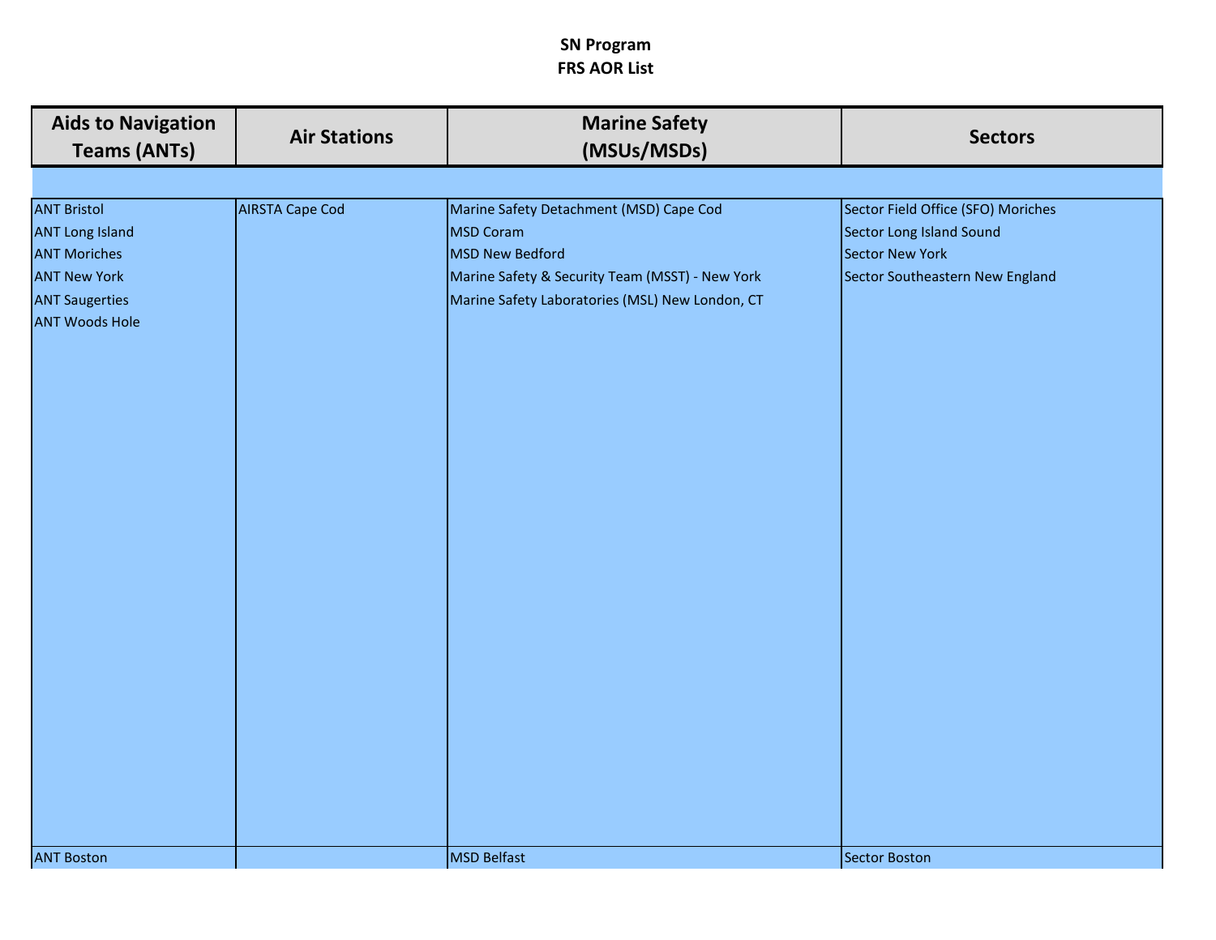**SN Program**
**FRS AOR List**

| Aids to Navigation Teams (ANTs) | Air Stations | Marine Safety (MSUs/MSDs) | Sectors |
|---|---|---|---|
| | | | |
| ANT Bristol | AIRSTA Cape Cod | Marine Safety Detachment (MSD) Cape Cod | Sector Field Office (SFO) Moriches |
| ANT Long Island | | MSD Coram | Sector Long Island Sound |
| ANT Moriches | | MSD New Bedford | Sector New York |
| ANT New York | | Marine Safety & Security Team (MSST) - New York | Sector Southeastern New England |
| ANT Saugerties | | Marine Safety Laboratories (MSL) New London, CT | |
| ANT Woods Hole | | | |
| ANT Boston | | MSD Belfast | Sector Boston |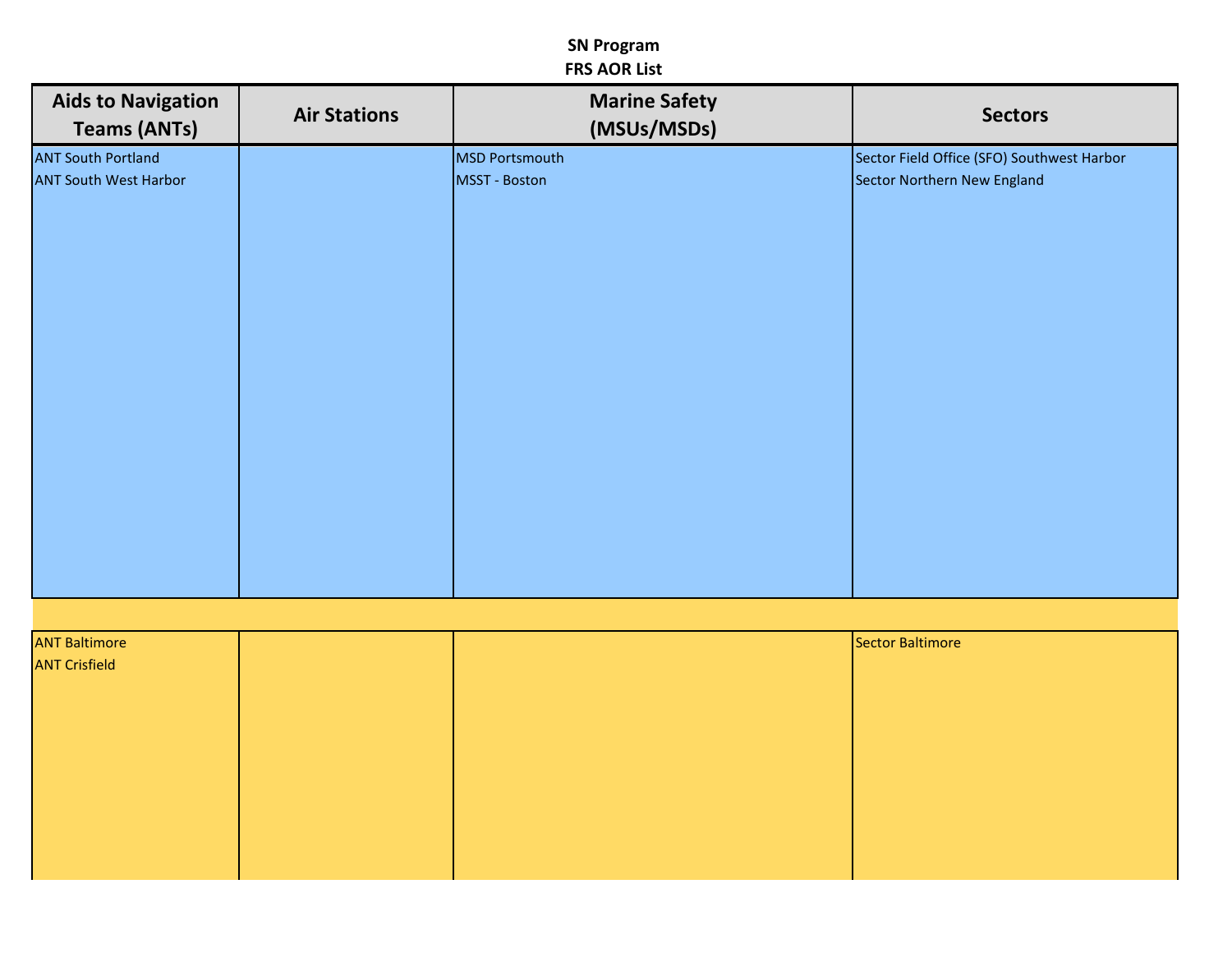**SN Program**
**FRS AOR List**

| Aids to Navigation Teams (ANTs) | Air Stations | Marine Safety (MSUs/MSDs) | Sectors |
|---|---|---|---|
| ANT South Portland<br>ANT South West Harbor | | MSD Portsmouth<br>MSST - Boston | Sector Field Office (SFO) Southwest Harbor<br>Sector Northern New England |
| | | | |
| ANT Baltimore<br>ANT Crisfield | | | Sector Baltimore |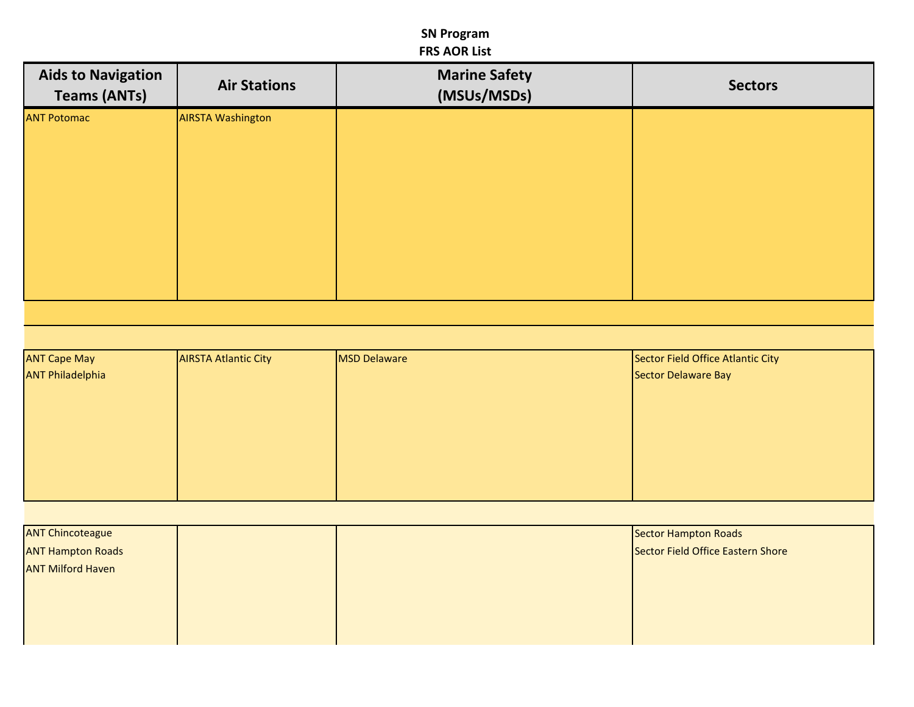**SN Program**
**FRS AOR List**

| Aids to Navigation Teams (ANTs) | Air Stations | Marine Safety (MSUs/MSDs) | Sectors |
|---|---|---|---|
| ANT Potomac | AIRSTA Washington | | |
| ANT Cape May<br>ANT Philadelphia | AIRSTA Atlantic City | MSD Delaware | Sector Field Office Atlantic City<br>Sector Delaware Bay |
| ANT Chincoteague<br>ANT Hampton Roads<br>ANT Milford Haven | | | Sector Hampton Roads<br>Sector Field Office Eastern Shore |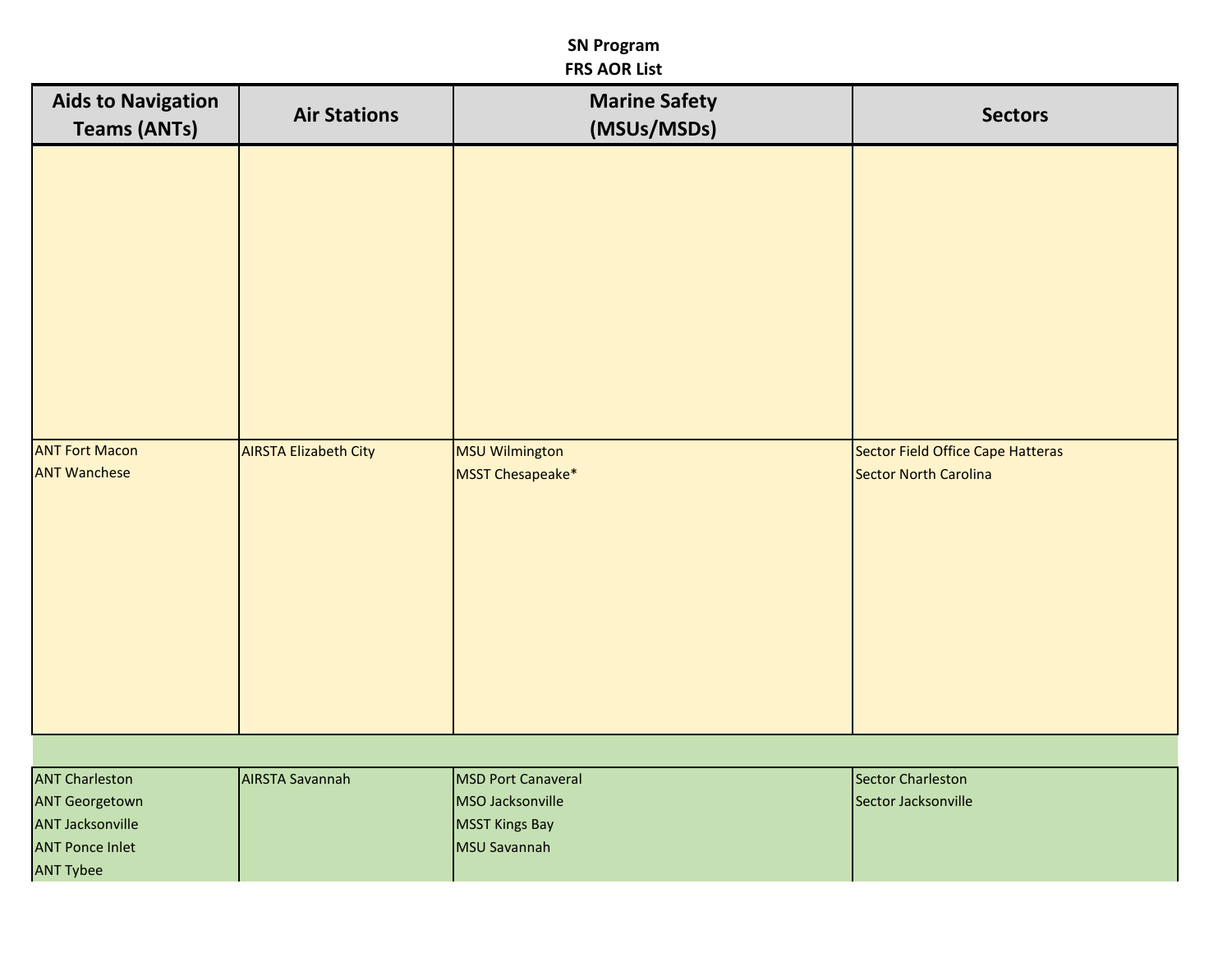**SN Program**
**FRS AOR List**

| Aids to Navigation Teams (ANTs) | Air Stations | Marine Safety (MSUs/MSDs) | Sectors |
|---|---|---|---|
| | | | |
| ANT Fort Macon<br>ANT Wanchese | AIRSTA Elizabeth City | MSU Wilmington<br>MSST Chesapeake* | Sector Field Office Cape Hatteras<br>Sector North Carolina |
| | | | |
| ANT Charleston<br>ANT Georgetown<br>ANT Jacksonville<br>ANT Ponce Inlet<br>ANT Tybee | AIRSTA Savannah | MSD Port Canaveral<br>MSO Jacksonville<br>MSST Kings Bay<br>MSU Savannah | Sector Charleston<br>Sector Jacksonville |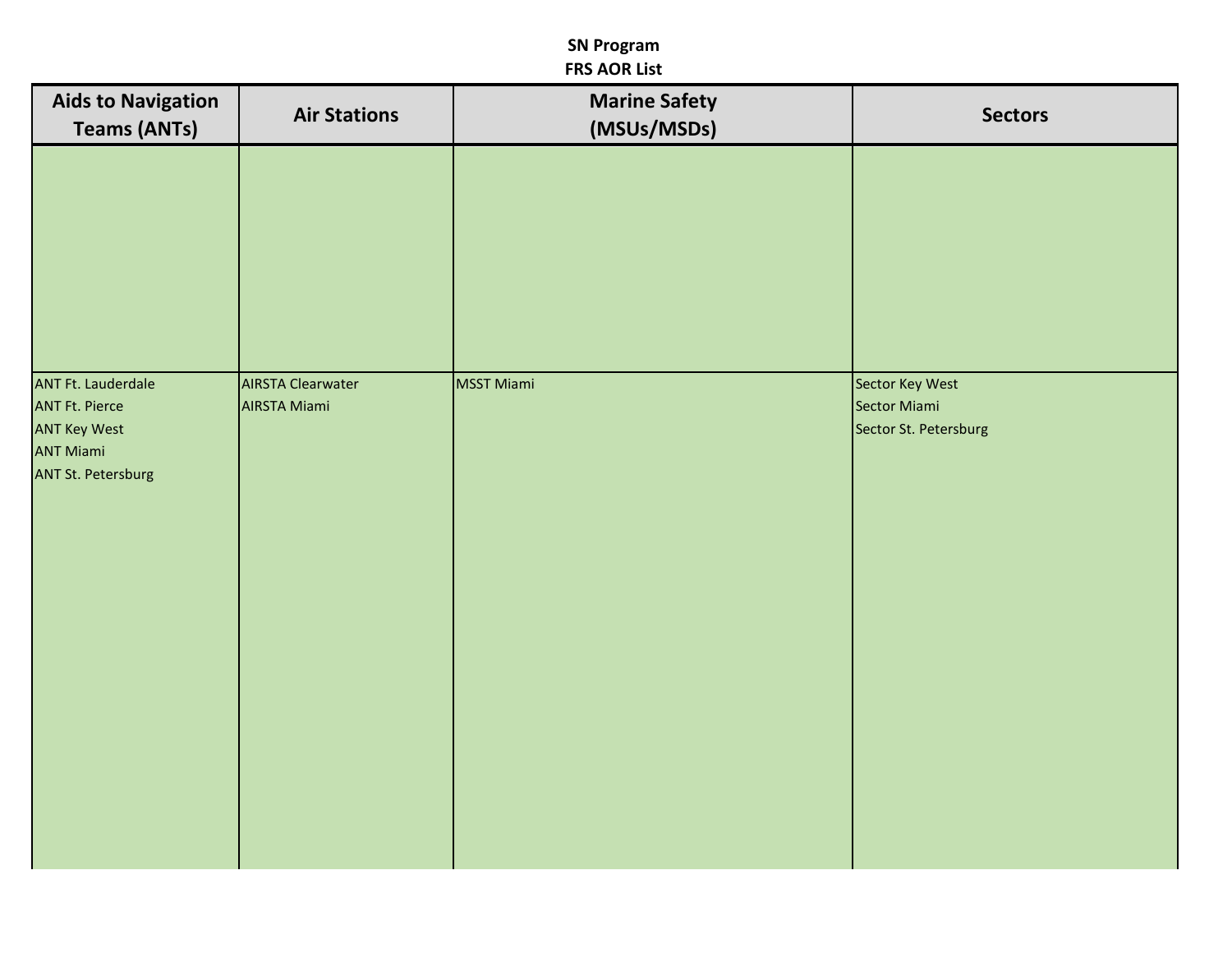**SN Program**
**FRS AOR List**

| Aids to Navigation Teams (ANTs) | Air Stations | Marine Safety (MSUs/MSDs) | Sectors |
|---|---|---|---|
| | | | |
| ANT Ft. Lauderdale<br>ANT Ft. Pierce<br>ANT Key West<br>ANT Miami<br>ANT St. Petersburg | AIRSTA Clearwater<br>AIRSTA Miami | MSST Miami | Sector Key West<br>Sector Miami<br>Sector St. Petersburg |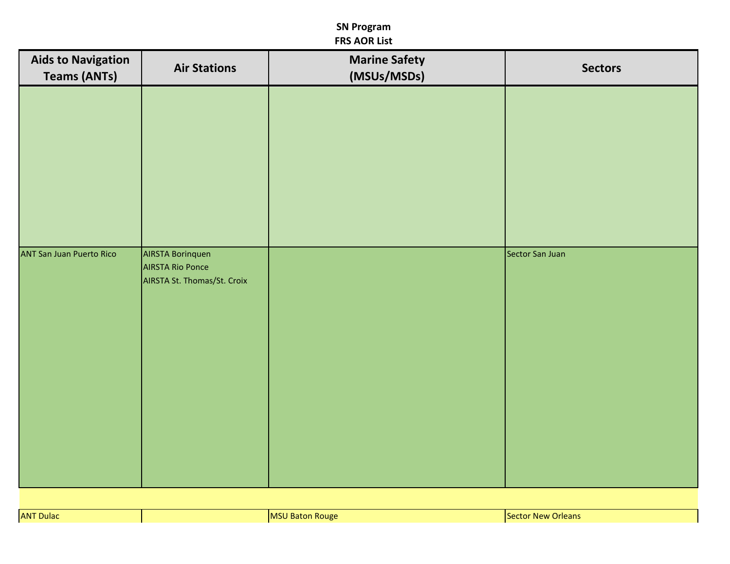**SN Program**
**FRS AOR List**

| Aids to Navigation Teams (ANTs) | Air Stations | Marine Safety (MSUs/MSDs) | Sectors |
| --- | --- | --- | --- |
| | | | |
| ANT San Juan Puerto Rico | AIRSTA Borinquen<br>AIRSTA Rio Ponce<br>AIRSTA St. Thomas/St. Croix | | Sector San Juan |
| | | | |
| ANT Dulac | | MSU Baton Rouge | Sector New Orleans |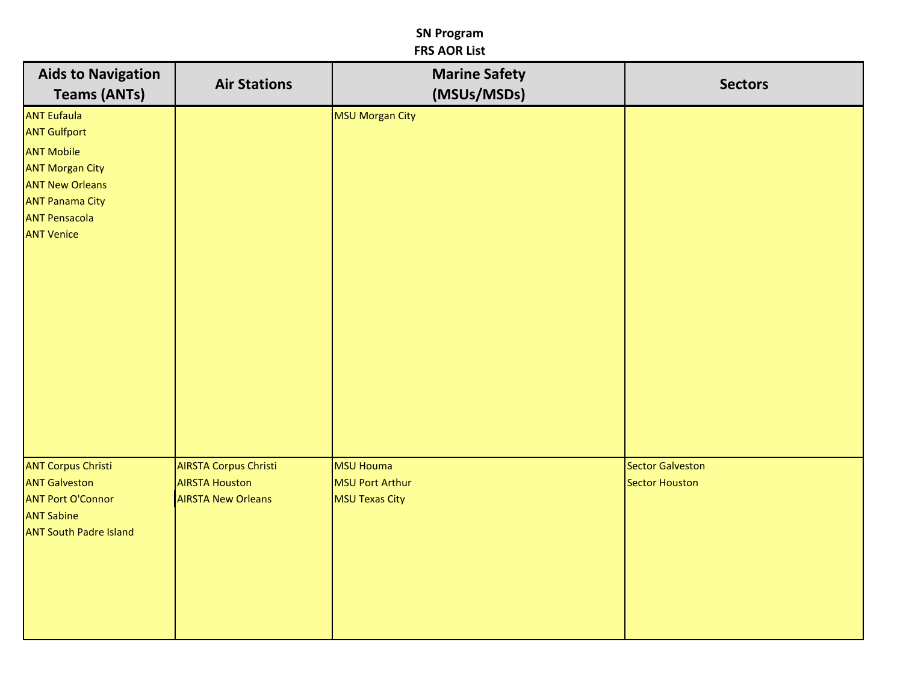**SN Program**
**FRS AOR List**

| Aids to Navigation Teams (ANTs) | Air Stations | Marine Safety (MSUs/MSDs) | Sectors |
|---|---|---|---|
| ANT Eufaula<br>ANT Gulfport<br>ANT Mobile<br>ANT Morgan City<br>ANT New Orleans<br>ANT Panama City<br>ANT Pensacola<br>ANT Venice | | MSU Morgan City | |
| ANT Corpus Christi<br>ANT Galveston<br>ANT Port O'Connor<br>ANT Sabine<br>ANT South Padre Island | AIRSTA Corpus Christi<br>AIRSTA Houston<br>AIRSTA New Orleans | MSU Houma<br>MSU Port Arthur<br>MSU Texas City | Sector Galveston<br>Sector Houston |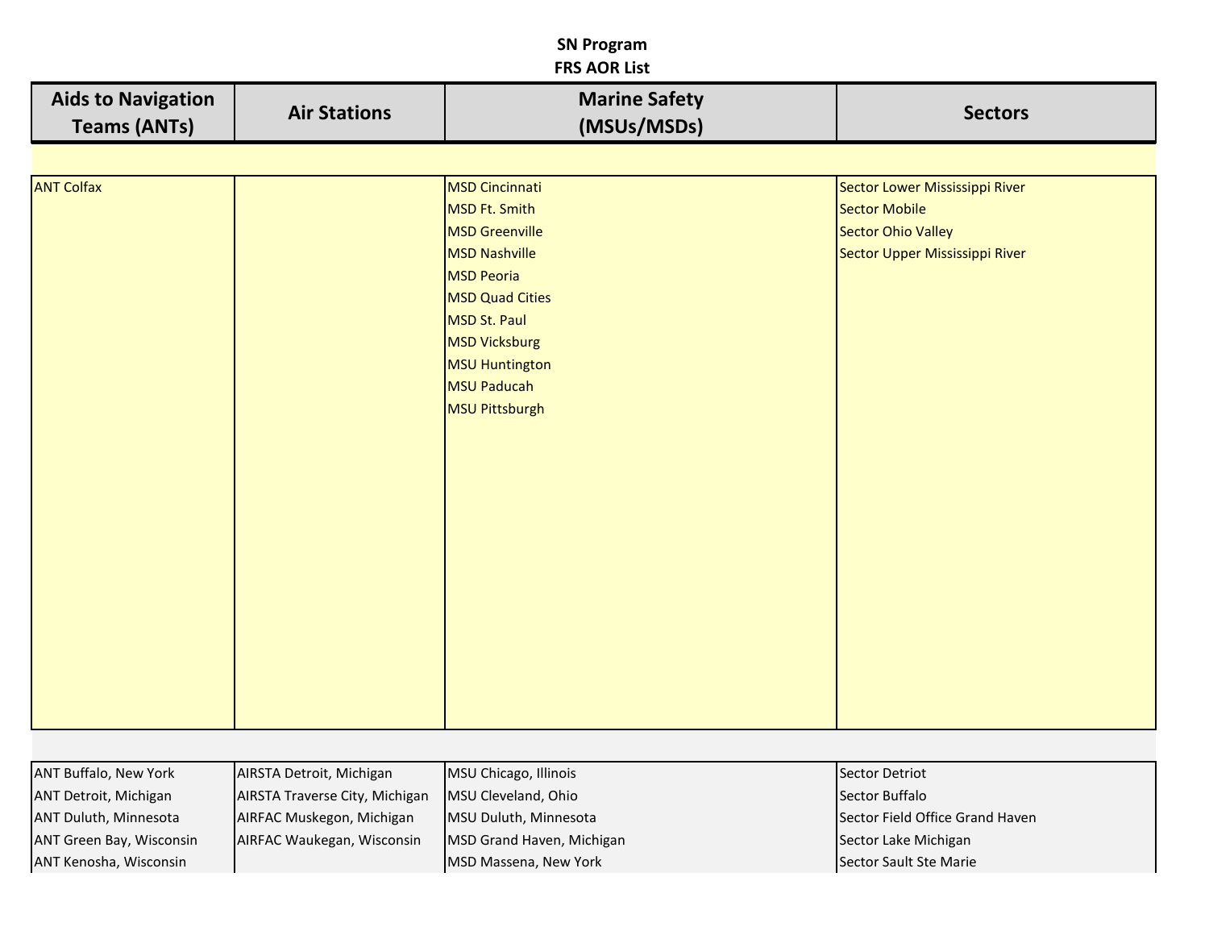**SN Program**
**FRS AOR List**

| Aids to Navigation Teams (ANTs) | Air Stations | Marine Safety (MSUs/MSDs) | Sectors |
|---|---|---|---|
| | | | |
| ANT Colfax | | MSD Cincinnati | Sector Lower Mississippi River |
| | | MSD Ft. Smith | Sector Mobile |
| | | MSD Greenville | Sector Ohio Valley |
| | | MSD Nashville | Sector Upper Mississippi River |
| | | MSD Peoria | |
| | | MSD Quad Cities | |
| | | MSD St. Paul | |
| | | MSD Vicksburg | |
| | | MSU Huntington | |
| | | MSU Paducah | |
| | | MSU Pittsburgh | |
| | | | |
| ANT Buffalo, New York | AIRSTA Detroit, Michigan | MSU Chicago, Illinois | Sector Detriot |
| ANT Detroit, Michigan | AIRSTA Traverse City, Michigan | MSU Cleveland, Ohio | Sector Buffalo |
| ANT Duluth, Minnesota | AIRFAC Muskegon, Michigan | MSU Duluth, Minnesota | Sector Field Office Grand Haven |
| ANT Green Bay, Wisconsin | AIRFAC Waukegan, Wisconsin | MSD Grand Haven, Michigan | Sector Lake Michigan |
| ANT Kenosha, Wisconsin | | MSD Massena, New York | Sector Sault Ste Marie |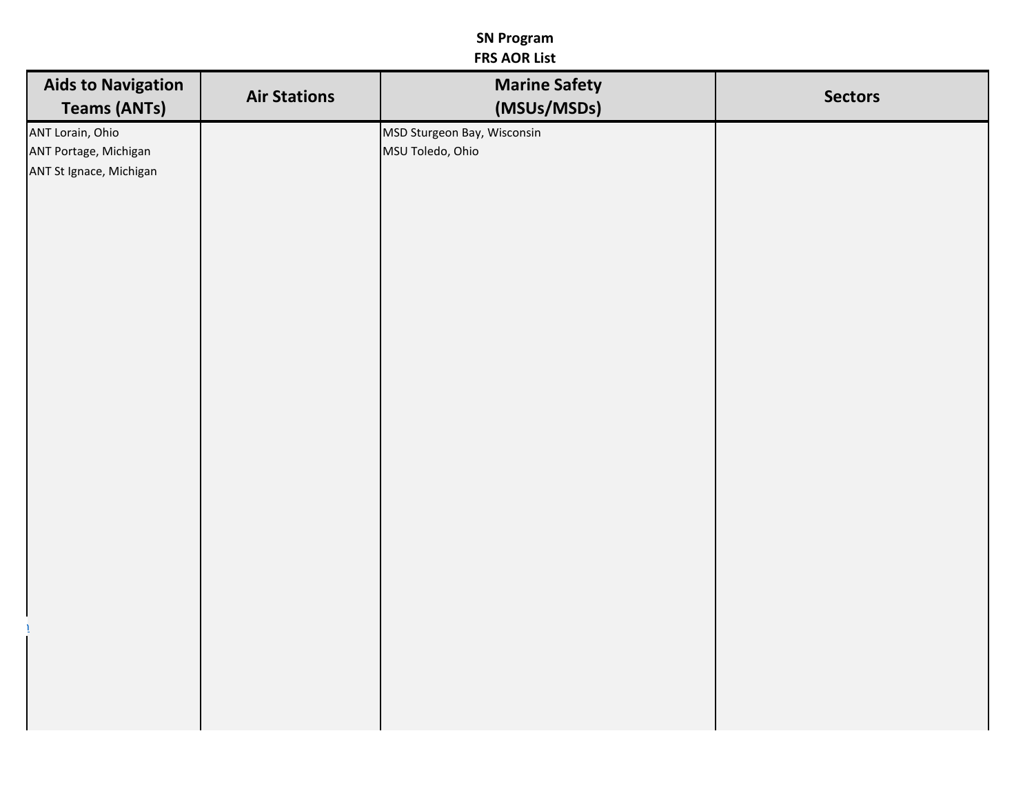**SN Program**
**FRS AOR List**

| Aids to Navigation Teams (ANTs) | Air Stations | Marine Safety (MSUs/MSDs) | Sectors |
|---|---|---|---|
| ANT Lorain, Ohio | | MSD Sturgeon Bay, Wisconsin | |
| ANT Portage, Michigan | | MSU Toledo, Ohio | |
| ANT St Ignace, Michigan | | | |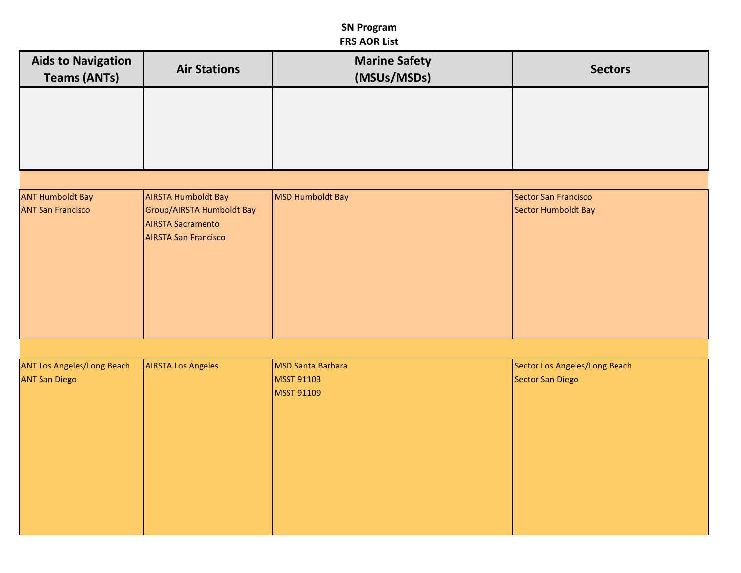**SN Program**
**FRS AOR List**

| Aids to Navigation Teams (ANTs) | Air Stations | Marine Safety (MSUs/MSDs) | Sectors |
|---|---|---|---|
| | | | |
| ANT Humboldt Bay<br>ANT San Francisco | AIRSTA Humboldt Bay<br>Group/AIRSTA Humboldt Bay<br>AIRSTA Sacramento<br>AIRSTA San Francisco | MSD Humboldt Bay | Sector San Francisco<br>Sector Humboldt Bay |
| ANT Los Angeles/Long Beach<br>ANT San Diego | AIRSTA Los Angeles | MSD Santa Barbara<br>MSST 91103<br>MSST 91109 | Sector Los Angeles/Long Beach<br>Sector San Diego |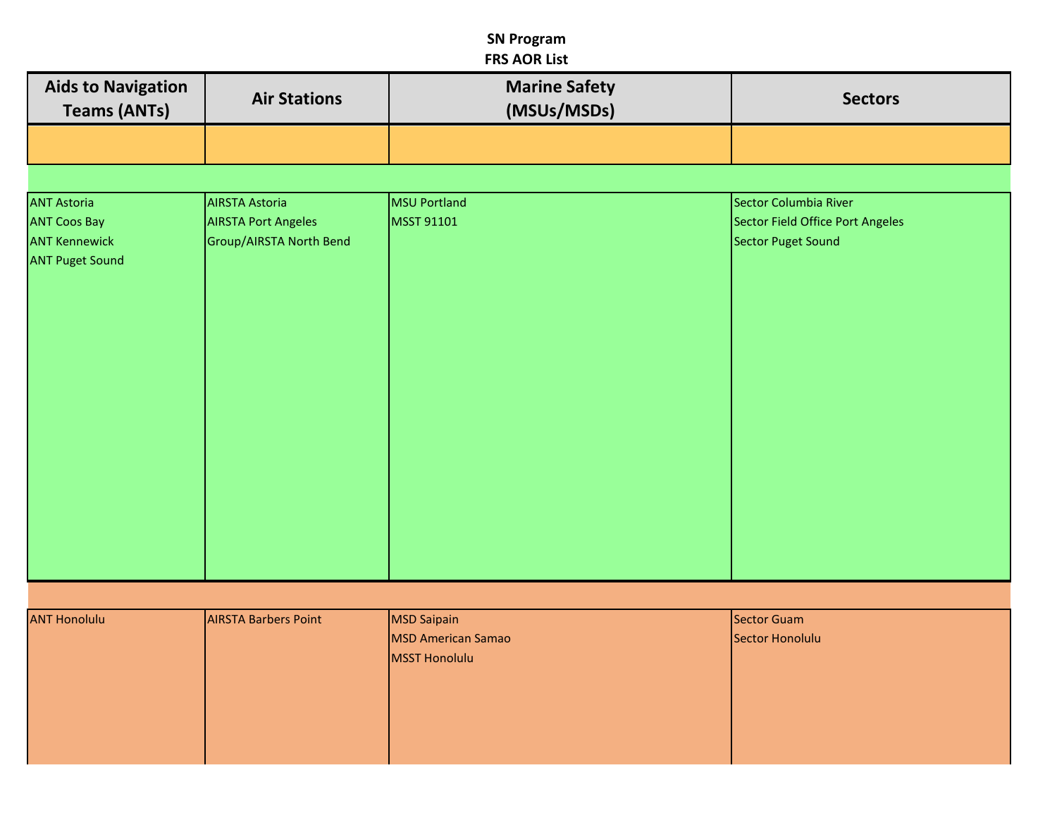**SN Program**
**FRS AOR List**

| Aids to Navigation Teams (ANTs) | Air Stations | Marine Safety (MSUs/MSDs) | Sectors |
|---|---|---|---|
| | | | |
| ANT Astoria<br>ANT Coos Bay<br>ANT Kennewick<br>ANT Puget Sound | AIRSTA Astoria<br>AIRSTA Port Angeles<br>Group/AIRSTA North Bend | MSU Portland<br>MSST 91101 | Sector Columbia River<br>Sector Field Office Port Angeles<br>Sector Puget Sound |
| ANT Honolulu | AIRSTA Barbers Point | MSD Saipain<br>MSD American Samao<br>MSST Honolulu | Sector Guam<br>Sector Honolulu |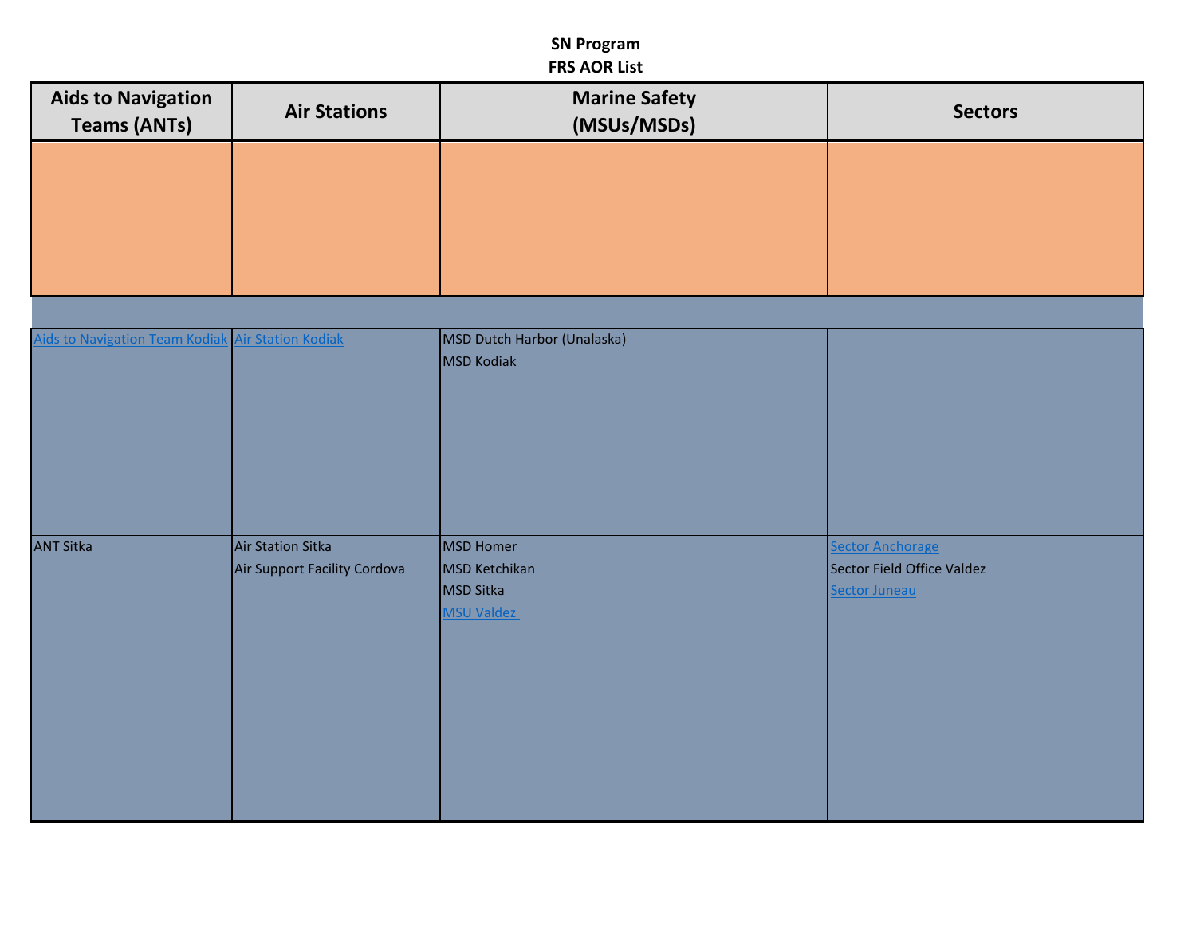**SN Program**
**FRS AOR List**

| Aids to Navigation Teams (ANTs) | Air Stations | Marine Safety (MSUs/MSDs) | Sectors |
|---|---|---|---|
| | | | |
| Aids to Navigation Team Kodiak | Air Station Kodiak | MSD Dutch Harbor (Unalaska)<br>MSD Kodiak | |
| ANT Sitka | Air Station Sitka<br>Air Support Facility Cordova | MSD Homer<br>MSD Ketchikan<br>MSD Sitka<br>MSU Valdez | Sector Anchorage<br>Sector Field Office Valdez<br>Sector Juneau |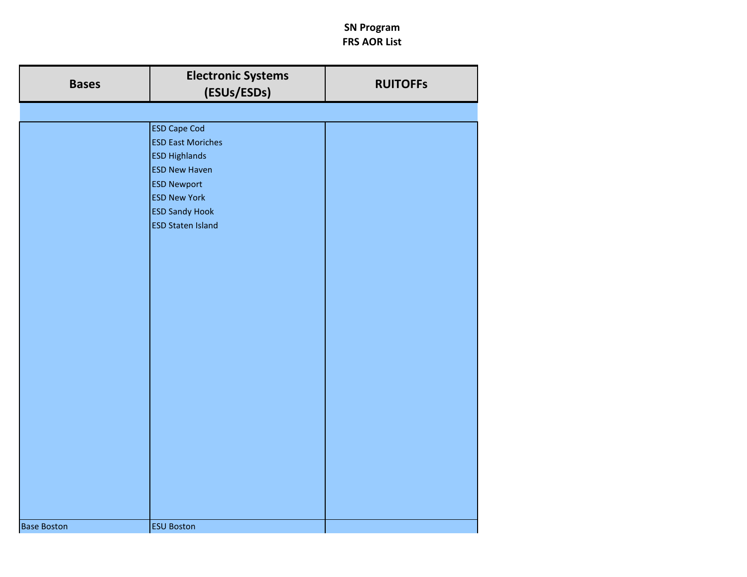**SN Program**
**FRS AOR List**

| Bases | Electronic Systems (ESUs/ESDs) | RUITOFFs |
| --- | --- | --- |
| | | |
| | ESD Cape Cod<br>ESD East Moriches<br>ESD Highlands<br>ESD New Haven<br>ESD Newport<br>ESD New York<br>ESD Sandy Hook<br>ESD Staten Island | |
| Base Boston | ESU Boston | |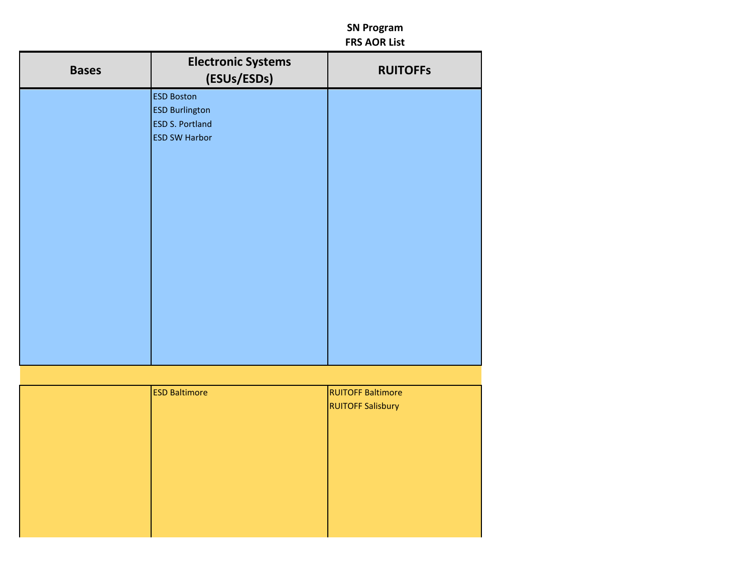**SN Program**
**FRS AOR List**

| Bases | Electronic Systems (ESUs/ESDs) | RUITOFFs |
|---|---|---|
| | ESD Boston<br>ESD Burlington<br>ESD S. Portland<br>ESD SW Harbor | |
| | | |
| | ESD Baltimore | RUITOFF Baltimore<br>RUITOFF Salisbury |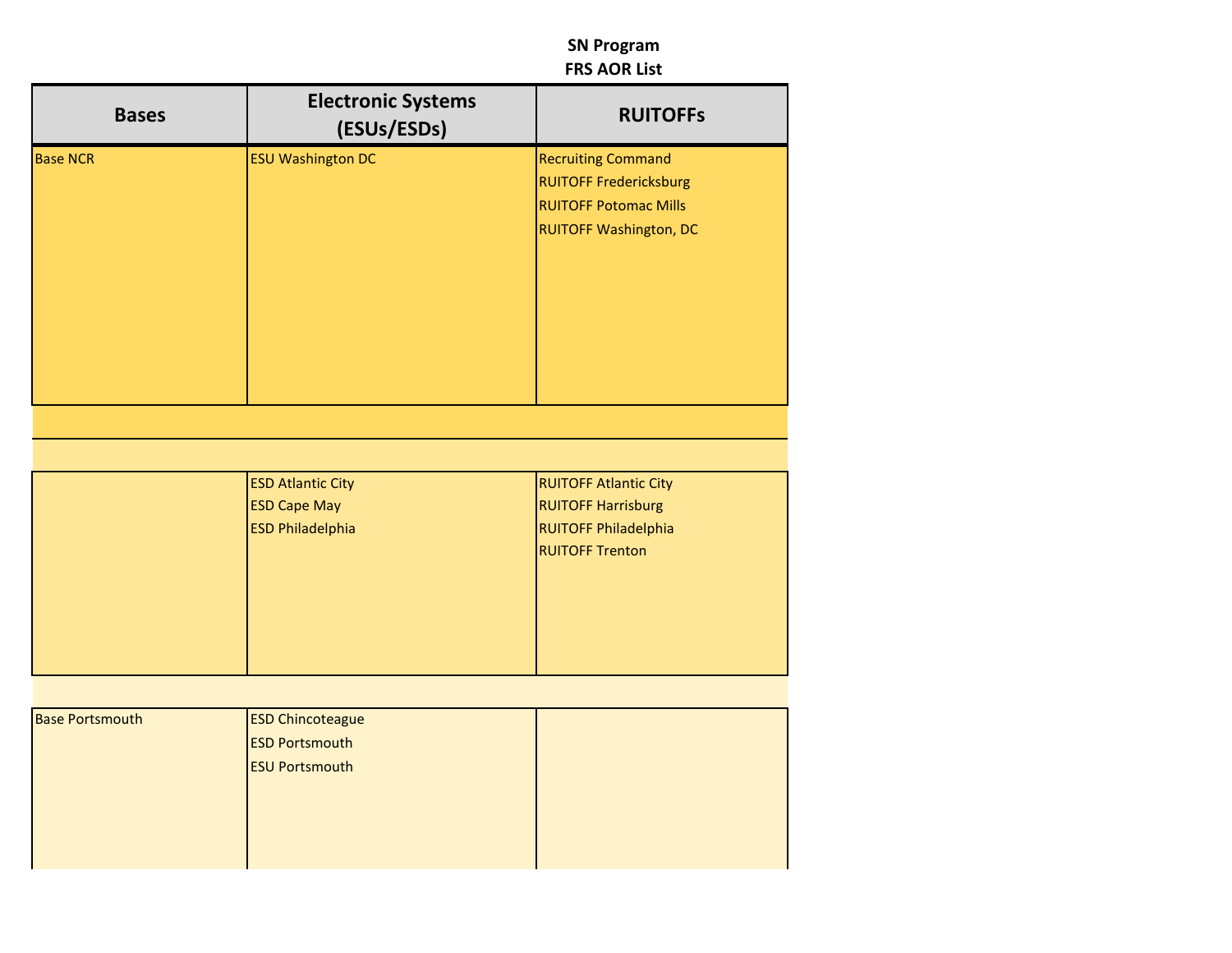**SN Program**
**FRS AOR List**

| Bases | Electronic Systems (ESUs/ESDs) | RUITOFFs |
| --- | --- | --- |
| Base NCR | ESU Washington DC | Recruiting Command<br>RUITOFF Fredericksburg<br>RUITOFF Potomac Mills<br>RUITOFF Washington, DC |
| | | |
| | | |
| | ESD Atlantic City<br>ESD Cape May<br>ESD Philadelphia | RUITOFF Atlantic City<br>RUITOFF Harrisburg<br>RUITOFF Philadelphia<br>RUITOFF Trenton |
| | | |
| Base Portsmouth | ESD Chincoteague<br>ESD Portsmouth<br>ESU Portsmouth | |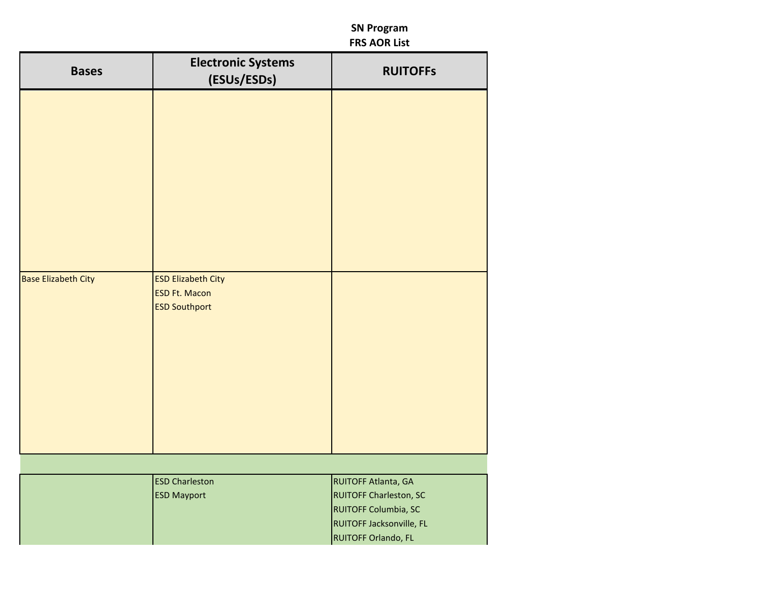**SN Program**
**FRS AOR List**

| Bases | Electronic Systems (ESUs/ESDs) | RUITOFFs |
|---|---|---|
| | | |
| Base Elizabeth City | ESD Elizabeth City<br>ESD Ft. Macon<br>ESD Southport | |
| | | |
| | ESD Charleston<br>ESD Mayport | RUITOFF Atlanta, GA<br>RUITOFF Charleston, SC<br>RUITOFF Columbia, SC<br>RUITOFF Jacksonville, FL<br>RUITOFF Orlando, FL |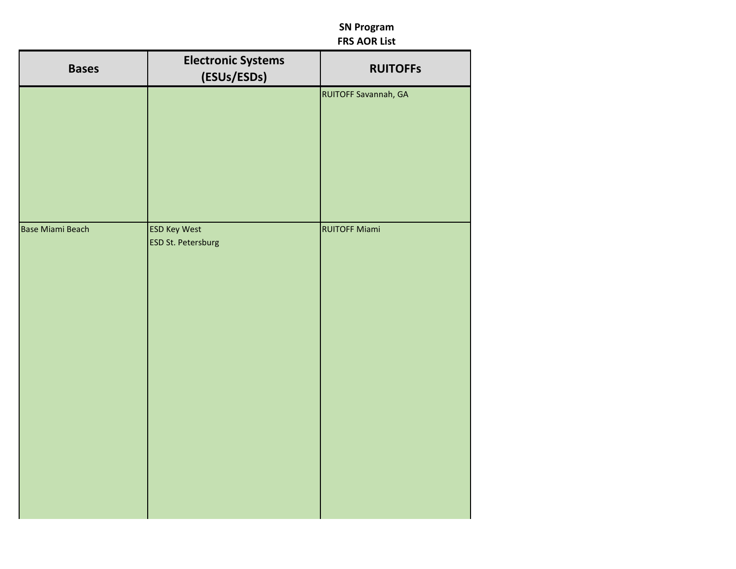**SN Program**
**FRS AOR List**

| Bases | Electronic Systems (ESUs/ESDs) | RUITOFFs |
|---|---|---|
| | | RUITOFF Savannah, GA |
| Base Miami Beach | ESD Key West<br>ESD St. Petersburg | RUITOFF Miami |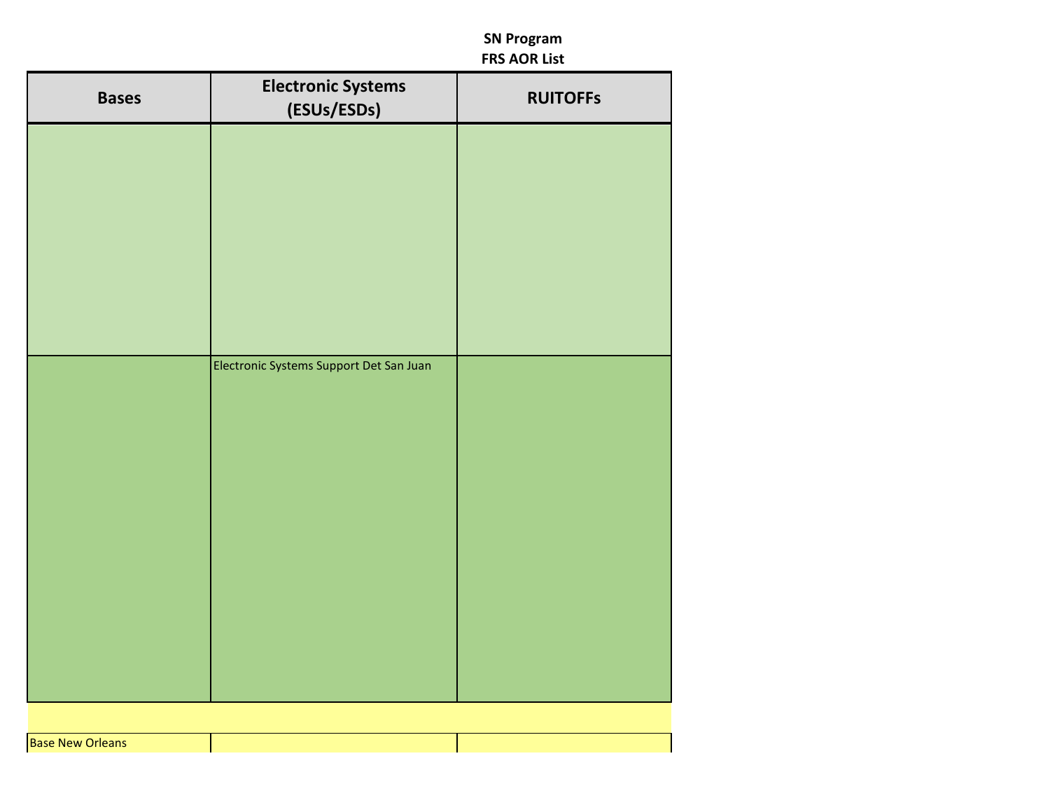**SN Program**
**FRS AOR List**

| Bases | Electronic Systems (ESUs/ESDs) | RUITOFFs |
|---|---|---|
| | | |
| | Electronic Systems Support Det San Juan | |
| | | |
| Base New Orleans | | |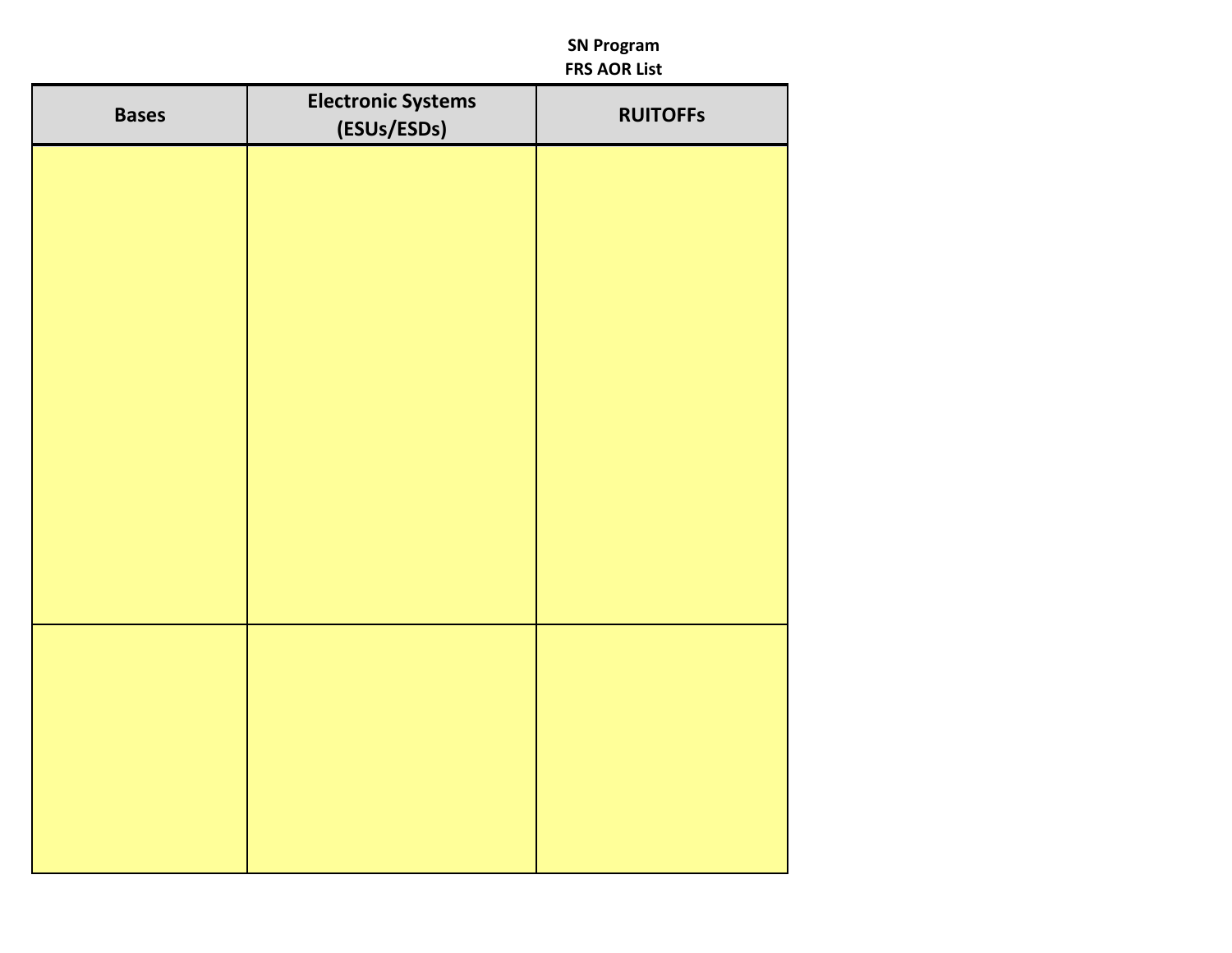**SN Program**
**FRS AOR List**

| Bases | Electronic Systems (ESUs/ESDs) | RUITOFFs |
| --- | --- | --- |
| | | |
| | | |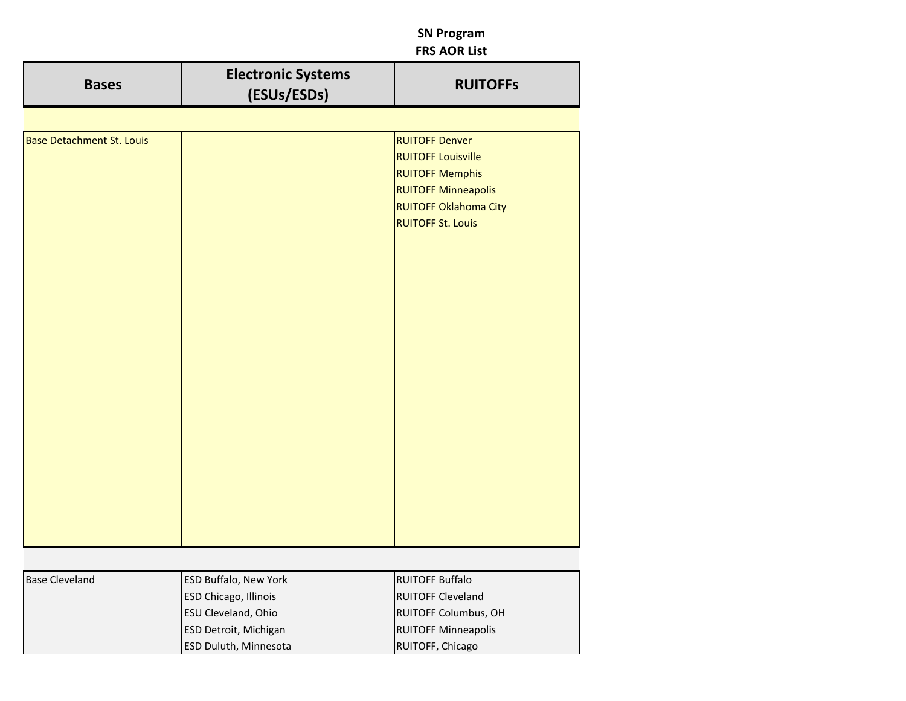**SN Program**
**FRS AOR List**

| Bases | Electronic Systems (ESUs/ESDs) | RUITOFFs |
|---|---|---|
| | | |
| Base Detachment St. Louis | | RUITOFF Denver<br>RUITOFF Louisville<br>RUITOFF Memphis<br>RUITOFF Minneapolis<br>RUITOFF Oklahoma City<br>RUITOFF St. Louis |
| | | |
| Base Cleveland | ESD Buffalo, New York<br>ESD Chicago, Illinois<br>ESU Cleveland, Ohio<br>ESD Detroit, Michigan<br>ESD Duluth, Minnesota | RUITOFF Buffalo<br>RUITOFF Cleveland<br>RUITOFF Columbus, OH<br>RUITOFF Minneapolis<br>RUITOFF, Chicago |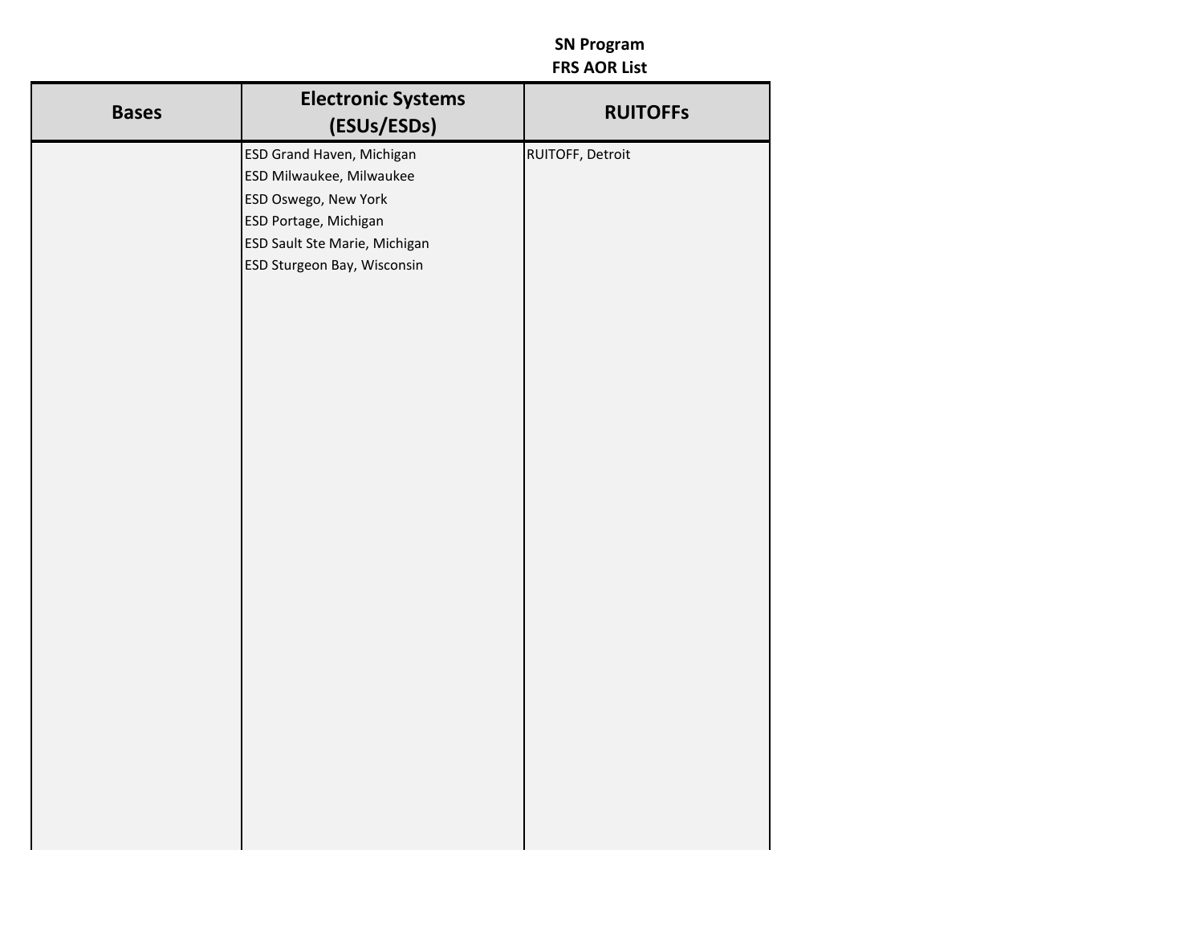**SN Program**
**FRS AOR List**

| Bases | Electronic Systems (ESUs/ESDs) | RUITOFFs |
|---|---|---|
| | ESD Grand Haven, Michigan | RUITOFF, Detroit |
| | ESD Milwaukee, Milwaukee | |
| | ESD Oswego, New York | |
| | ESD Portage, Michigan | |
| | ESD Sault Ste Marie, Michigan | |
| | ESD Sturgeon Bay, Wisconsin | |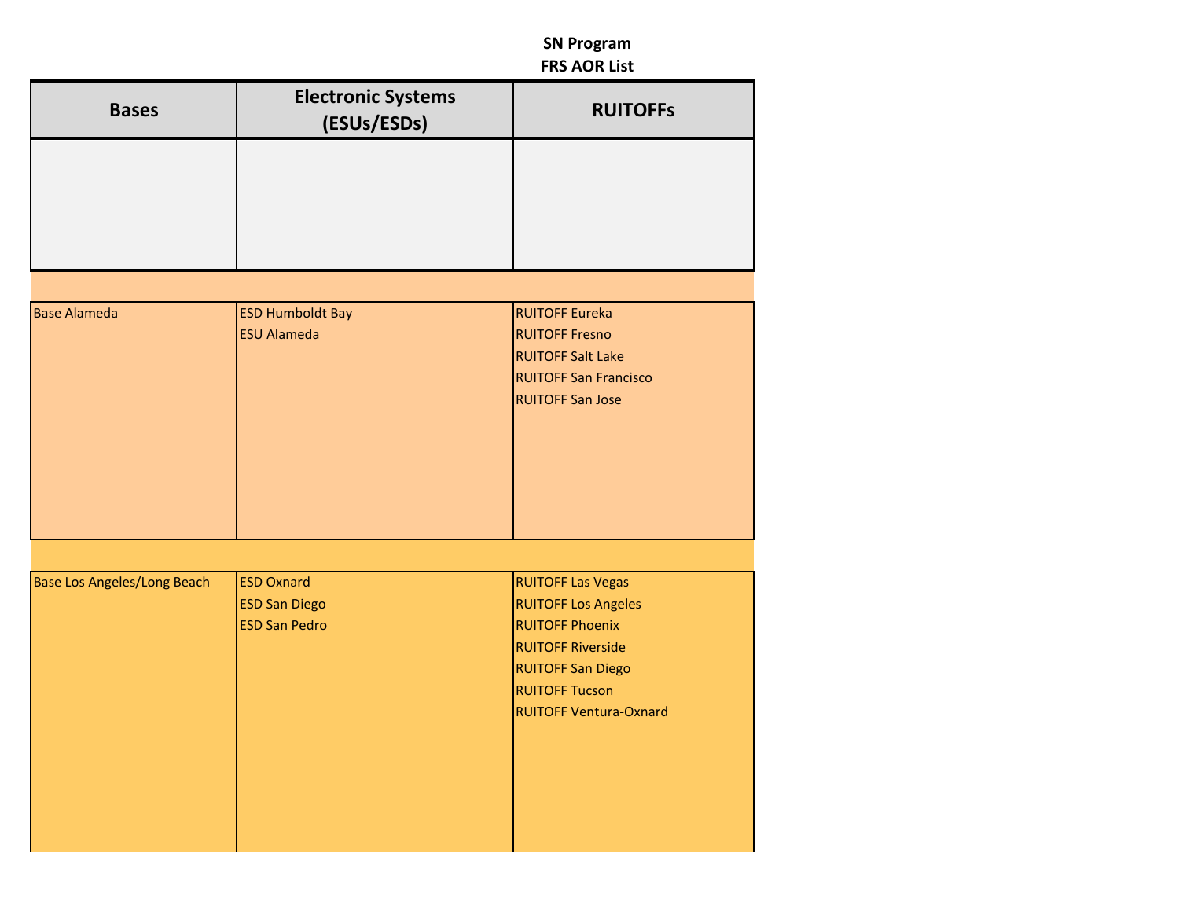**SN Program**
**FRS AOR List**

| Bases | Electronic Systems (ESUs/ESDs) | RUITOFFs |
|---|---|---|
| | | |
| Base Alameda | ESD Humboldt Bay<br>ESU Alameda | RUITOFF Eureka<br>RUITOFF Fresno<br>RUITOFF Salt Lake<br>RUITOFF San Francisco<br>RUITOFF San Jose |
| Base Los Angeles/Long Beach | ESD Oxnard<br>ESD San Diego<br>ESD San Pedro | RUITOFF Las Vegas<br>RUITOFF Los Angeles<br>RUITOFF Phoenix<br>RUITOFF Riverside<br>RUITOFF San Diego<br>RUITOFF Tucson<br>RUITOFF Ventura-Oxnard |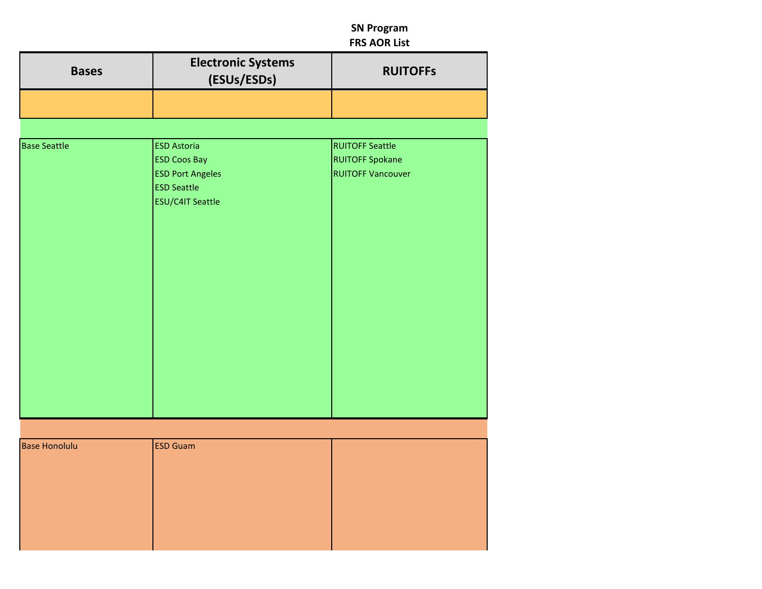**SN Program**
**FRS AOR List**

| Bases | Electronic Systems (ESUs/ESDs) | RUITOFFs |
|---|---|---|
| | | |
| Base Seattle | ESD Astoria<br>ESD Coos Bay<br>ESD Port Angeles<br>ESD Seattle<br>ESU/C4IT Seattle | RUITOFF Seattle<br>RUITOFF Spokane<br>RUITOFF Vancouver |
| Base Honolulu | ESD Guam | |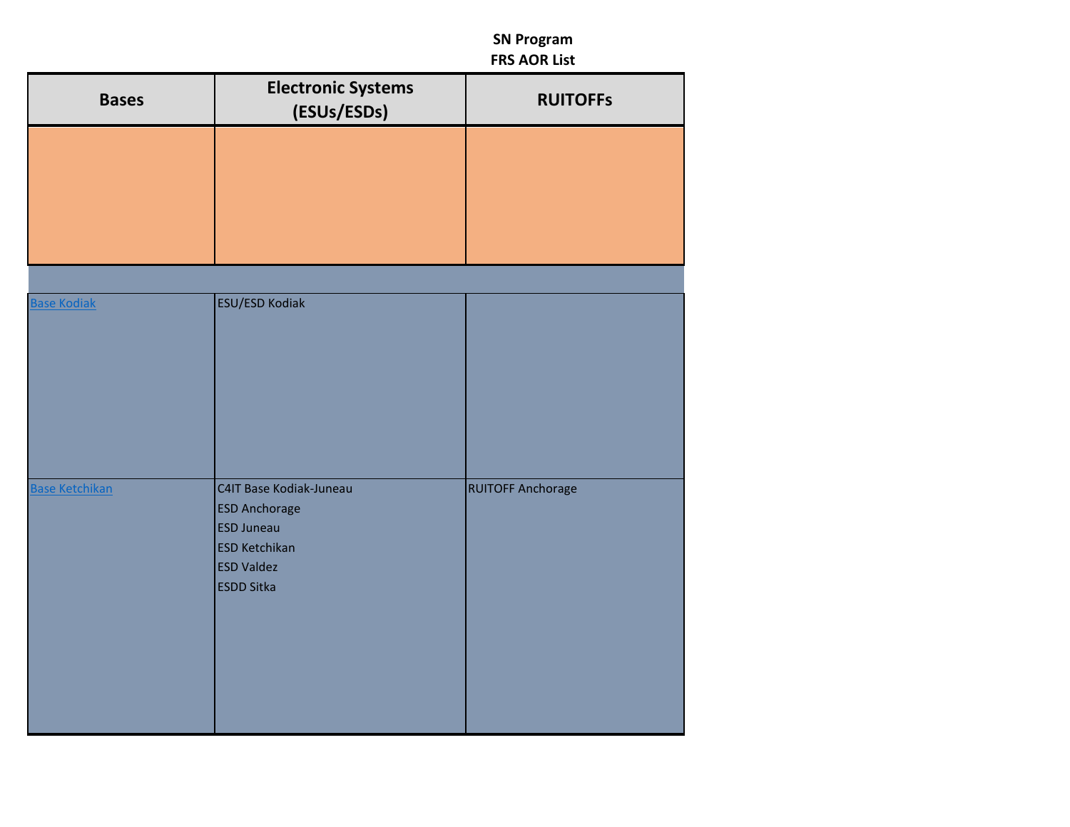**SN Program**
**FRS AOR List**

| Bases | Electronic Systems (ESUs/ESDs) | RUITOFFs |
|---|---|---|
| | | |
| | | |
| [Base Kodiak]() | ESU/ESD Kodiak | |
| [Base Ketchikan]() | C4IT Base Kodiak-Juneau<br>ESD Anchorage<br>ESD Juneau<br>ESD Ketchikan<br>ESD Valdez<br>ESDD Sitka | RUITOFF Anchorage |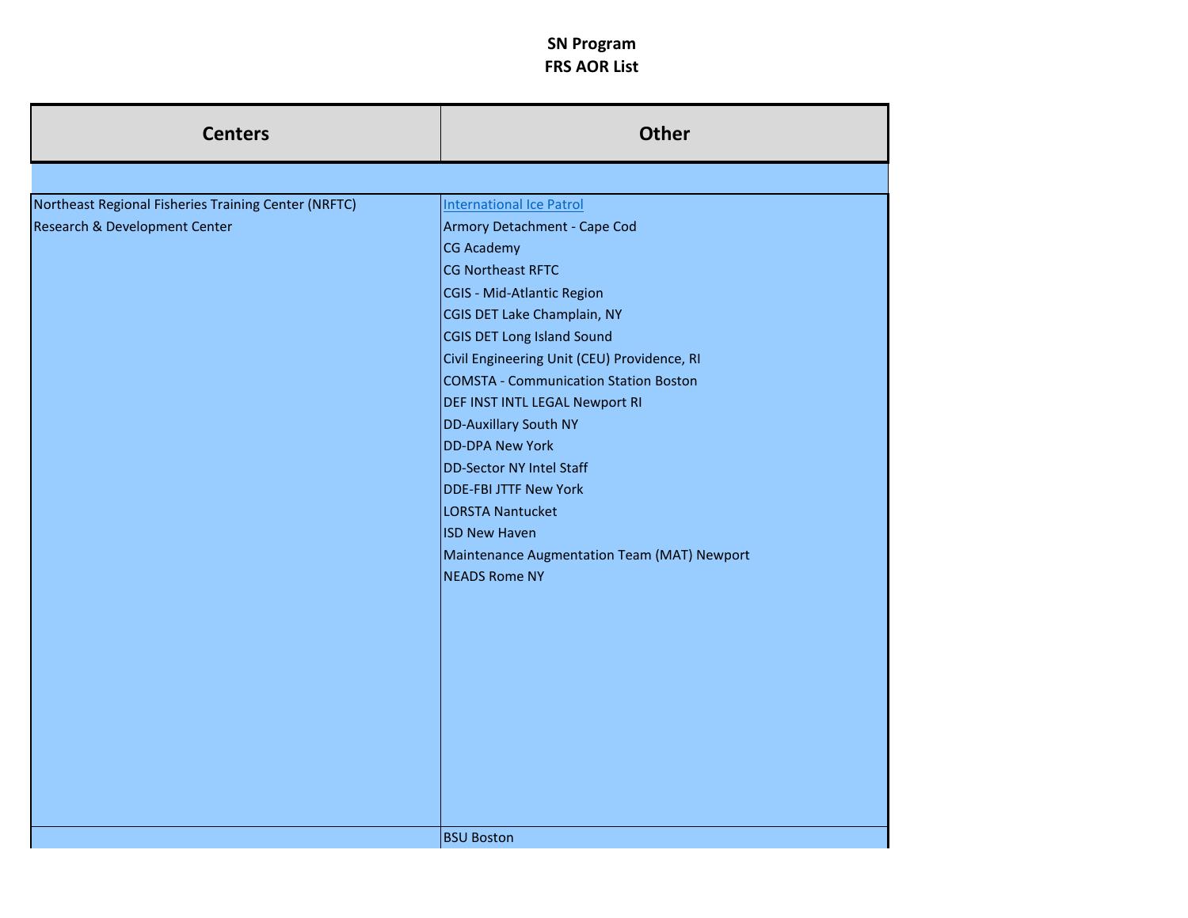**SN Program**
**FRS AOR List**

| Centers | Other |
| --- | --- |
| | |
| Northeast Regional Fisheries Training Center (NRFTC) | International Ice Patrol |
| Research & Development Center | Armory Detachment - Cape Cod |
| | CG Academy |
| | CG Northeast RFTC |
| | CGIS - Mid-Atlantic Region |
| | CGIS DET Lake Champlain, NY |
| | CGIS DET Long Island Sound |
| | Civil Engineering Unit (CEU) Providence, RI |
| | COMSTA - Communication Station Boston |
| | DEF INST INTL LEGAL Newport RI |
| | DD-Auxillary South NY |
| | DD-DPA New York |
| | DD-Sector NY Intel Staff |
| | DDE-FBI JTTF New York |
| | LORSTA Nantucket |
| | ISD New Haven |
| | Maintenance Augmentation Team (MAT) Newport |
| | NEADS Rome NY |
| | BSU Boston |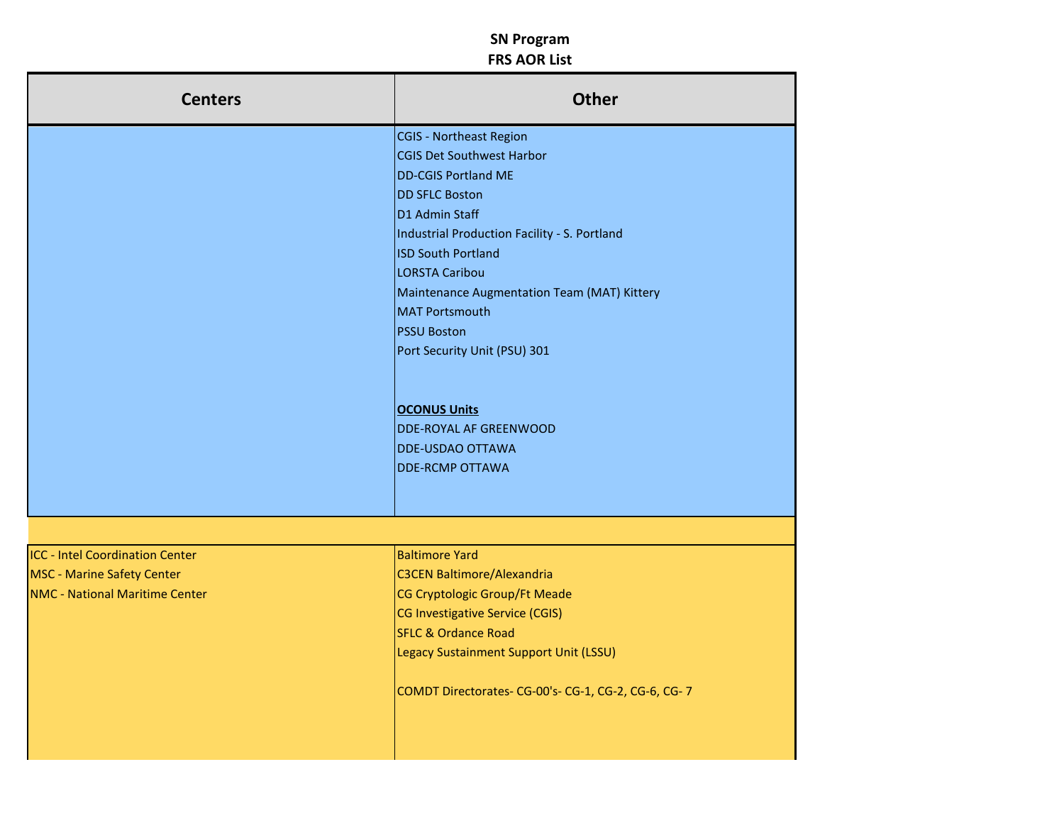**SN Program**
**FRS AOR List**

| Centers | Other |
|---|---|
| | CGIS - Northeast Region<br>CGIS Det Southwest Harbor<br>DD-CGIS Portland ME<br>DD SFLC Boston<br>D1 Admin Staff<br>Industrial Production Facility - S. Portland<br>ISD South Portland<br>LORSTA Caribou<br>Maintenance Augmentation Team (MAT) Kittery<br>MAT Portsmouth<br>PSSU Boston<br>Port Security Unit (PSU) 301<br><br>**<u>OCONUS Units</u>**<br>DDE-ROYAL AF GREENWOOD<br>DDE-USDAO OTTAWA<br>DDE-RCMP OTTAWA |
| | |
| ICC - Intel Coordination Center<br>MSC - Marine Safety Center<br>NMC - National Maritime Center | Baltimore Yard<br>C3CEN Baltimore/Alexandria<br>CG Cryptologic Group/Ft Meade<br>CG Investigative Service (CGIS)<br>SFLC & Ordance Road<br>Legacy Sustainment Support Unit (LSSU)<br><br>COMDT Directorates- CG-00's- CG-1, CG-2, CG-6, CG- 7 |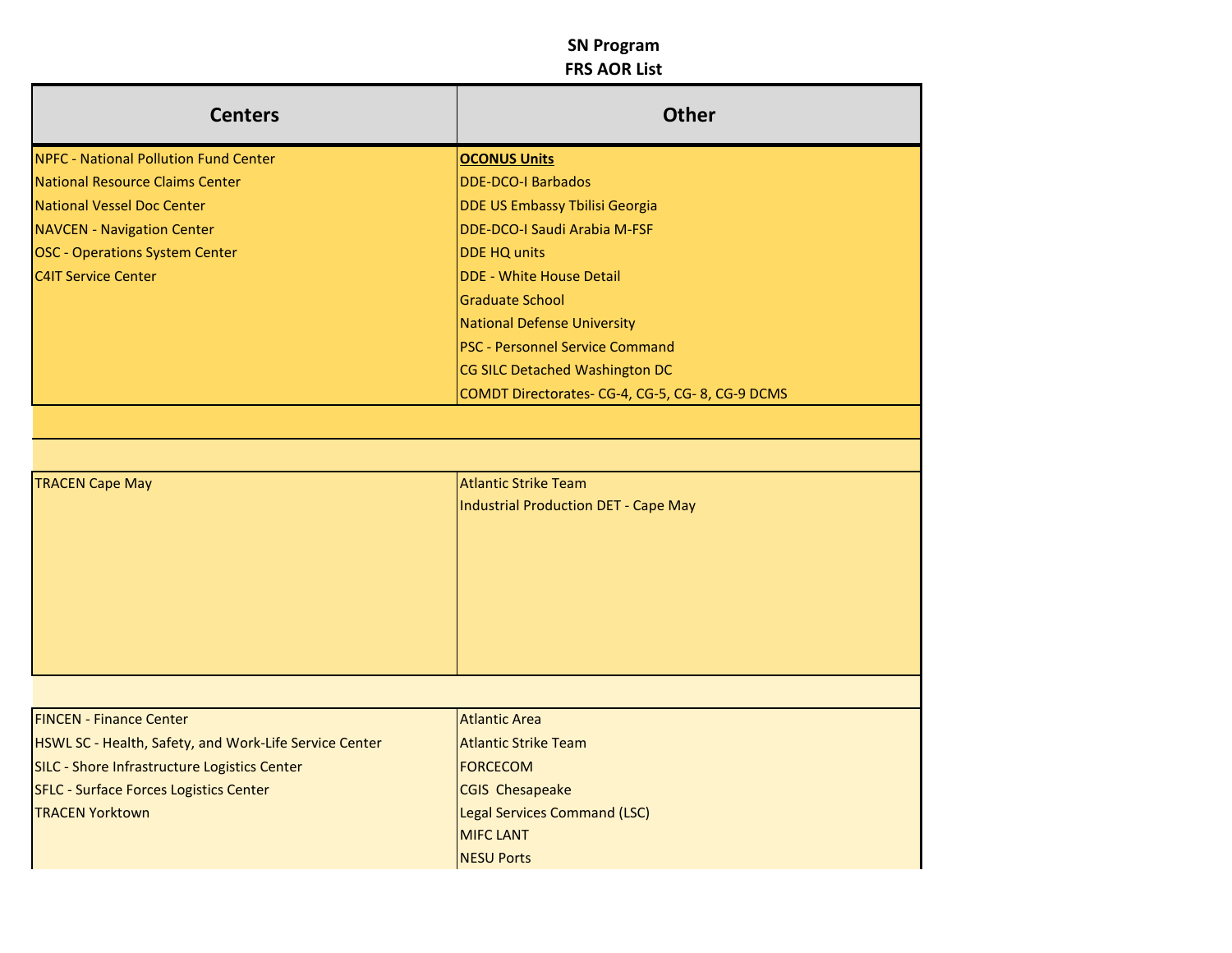# SN Program
# FRS AOR List

| Centers | Other |
|---|---|
| NPFC - National Pollution Fund Center | **OCONUS Units** |
| National Resource Claims Center | DDE-DCO-I Barbados |
| National Vessel Doc Center | DDE US Embassy Tbilisi Georgia |
| NAVCEN - Navigation Center | DDE-DCO-I Saudi Arabia M-FSF |
| OSC - Operations System Center | DDE HQ units |
| C4IT Service Center | DDE - White House Detail |
| | Graduate School |
| | National Defense University |
| | PSC - Personnel Service Command |
| | CG SILC Detached Washington DC |
| | COMDT Directorates- CG-4, CG-5, CG- 8, CG-9 DCMS |
| | |
| | |
| TRACEN Cape May | Atlantic Strike Team |
| | Industrial Production DET - Cape May |
| | |
| FINCEN - Finance Center | Atlantic Area |
| HSWL SC - Health, Safety, and Work-Life Service Center | Atlantic Strike Team |
| SILC - Shore Infrastructure Logistics Center | FORCECOM |
| SFLC - Surface Forces Logistics Center | CGIS Chesapeake |
| TRACEN Yorktown | Legal Services Command (LSC) |
| | MIFC LANT |
| | NESU Ports |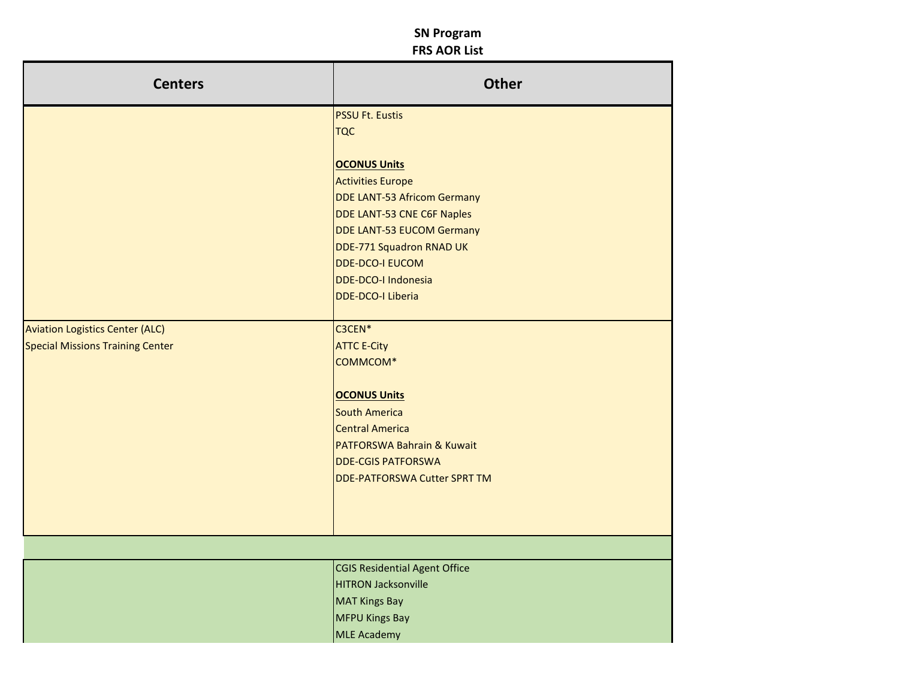# SN Program
## FRS AOR List

| Centers | Other |
| --- | --- |
| | PSSU Ft. Eustis<br>TQC<br><br>**OCONUS Units**<br>Activities Europe<br>DDE LANT-53 Africom Germany<br>DDE LANT-53 CNE C6F Naples<br>DDE LANT-53 EUCOM Germany<br>DDE-771 Squadron RNAD UK<br>DDE-DCO-I EUCOM<br>DDE-DCO-I Indonesia<br>DDE-DCO-I Liberia |
| Aviation Logistics Center (ALC)<br>Special Missions Training Center | C3CEN*<br>ATTC E-City<br>COMMCOM*<br><br>**OCONUS Units**<br>South America<br>Central America<br>PATFORSWA Bahrain & Kuwait<br>DDE-CGIS PATFORSWA<br>DDE-PATFORSWA Cutter SPRT TM |
| | |
| | CGIS Residential Agent Office<br>HITRON Jacksonville<br>MAT Kings Bay<br>MFPU Kings Bay<br>MLE Academy |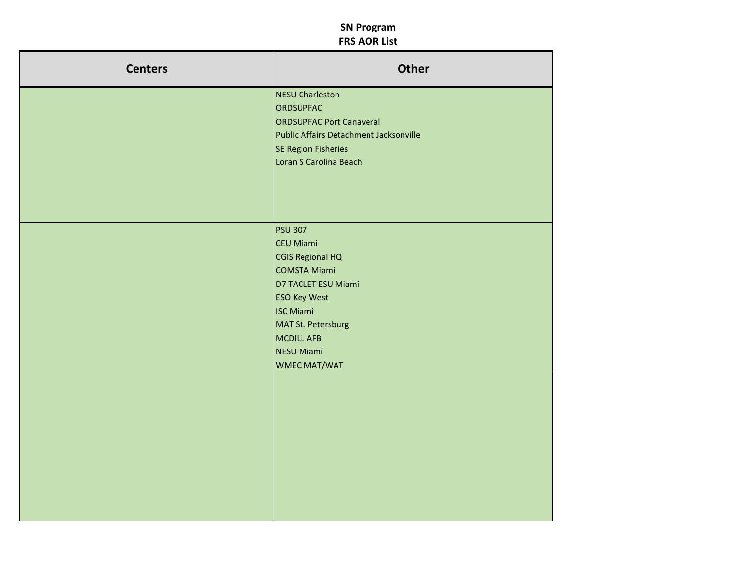**SN Program**
**FRS AOR List**

| Centers | Other |
|---|---|
| | NESU Charleston<br>ORDSUPFAC<br>ORDSUPFAC Port Canaveral<br>Public Affairs Detachment Jacksonville<br>SE Region Fisheries<br>Loran S Carolina Beach |
| | PSU 307<br>CEU Miami<br>CGIS Regional HQ<br>COMSTA Miami<br>D7 TACLET ESU Miami<br>ESO Key West<br>ISC Miami<br>MAT St. Petersburg<br>MCDILL AFB<br>NESU Miami<br>WMEC MAT/WAT |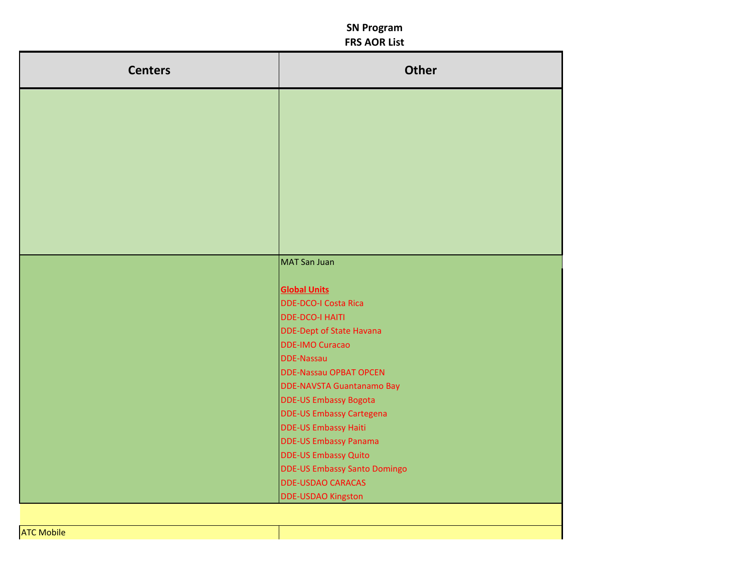# SN Program
## FRS AOR List

| Centers | Other |
| --- | --- |
| | |
| | MAT San Juan<br><br>**Global Units**<br>DDE-DCO-I Costa Rica<br>DDE-DCO-I HAITI<br>DDE-Dept of State Havana<br>DDE-IMO Curacao<br>DDE-Nassau<br>DDE-Nassau OPBAT OPCEN<br>DDE-NAVSTA Guantanamo Bay<br>DDE-US Embassy Bogota<br>DDE-US Embassy Cartegena<br>DDE-US Embassy Haiti<br>DDE-US Embassy Panama<br>DDE-US Embassy Quito<br>DDE-US Embassy Santo Domingo<br>DDE-USDAO CARACAS<br>DDE-USDAO Kingston |
| | |
| ATC Mobile | |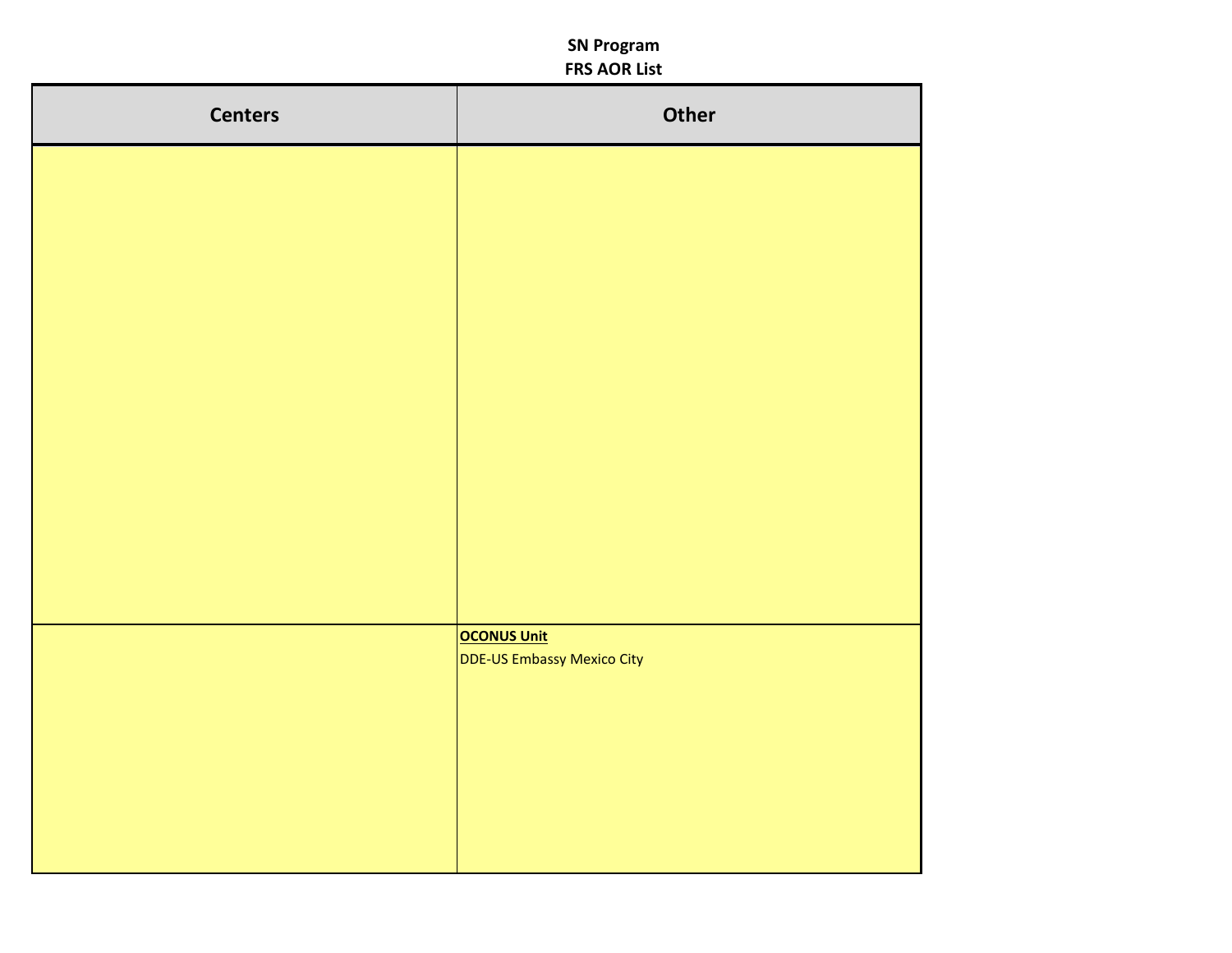**SN Program**
**FRS AOR List**

| Centers | Other |
| --- | --- |
| | |
| | **OCONUS Unit**<br>DDE-US Embassy Mexico City |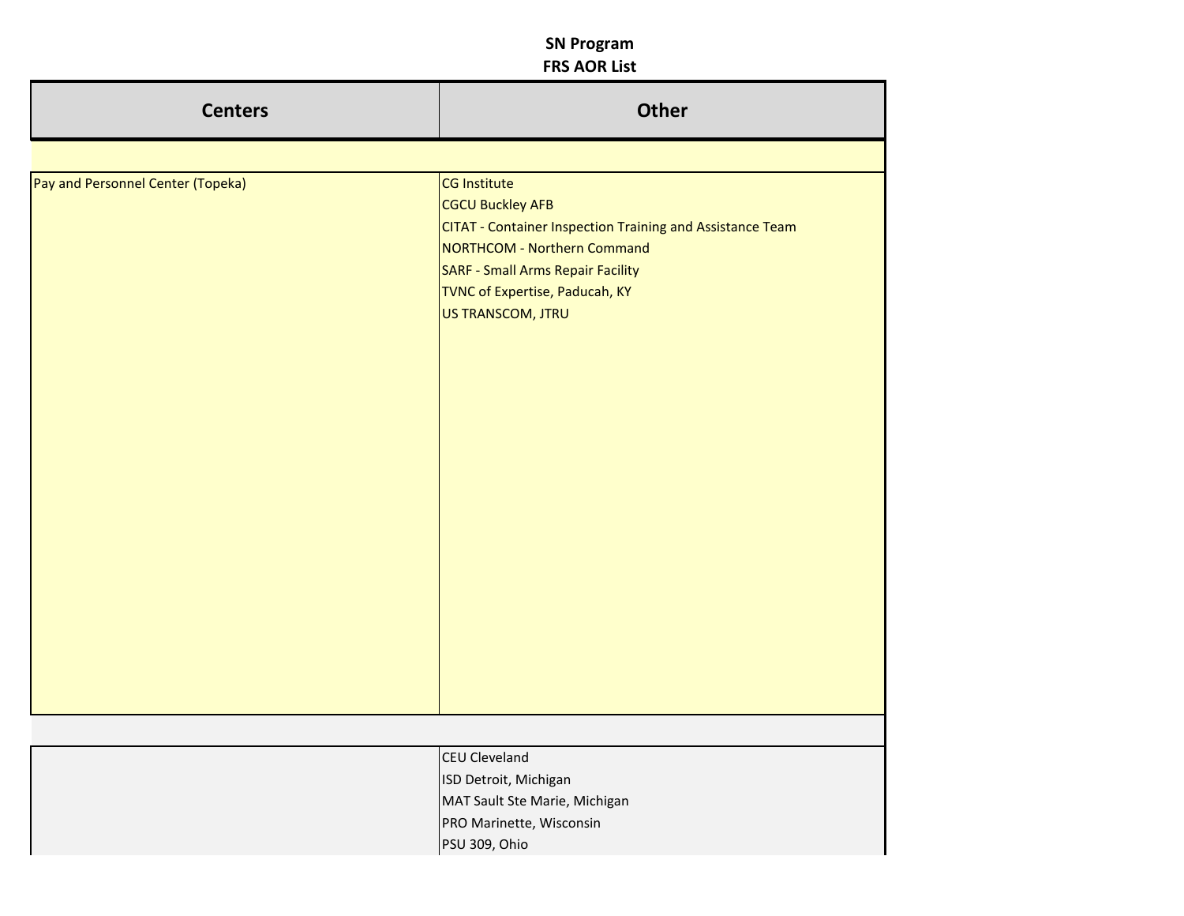**SN Program**
**FRS AOR List**

| Centers | Other |
| --- | --- |
| | |
| Pay and Personnel Center (Topeka) | CG Institute<br>CGCU Buckley AFB<br>CITAT - Container Inspection Training and Assistance Team<br>NORTHCOM - Northern Command<br>SARF - Small Arms Repair Facility<br>TVNC of Expertise, Paducah, KY<br>US TRANSCOM, JTRU |
| | |
| | CEU Cleveland<br>ISD Detroit, Michigan<br>MAT Sault Ste Marie, Michigan<br>PRO Marinette, Wisconsin<br>PSU 309, Ohio |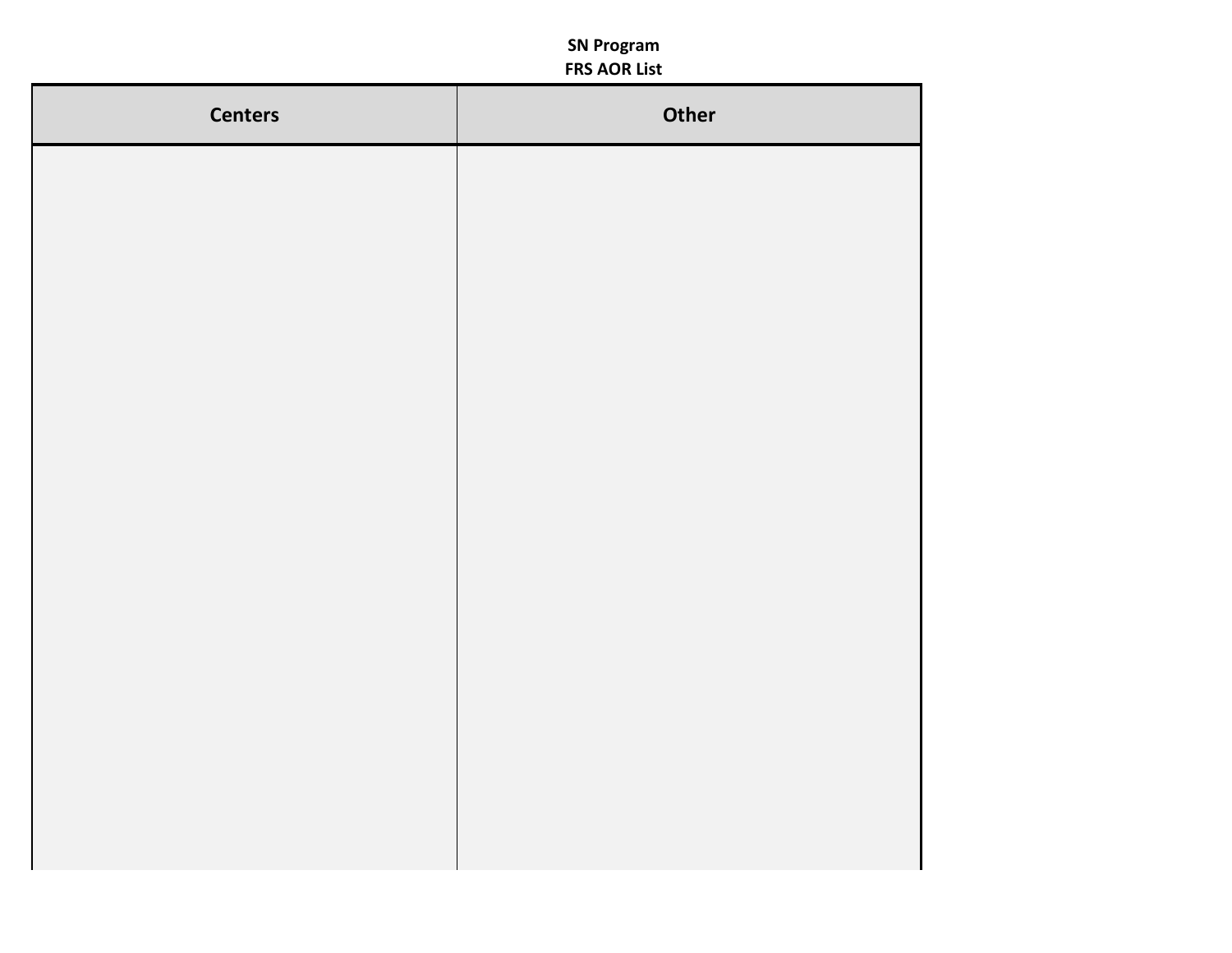**SN Program**
**FRS AOR List**

| Centers | Other |
| --- | --- |
| | |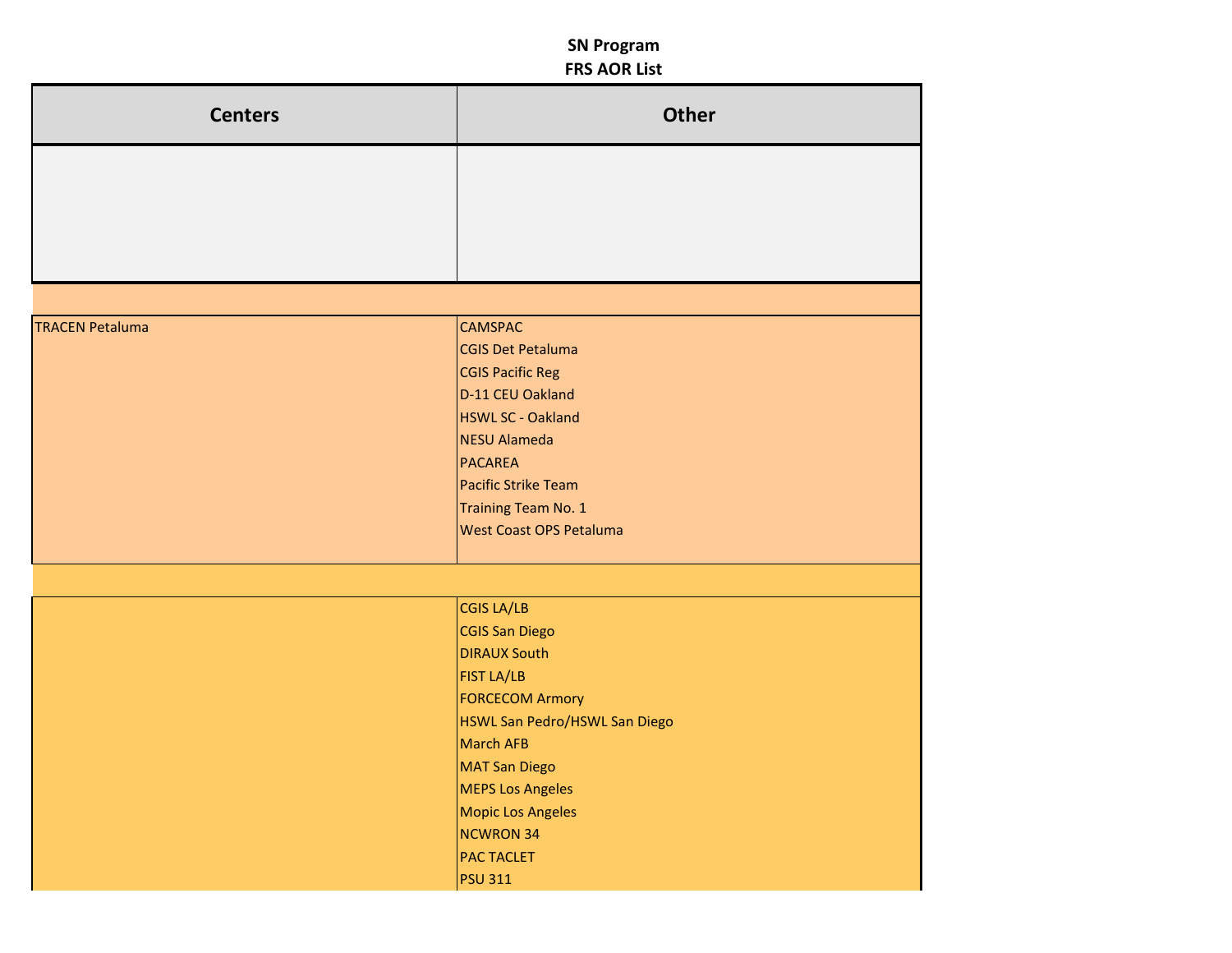**SN Program**
**FRS AOR List**

| Centers | Other |
|---|---|
| | |
| | |
| TRACEN Petaluma | CAMSPAC<br>CGIS Det Petaluma<br>CGIS Pacific Reg<br>D-11 CEU Oakland<br>HSWL SC - Oakland<br>NESU Alameda<br>PACAREA<br>Pacific Strike Team<br>Training Team No. 1<br>West Coast OPS Petaluma |
| | |
| | CGIS LA/LB<br>CGIS San Diego<br>DIRAUX South<br>FIST LA/LB<br>FORCECOM Armory<br>HSWL San Pedro/HSWL San Diego<br>March AFB<br>MAT San Diego<br>MEPS Los Angeles<br>Mopic Los Angeles<br>NCWRON 34<br>PAC TACLET<br>PSU 311 |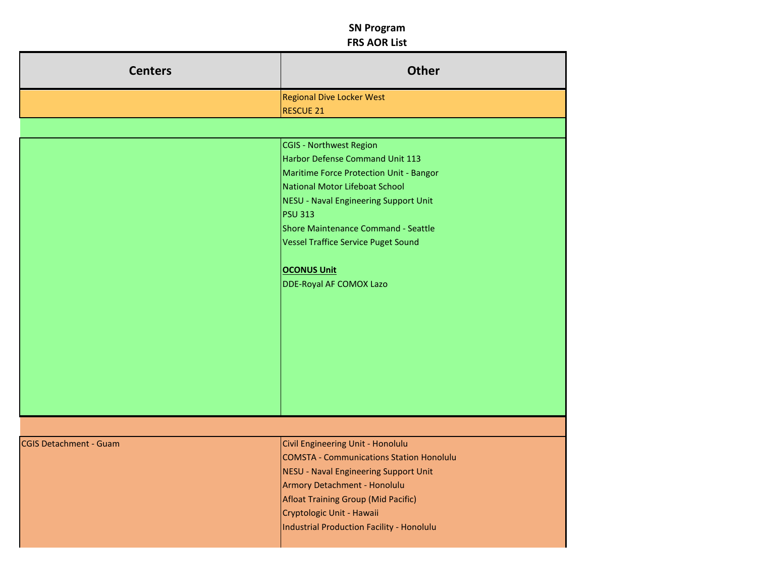**SN Program**
**FRS AOR List**

| Centers | Other |
|---|---|
| | Regional Dive Locker West<br>RESCUE 21 |
| | |
| | CGIS - Northwest Region<br>Harbor Defense Command Unit 113<br>Maritime Force Protection Unit - Bangor<br>National Motor Lifeboat School<br>NESU - Naval Engineering Support Unit<br>PSU 313<br>Shore Maintenance Command - Seattle<br>Vessel Traffice Service Puget Sound<br><br>**OCONUS Unit**<br>DDE-Royal AF COMOX Lazo |
| | |
| CGIS Detachment - Guam | Civil Engineering Unit - Honolulu<br>COMSTA - Communications Station Honolulu<br>NESU - Naval Engineering Support Unit<br>Armory Detachment - Honolulu<br>Afloat Training Group (Mid Pacific)<br>Cryptologic Unit - Hawaii<br>Industrial Production Facility - Honolulu |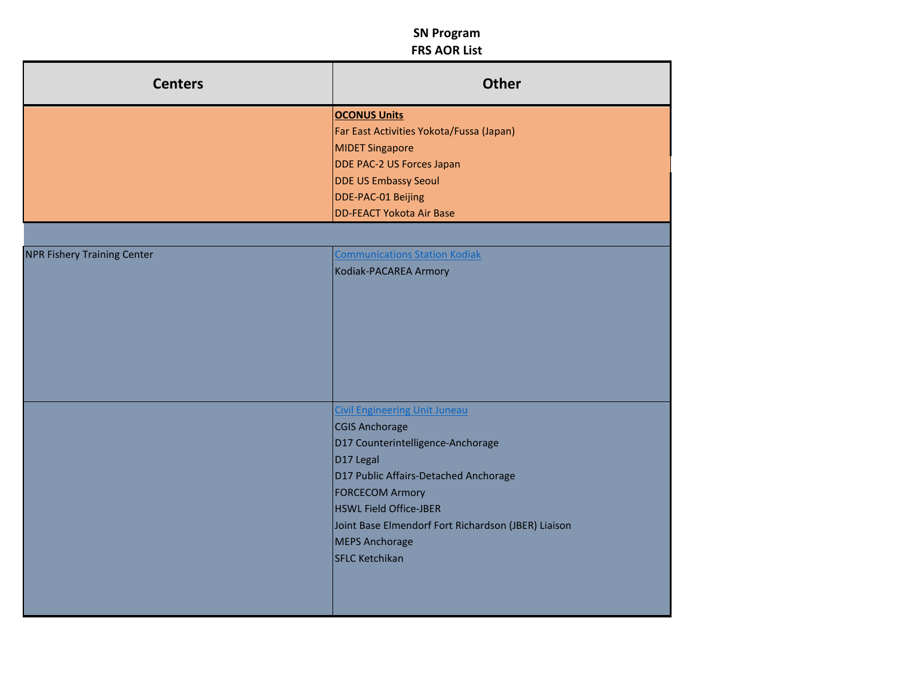**SN Program**
**FRS AOR List**

| Centers | Other |
|---|---|
| | **OCONUS Units**<br>Far East Activities Yokota/Fussa (Japan)<br>MIDET Singapore<br>DDE PAC-2 US Forces Japan<br>DDE US Embassy Seoul<br>DDE-PAC-01 Beijing<br>DD-FEACT Yokota Air Base |
| | |
| NPR Fishery Training Center | Communications Station Kodiak<br>Kodiak-PACAREA Armory |
| | Civil Engineering Unit Juneau<br>CGIS Anchorage<br>D17 Counterintelligence-Anchorage<br>D17 Legal<br>D17 Public Affairs-Detached Anchorage<br>FORCECOM Armory<br>HSWL Field Office-JBER<br>Joint Base Elmendorf Fort Richardson (JBER) Liaison<br>MEPS Anchorage<br>SFLC Ketchikan |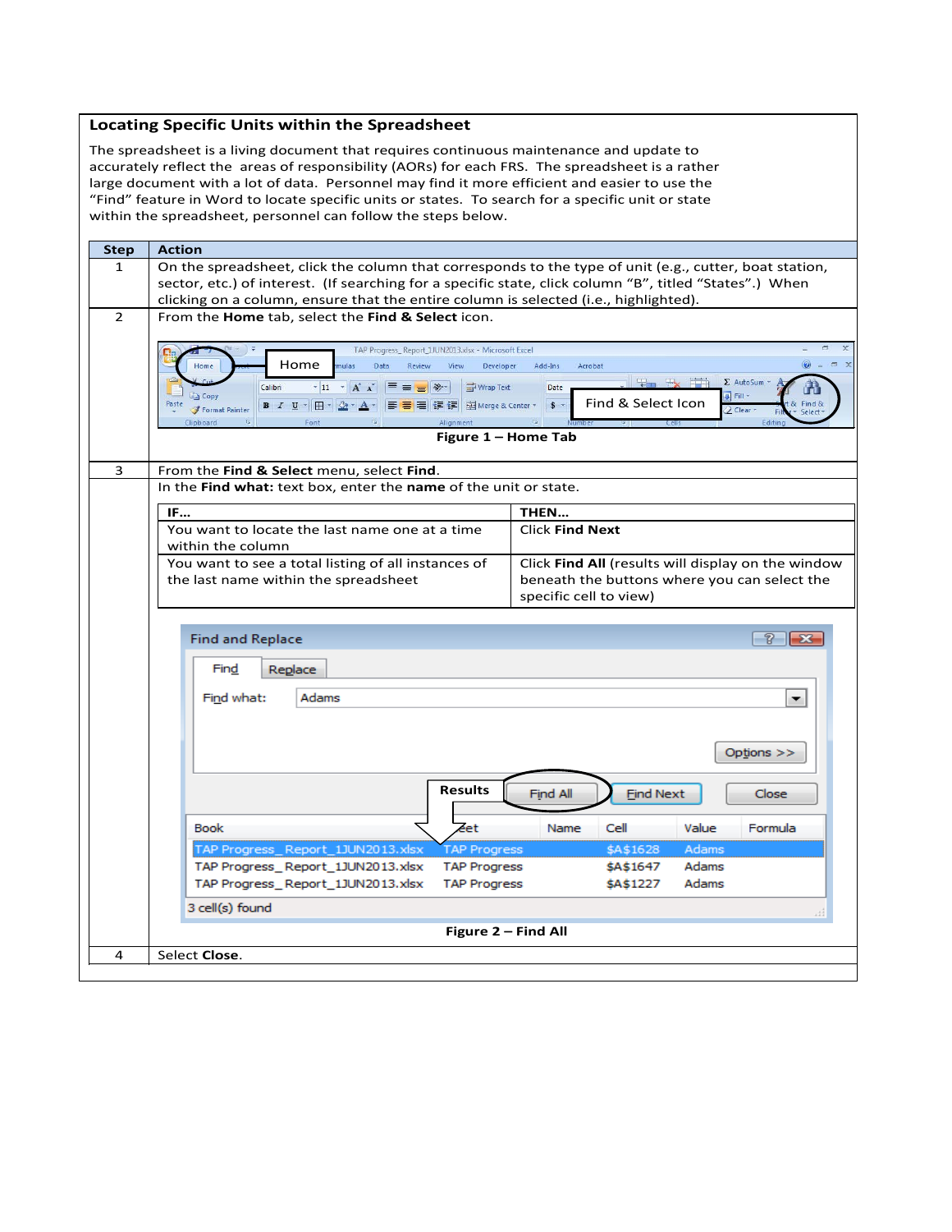## Locating Specific Units within the Spreadsheet

The spreadsheet is a living document that requires continuous maintenance and update to accurately reflect the areas of responsibility (AORs) for each FRS. The spreadsheet is a rather large document with a lot of data. Personnel may find it more efficient and easier to use the "Find" feature in Word to locate specific units or states. To search for a specific unit or state within the spreadsheet, personnel can follow the steps below.

| Step | Action |
|---|---|
| 1 | On the spreadsheet, click the column that corresponds to the type of unit (e.g., cutter, boat station, sector, etc.) of interest. (If searching for a specific state, click column "B", titled "States".) When clicking on a column, ensure that the entire column is selected (i.e., highlighted). |
| 2 | From the **Home** tab, select the **Find & Select** icon. **Figure 1 – Home Tab** |
| 3 | From the **Find & Select** menu, select **Find**. In the **Find what:** text box, enter the **name** of the unit or state. (See IF/THEN table below.) **Figure 2 – Find All** |
| 4 | Select **Close**. |

Step 3 IF/THEN table:

| IF… | THEN… |
|---|---|
| You want to locate the last name one at a time within the column | Click **Find Next** |
| You want to see a total listing of all instances of the last name within the spreadsheet | Click **Find All** (results will display on the window beneath the buttons where you can select the specific cell to view) |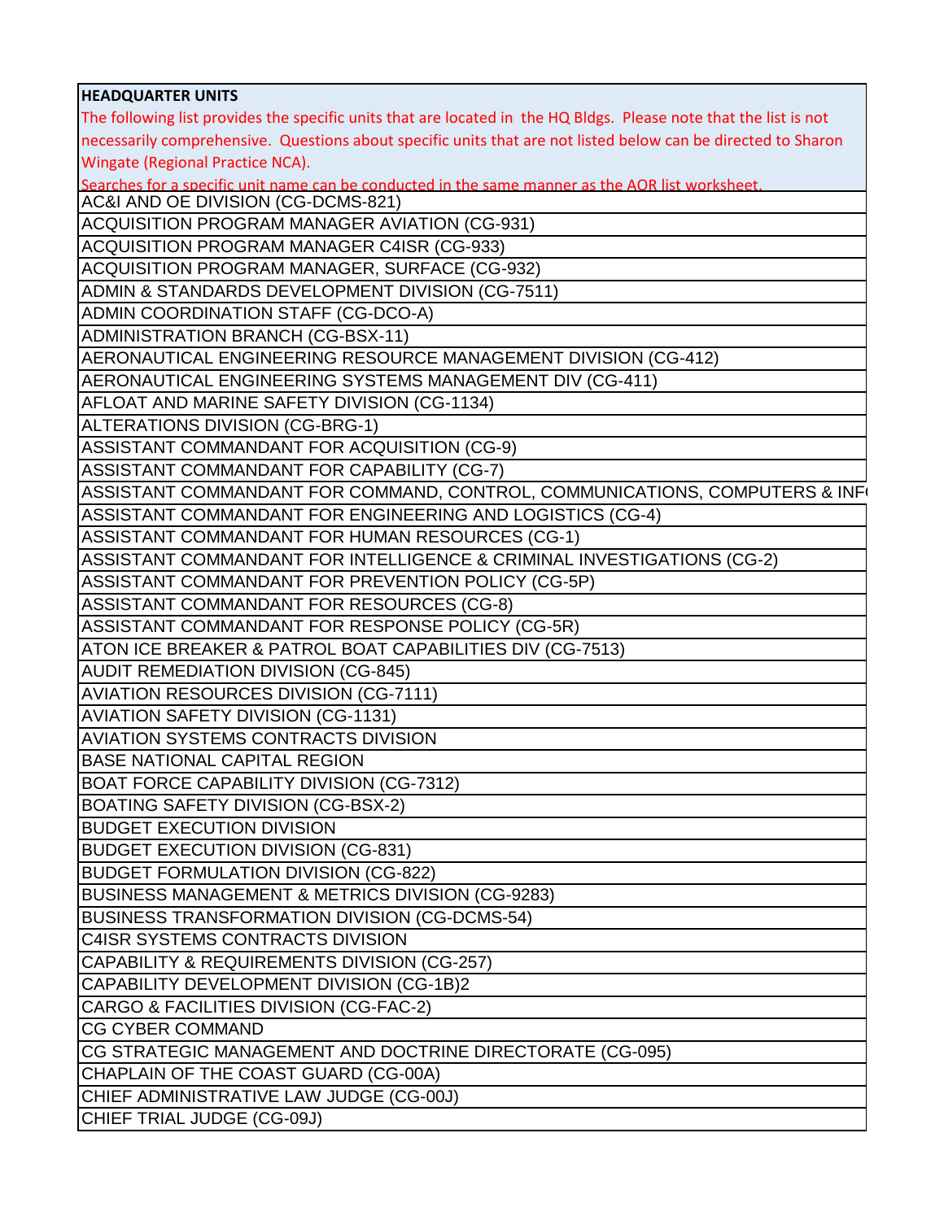| HEADQUARTER UNITS<br>The following list provides the specific units that are located in the HQ Bldgs. Please note that the list is not necessarily comprehensive. Questions about specific units that are not listed below can be directed to Sharon Wingate (Regional Practice NCA).<br>Searches for a specific unit name can be conducted in the same manner as the AOR list worksheet. |
|---|
| AC&I AND OE DIVISION (CG-DCMS-821) |
| ACQUISITION PROGRAM MANAGER AVIATION (CG-931) |
| ACQUISITION PROGRAM MANAGER C4ISR (CG-933) |
| ACQUISITION PROGRAM MANAGER, SURFACE (CG-932) |
| ADMIN & STANDARDS DEVELOPMENT DIVISION (CG-7511) |
| ADMIN COORDINATION STAFF (CG-DCO-A) |
| ADMINISTRATION BRANCH (CG-BSX-11) |
| AERONAUTICAL ENGINEERING RESOURCE MANAGEMENT DIVISION (CG-412) |
| AERONAUTICAL ENGINEERING SYSTEMS MANAGEMENT DIV (CG-411) |
| AFLOAT AND MARINE SAFETY DIVISION (CG-1134) |
| ALTERATIONS DIVISION (CG-BRG-1) |
| ASSISTANT COMMANDANT FOR ACQUISITION (CG-9) |
| ASSISTANT COMMANDANT FOR CAPABILITY (CG-7) |
| ASSISTANT COMMANDANT FOR COMMAND, CONTROL, COMMUNICATIONS, COMPUTERS & INF |
| ASSISTANT COMMANDANT FOR ENGINEERING AND LOGISTICS (CG-4) |
| ASSISTANT COMMANDANT FOR HUMAN RESOURCES (CG-1) |
| ASSISTANT COMMANDANT FOR INTELLIGENCE & CRIMINAL INVESTIGATIONS (CG-2) |
| ASSISTANT COMMANDANT FOR PREVENTION POLICY (CG-5P) |
| ASSISTANT COMMANDANT FOR RESOURCES (CG-8) |
| ASSISTANT COMMANDANT FOR RESPONSE POLICY (CG-5R) |
| ATON ICE BREAKER & PATROL BOAT CAPABILITIES DIV (CG-7513) |
| AUDIT REMEDIATION DIVISION (CG-845) |
| AVIATION RESOURCES DIVISION (CG-7111) |
| AVIATION SAFETY DIVISION (CG-1131) |
| AVIATION SYSTEMS CONTRACTS DIVISION |
| BASE NATIONAL CAPITAL REGION |
| BOAT FORCE CAPABILITY DIVISION (CG-7312) |
| BOATING SAFETY DIVISION (CG-BSX-2) |
| BUDGET EXECUTION DIVISION |
| BUDGET EXECUTION DIVISION (CG-831) |
| BUDGET FORMULATION DIVISION (CG-822) |
| BUSINESS MANAGEMENT & METRICS DIVISION (CG-9283) |
| BUSINESS TRANSFORMATION DIVISION (CG-DCMS-54) |
| C4ISR SYSTEMS CONTRACTS DIVISION |
| CAPABILITY & REQUIREMENTS DIVISION (CG-257) |
| CAPABILITY DEVELOPMENT DIVISION (CG-1B)2 |
| CARGO & FACILITIES DIVISION (CG-FAC-2) |
| CG CYBER COMMAND |
| CG STRATEGIC MANAGEMENT AND DOCTRINE DIRECTORATE (CG-095) |
| CHAPLAIN OF THE COAST GUARD (CG-00A) |
| CHIEF ADMINISTRATIVE LAW JUDGE (CG-00J) |
| CHIEF TRIAL JUDGE (CG-09J) |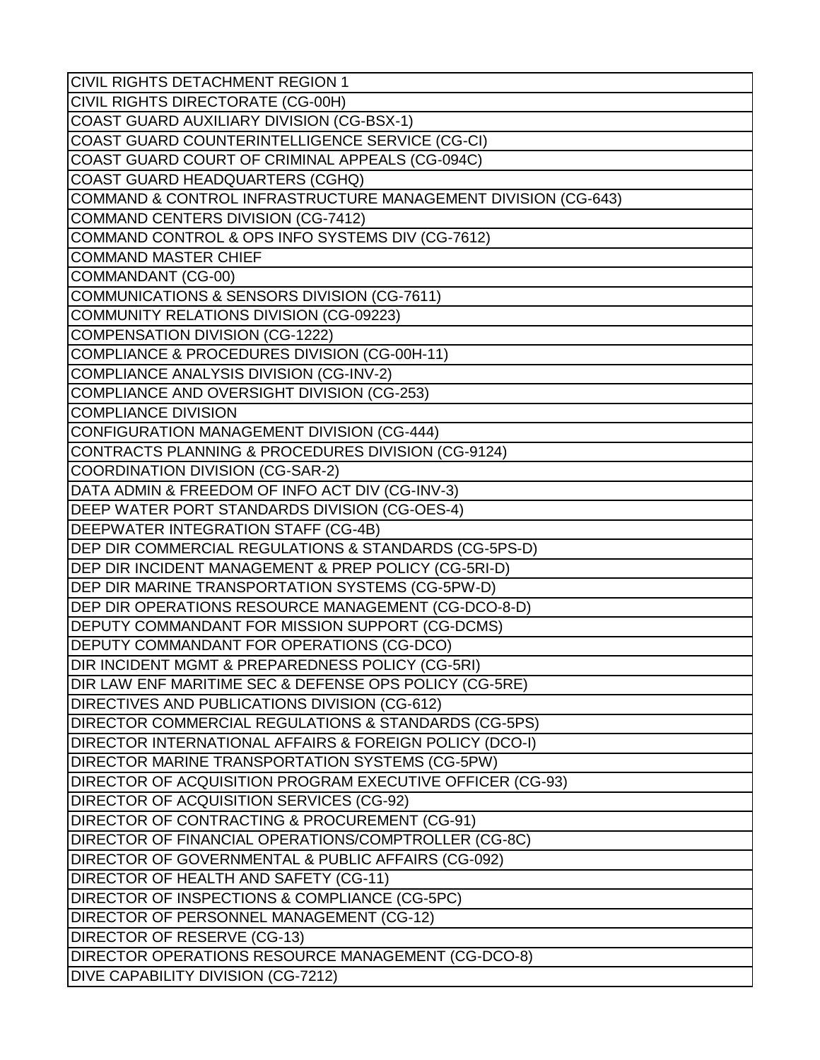| |
|---|
| CIVIL RIGHTS DETACHMENT REGION 1 |
| CIVIL RIGHTS DIRECTORATE (CG-00H) |
| COAST GUARD AUXILIARY DIVISION (CG-BSX-1) |
| COAST GUARD COUNTERINTELLIGENCE SERVICE (CG-CI) |
| COAST GUARD COURT OF CRIMINAL APPEALS (CG-094C) |
| COAST GUARD HEADQUARTERS (CGHQ) |
| COMMAND & CONTROL INFRASTRUCTURE MANAGEMENT DIVISION (CG-643) |
| COMMAND CENTERS DIVISION (CG-7412) |
| COMMAND CONTROL & OPS INFO SYSTEMS DIV (CG-7612) |
| COMMAND MASTER CHIEF |
| COMMANDANT (CG-00) |
| COMMUNICATIONS & SENSORS DIVISION (CG-7611) |
| COMMUNITY RELATIONS DIVISION (CG-09223) |
| COMPENSATION DIVISION (CG-1222) |
| COMPLIANCE & PROCEDURES DIVISION (CG-00H-11) |
| COMPLIANCE ANALYSIS DIVISION (CG-INV-2) |
| COMPLIANCE AND OVERSIGHT DIVISION (CG-253) |
| COMPLIANCE DIVISION |
| CONFIGURATION MANAGEMENT DIVISION (CG-444) |
| CONTRACTS PLANNING & PROCEDURES DIVISION (CG-9124) |
| COORDINATION DIVISION (CG-SAR-2) |
| DATA ADMIN & FREEDOM OF INFO ACT DIV (CG-INV-3) |
| DEEP WATER PORT STANDARDS DIVISION (CG-OES-4) |
| DEEPWATER INTEGRATION STAFF (CG-4B) |
| DEP DIR COMMERCIAL REGULATIONS & STANDARDS (CG-5PS-D) |
| DEP DIR INCIDENT MANAGEMENT & PREP POLICY (CG-5RI-D) |
| DEP DIR MARINE TRANSPORTATION SYSTEMS (CG-5PW-D) |
| DEP DIR OPERATIONS RESOURCE MANAGEMENT (CG-DCO-8-D) |
| DEPUTY COMMANDANT FOR MISSION SUPPORT (CG-DCMS) |
| DEPUTY COMMANDANT FOR OPERATIONS (CG-DCO) |
| DIR INCIDENT MGMT & PREPAREDNESS POLICY (CG-5RI) |
| DIR LAW ENF MARITIME SEC & DEFENSE OPS POLICY (CG-5RE) |
| DIRECTIVES AND PUBLICATIONS DIVISION (CG-612) |
| DIRECTOR COMMERCIAL REGULATIONS & STANDARDS (CG-5PS) |
| DIRECTOR INTERNATIONAL AFFAIRS & FOREIGN POLICY (DCO-I) |
| DIRECTOR MARINE TRANSPORTATION SYSTEMS (CG-5PW) |
| DIRECTOR OF ACQUISITION PROGRAM EXECUTIVE OFFICER (CG-93) |
| DIRECTOR OF ACQUISITION SERVICES (CG-92) |
| DIRECTOR OF CONTRACTING & PROCUREMENT (CG-91) |
| DIRECTOR OF FINANCIAL OPERATIONS/COMPTROLLER (CG-8C) |
| DIRECTOR OF GOVERNMENTAL & PUBLIC AFFAIRS (CG-092) |
| DIRECTOR OF HEALTH AND SAFETY (CG-11) |
| DIRECTOR OF INSPECTIONS & COMPLIANCE (CG-5PC) |
| DIRECTOR OF PERSONNEL MANAGEMENT (CG-12) |
| DIRECTOR OF RESERVE (CG-13) |
| DIRECTOR OPERATIONS RESOURCE MANAGEMENT (CG-DCO-8) |
| DIVE CAPABILITY DIVISION (CG-7212) |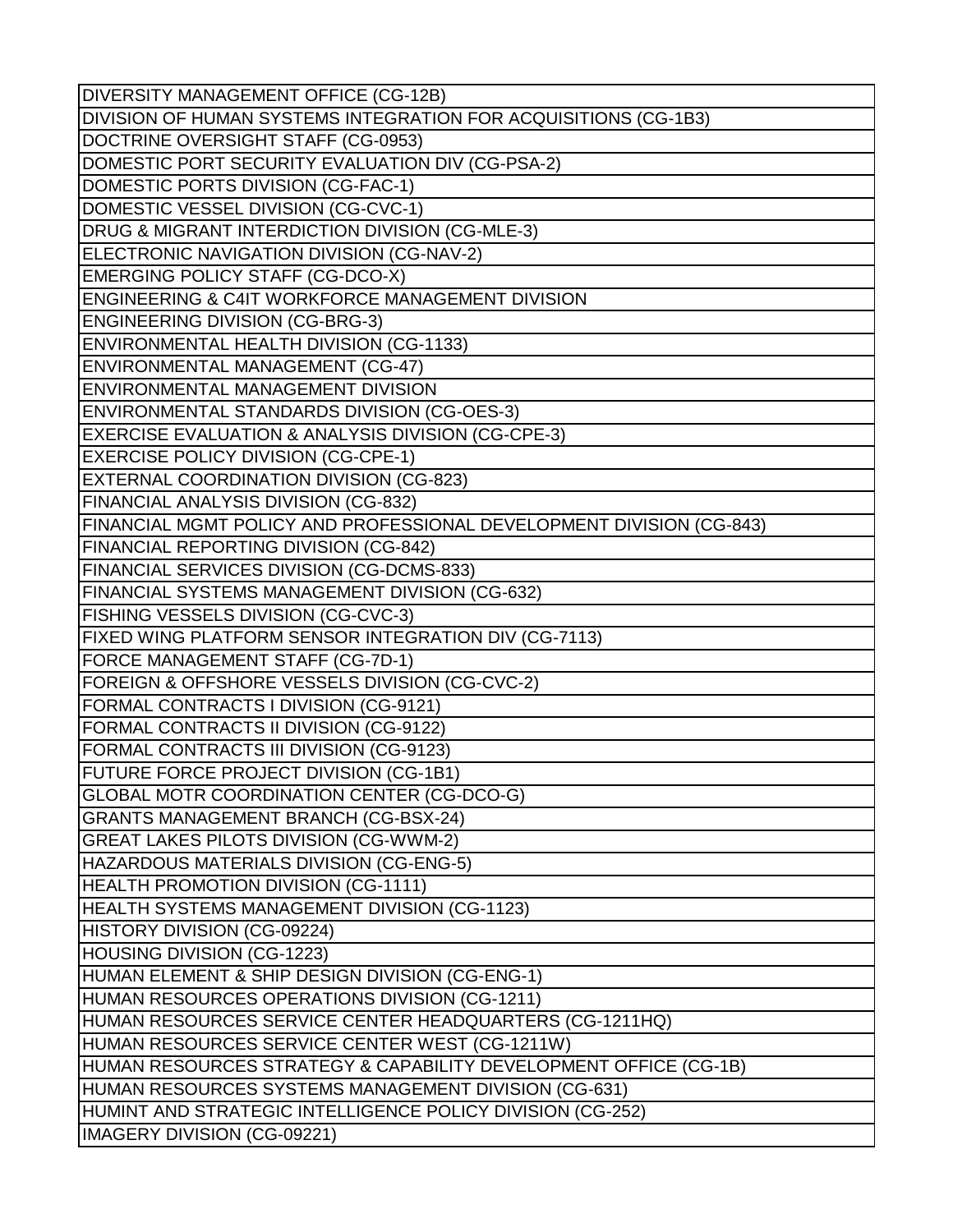| DIVERSITY MANAGEMENT OFFICE (CG-12B) |
| --- |
| DIVISION OF HUMAN SYSTEMS INTEGRATION FOR ACQUISITIONS (CG-1B3) |
| DOCTRINE OVERSIGHT STAFF (CG-0953) |
| DOMESTIC PORT SECURITY EVALUATION DIV (CG-PSA-2) |
| DOMESTIC PORTS DIVISION (CG-FAC-1) |
| DOMESTIC VESSEL DIVISION (CG-CVC-1) |
| DRUG & MIGRANT INTERDICTION DIVISION (CG-MLE-3) |
| ELECTRONIC NAVIGATION DIVISION (CG-NAV-2) |
| EMERGING POLICY STAFF (CG-DCO-X) |
| ENGINEERING & C4IT WORKFORCE MANAGEMENT DIVISION |
| ENGINEERING DIVISION (CG-BRG-3) |
| ENVIRONMENTAL HEALTH DIVISION (CG-1133) |
| ENVIRONMENTAL MANAGEMENT (CG-47) |
| ENVIRONMENTAL MANAGEMENT DIVISION |
| ENVIRONMENTAL STANDARDS DIVISION (CG-OES-3) |
| EXERCISE EVALUATION & ANALYSIS DIVISION (CG-CPE-3) |
| EXERCISE POLICY DIVISION (CG-CPE-1) |
| EXTERNAL COORDINATION DIVISION (CG-823) |
| FINANCIAL ANALYSIS DIVISION (CG-832) |
| FINANCIAL MGMT POLICY AND PROFESSIONAL DEVELOPMENT DIVISION (CG-843) |
| FINANCIAL REPORTING DIVISION (CG-842) |
| FINANCIAL SERVICES DIVISION (CG-DCMS-833) |
| FINANCIAL SYSTEMS MANAGEMENT DIVISION (CG-632) |
| FISHING VESSELS DIVISION (CG-CVC-3) |
| FIXED WING PLATFORM SENSOR INTEGRATION DIV (CG-7113) |
| FORCE MANAGEMENT STAFF (CG-7D-1) |
| FOREIGN & OFFSHORE VESSELS DIVISION (CG-CVC-2) |
| FORMAL CONTRACTS I DIVISION (CG-9121) |
| FORMAL CONTRACTS II DIVISION (CG-9122) |
| FORMAL CONTRACTS III DIVISION (CG-9123) |
| FUTURE FORCE PROJECT DIVISION (CG-1B1) |
| GLOBAL MOTR COORDINATION CENTER (CG-DCO-G) |
| GRANTS MANAGEMENT BRANCH (CG-BSX-24) |
| GREAT LAKES PILOTS DIVISION (CG-WWM-2) |
| HAZARDOUS MATERIALS DIVISION (CG-ENG-5) |
| HEALTH PROMOTION DIVISION (CG-1111) |
| HEALTH SYSTEMS MANAGEMENT DIVISION (CG-1123) |
| HISTORY DIVISION (CG-09224) |
| HOUSING DIVISION (CG-1223) |
| HUMAN ELEMENT & SHIP DESIGN DIVISION (CG-ENG-1) |
| HUMAN RESOURCES OPERATIONS DIVISION (CG-1211) |
| HUMAN RESOURCES SERVICE CENTER HEADQUARTERS (CG-1211HQ) |
| HUMAN RESOURCES SERVICE CENTER WEST (CG-1211W) |
| HUMAN RESOURCES STRATEGY & CAPABILITY DEVELOPMENT OFFICE (CG-1B) |
| HUMAN RESOURCES SYSTEMS MANAGEMENT DIVISION (CG-631) |
| HUMINT AND STRATEGIC INTELLIGENCE POLICY DIVISION (CG-252) |
| IMAGERY DIVISION (CG-09221) |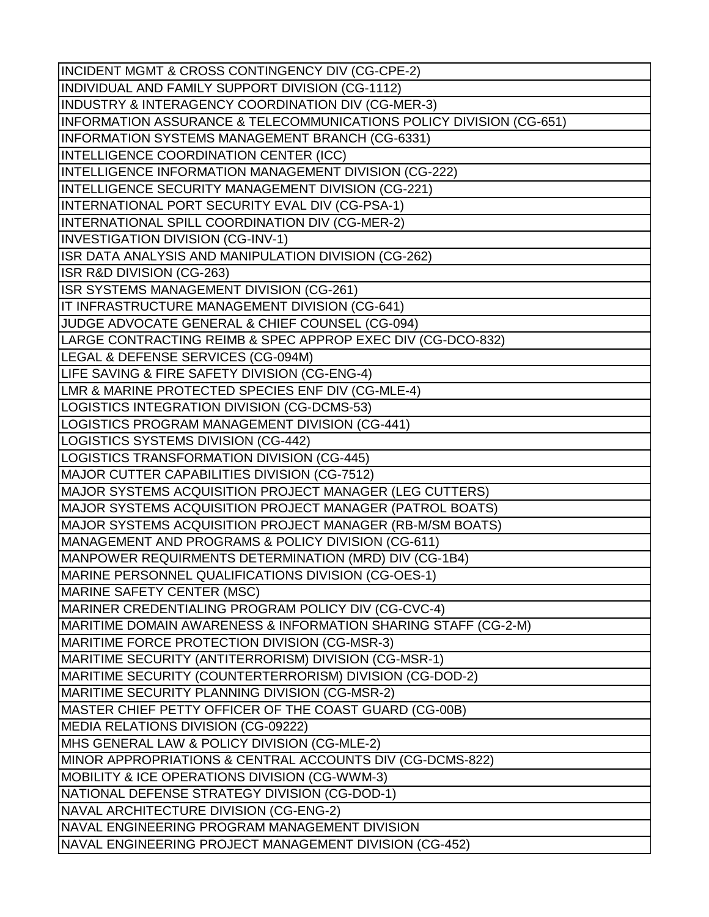| INCIDENT MGMT & CROSS CONTINGENCY DIV (CG-CPE-2) |
|---|
| INDIVIDUAL AND FAMILY SUPPORT DIVISION (CG-1112) |
| INDUSTRY & INTERAGENCY COORDINATION DIV (CG-MER-3) |
| INFORMATION ASSURANCE & TELECOMMUNICATIONS POLICY DIVISION (CG-651) |
| INFORMATION SYSTEMS MANAGEMENT BRANCH (CG-6331) |
| INTELLIGENCE COORDINATION CENTER (ICC) |
| INTELLIGENCE INFORMATION MANAGEMENT DIVISION (CG-222) |
| INTELLIGENCE SECURITY MANAGEMENT DIVISION (CG-221) |
| INTERNATIONAL PORT SECURITY EVAL DIV (CG-PSA-1) |
| INTERNATIONAL SPILL COORDINATION DIV (CG-MER-2) |
| INVESTIGATION DIVISION (CG-INV-1) |
| ISR DATA ANALYSIS AND MANIPULATION DIVISION (CG-262) |
| ISR R&D DIVISION (CG-263) |
| ISR SYSTEMS MANAGEMENT DIVISION (CG-261) |
| IT INFRASTRUCTURE MANAGEMENT DIVISION (CG-641) |
| JUDGE ADVOCATE GENERAL & CHIEF COUNSEL (CG-094) |
| LARGE CONTRACTING REIMB & SPEC APPROP EXEC DIV (CG-DCO-832) |
| LEGAL & DEFENSE SERVICES (CG-094M) |
| LIFE SAVING & FIRE SAFETY DIVISION (CG-ENG-4) |
| LMR & MARINE PROTECTED SPECIES ENF DIV (CG-MLE-4) |
| LOGISTICS INTEGRATION DIVISION (CG-DCMS-53) |
| LOGISTICS PROGRAM MANAGEMENT DIVISION (CG-441) |
| LOGISTICS SYSTEMS DIVISION (CG-442) |
| LOGISTICS TRANSFORMATION DIVISION (CG-445) |
| MAJOR CUTTER CAPABILITIES DIVISION (CG-7512) |
| MAJOR SYSTEMS ACQUISITION PROJECT MANAGER (LEG CUTTERS) |
| MAJOR SYSTEMS ACQUISITION PROJECT MANAGER (PATROL BOATS) |
| MAJOR SYSTEMS ACQUISITION PROJECT MANAGER (RB-M/SM BOATS) |
| MANAGEMENT AND PROGRAMS & POLICY DIVISION (CG-611) |
| MANPOWER REQUIRMENTS DETERMINATION (MRD) DIV (CG-1B4) |
| MARINE PERSONNEL QUALIFICATIONS DIVISION (CG-OES-1) |
| MARINE SAFETY CENTER (MSC) |
| MARINER CREDENTIALING PROGRAM POLICY DIV (CG-CVC-4) |
| MARITIME DOMAIN AWARENESS & INFORMATION SHARING STAFF (CG-2-M) |
| MARITIME FORCE PROTECTION DIVISION (CG-MSR-3) |
| MARITIME SECURITY (ANTITERRORISM) DIVISION (CG-MSR-1) |
| MARITIME SECURITY (COUNTERTERRORISM) DIVISION (CG-DOD-2) |
| MARITIME SECURITY PLANNING DIVISION (CG-MSR-2) |
| MASTER CHIEF PETTY OFFICER OF THE COAST GUARD (CG-00B) |
| MEDIA RELATIONS DIVISION (CG-09222) |
| MHS GENERAL LAW & POLICY DIVISION (CG-MLE-2) |
| MINOR APPROPRIATIONS & CENTRAL ACCOUNTS DIV (CG-DCMS-822) |
| MOBILITY & ICE OPERATIONS DIVISION (CG-WWM-3) |
| NATIONAL DEFENSE STRATEGY DIVISION (CG-DOD-1) |
| NAVAL ARCHITECTURE DIVISION (CG-ENG-2) |
| NAVAL ENGINEERING PROGRAM MANAGEMENT DIVISION |
| NAVAL ENGINEERING PROJECT MANAGEMENT DIVISION (CG-452) |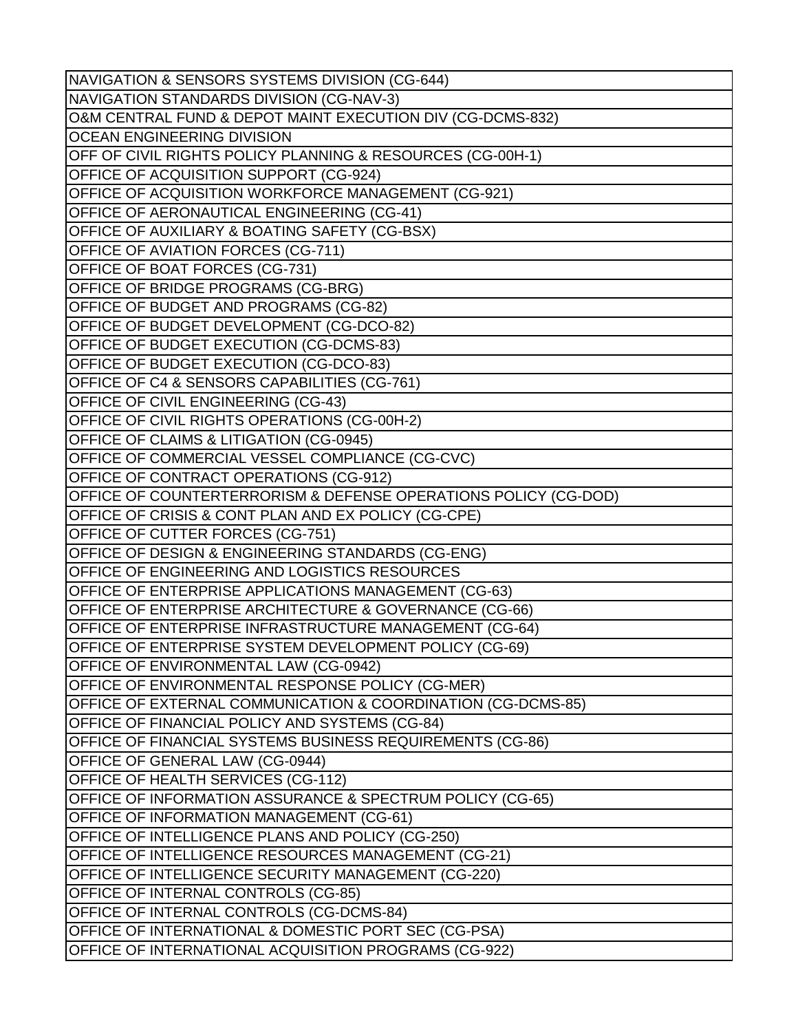| NAVIGATION & SENSORS SYSTEMS DIVISION (CG-644) |
|---|
| NAVIGATION STANDARDS DIVISION (CG-NAV-3) |
| O&M CENTRAL FUND & DEPOT MAINT EXECUTION DIV (CG-DCMS-832) |
| OCEAN ENGINEERING DIVISION |
| OFF OF CIVIL RIGHTS POLICY PLANNING & RESOURCES (CG-00H-1) |
| OFFICE OF ACQUISITION SUPPORT (CG-924) |
| OFFICE OF ACQUISITION WORKFORCE MANAGEMENT (CG-921) |
| OFFICE OF AERONAUTICAL ENGINEERING (CG-41) |
| OFFICE OF AUXILIARY & BOATING SAFETY (CG-BSX) |
| OFFICE OF AVIATION FORCES (CG-711) |
| OFFICE OF BOAT FORCES (CG-731) |
| OFFICE OF BRIDGE PROGRAMS (CG-BRG) |
| OFFICE OF BUDGET AND PROGRAMS (CG-82) |
| OFFICE OF BUDGET DEVELOPMENT (CG-DCO-82) |
| OFFICE OF BUDGET EXECUTION (CG-DCMS-83) |
| OFFICE OF BUDGET EXECUTION (CG-DCO-83) |
| OFFICE OF C4 & SENSORS CAPABILITIES (CG-761) |
| OFFICE OF CIVIL ENGINEERING (CG-43) |
| OFFICE OF CIVIL RIGHTS OPERATIONS (CG-00H-2) |
| OFFICE OF CLAIMS & LITIGATION (CG-0945) |
| OFFICE OF COMMERCIAL VESSEL COMPLIANCE (CG-CVC) |
| OFFICE OF CONTRACT OPERATIONS (CG-912) |
| OFFICE OF COUNTERTERRORISM & DEFENSE OPERATIONS POLICY (CG-DOD) |
| OFFICE OF CRISIS & CONT PLAN AND EX POLICY (CG-CPE) |
| OFFICE OF CUTTER FORCES (CG-751) |
| OFFICE OF DESIGN & ENGINEERING STANDARDS (CG-ENG) |
| OFFICE OF ENGINEERING AND LOGISTICS RESOURCES |
| OFFICE OF ENTERPRISE APPLICATIONS MANAGEMENT (CG-63) |
| OFFICE OF ENTERPRISE ARCHITECTURE & GOVERNANCE (CG-66) |
| OFFICE OF ENTERPRISE INFRASTRUCTURE MANAGEMENT (CG-64) |
| OFFICE OF ENTERPRISE SYSTEM DEVELOPMENT POLICY (CG-69) |
| OFFICE OF ENVIRONMENTAL LAW (CG-0942) |
| OFFICE OF ENVIRONMENTAL RESPONSE POLICY (CG-MER) |
| OFFICE OF EXTERNAL COMMUNICATION & COORDINATION (CG-DCMS-85) |
| OFFICE OF FINANCIAL POLICY AND SYSTEMS (CG-84) |
| OFFICE OF FINANCIAL SYSTEMS BUSINESS REQUIREMENTS (CG-86) |
| OFFICE OF GENERAL LAW (CG-0944) |
| OFFICE OF HEALTH SERVICES (CG-112) |
| OFFICE OF INFORMATION ASSURANCE & SPECTRUM POLICY (CG-65) |
| OFFICE OF INFORMATION MANAGEMENT (CG-61) |
| OFFICE OF INTELLIGENCE PLANS AND POLICY (CG-250) |
| OFFICE OF INTELLIGENCE RESOURCES MANAGEMENT (CG-21) |
| OFFICE OF INTELLIGENCE SECURITY MANAGEMENT (CG-220) |
| OFFICE OF INTERNAL CONTROLS (CG-85) |
| OFFICE OF INTERNAL CONTROLS (CG-DCMS-84) |
| OFFICE OF INTERNATIONAL & DOMESTIC PORT SEC (CG-PSA) |
| OFFICE OF INTERNATIONAL ACQUISITION PROGRAMS (CG-922) |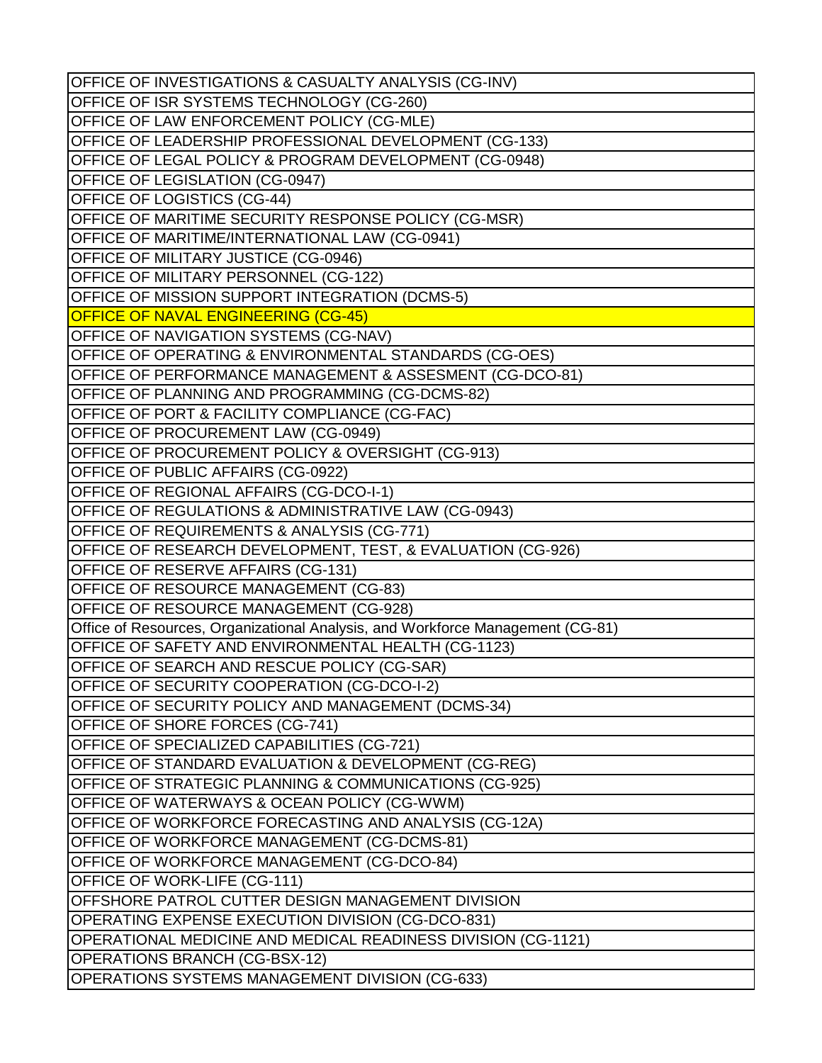| OFFICE OF INVESTIGATIONS & CASUALTY ANALYSIS (CG-INV) |
| --- |
| OFFICE OF ISR SYSTEMS TECHNOLOGY (CG-260) |
| OFFICE OF LAW ENFORCEMENT POLICY (CG-MLE) |
| OFFICE OF LEADERSHIP PROFESSIONAL DEVELOPMENT (CG-133) |
| OFFICE OF LEGAL POLICY & PROGRAM DEVELOPMENT (CG-0948) |
| OFFICE OF LEGISLATION (CG-0947) |
| OFFICE OF LOGISTICS (CG-44) |
| OFFICE OF MARITIME SECURITY RESPONSE POLICY (CG-MSR) |
| OFFICE OF MARITIME/INTERNATIONAL LAW (CG-0941) |
| OFFICE OF MILITARY JUSTICE (CG-0946) |
| OFFICE OF MILITARY PERSONNEL (CG-122) |
| OFFICE OF MISSION SUPPORT INTEGRATION (DCMS-5) |
| OFFICE OF NAVAL ENGINEERING (CG-45) |
| OFFICE OF NAVIGATION SYSTEMS (CG-NAV) |
| OFFICE OF OPERATING & ENVIRONMENTAL STANDARDS (CG-OES) |
| OFFICE OF PERFORMANCE MANAGEMENT & ASSESMENT (CG-DCO-81) |
| OFFICE OF PLANNING AND PROGRAMMING (CG-DCMS-82) |
| OFFICE OF PORT & FACILITY COMPLIANCE (CG-FAC) |
| OFFICE OF PROCUREMENT LAW (CG-0949) |
| OFFICE OF PROCUREMENT POLICY & OVERSIGHT (CG-913) |
| OFFICE OF PUBLIC AFFAIRS (CG-0922) |
| OFFICE OF REGIONAL AFFAIRS (CG-DCO-I-1) |
| OFFICE OF REGULATIONS & ADMINISTRATIVE LAW (CG-0943) |
| OFFICE OF REQUIREMENTS & ANALYSIS (CG-771) |
| OFFICE OF RESEARCH DEVELOPMENT, TEST, & EVALUATION (CG-926) |
| OFFICE OF RESERVE AFFAIRS (CG-131) |
| OFFICE OF RESOURCE MANAGEMENT (CG-83) |
| OFFICE OF RESOURCE MANAGEMENT (CG-928) |
| Office of Resources, Organizational Analysis, and Workforce Management (CG-81) |
| OFFICE OF SAFETY AND ENVIRONMENTAL HEALTH (CG-1123) |
| OFFICE OF SEARCH AND RESCUE POLICY (CG-SAR) |
| OFFICE OF SECURITY COOPERATION (CG-DCO-I-2) |
| OFFICE OF SECURITY POLICY AND MANAGEMENT (DCMS-34) |
| OFFICE OF SHORE FORCES (CG-741) |
| OFFICE OF SPECIALIZED CAPABILITIES (CG-721) |
| OFFICE OF STANDARD EVALUATION & DEVELOPMENT (CG-REG) |
| OFFICE OF STRATEGIC PLANNING & COMMUNICATIONS (CG-925) |
| OFFICE OF WATERWAYS & OCEAN POLICY (CG-WWM) |
| OFFICE OF WORKFORCE FORECASTING AND ANALYSIS (CG-12A) |
| OFFICE OF WORKFORCE MANAGEMENT (CG-DCMS-81) |
| OFFICE OF WORKFORCE MANAGEMENT (CG-DCO-84) |
| OFFICE OF WORK-LIFE (CG-111) |
| OFFSHORE PATROL CUTTER DESIGN MANAGEMENT DIVISION |
| OPERATING EXPENSE EXECUTION DIVISION (CG-DCO-831) |
| OPERATIONAL MEDICINE AND MEDICAL READINESS DIVISION (CG-1121) |
| OPERATIONS BRANCH (CG-BSX-12) |
| OPERATIONS SYSTEMS MANAGEMENT DIVISION (CG-633) |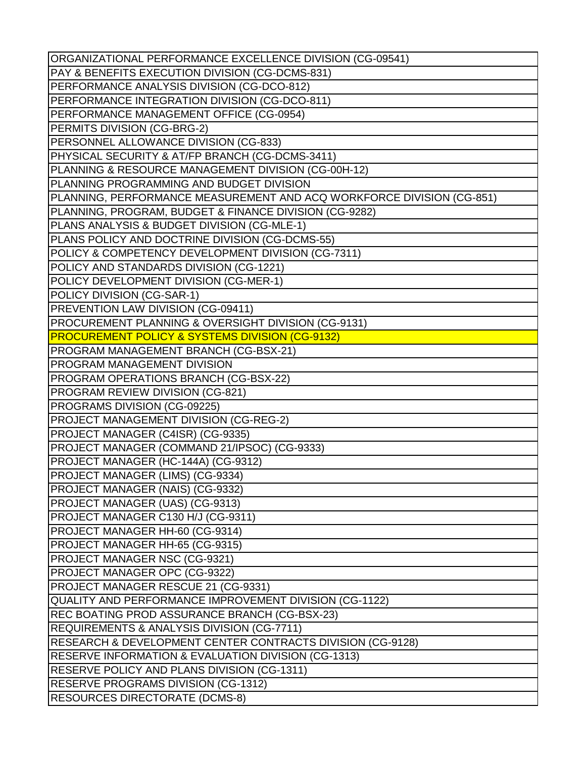| |
|---|
| ORGANIZATIONAL PERFORMANCE EXCELLENCE DIVISION (CG-09541) |
| PAY & BENEFITS EXECUTION DIVISION (CG-DCMS-831) |
| PERFORMANCE ANALYSIS DIVISION (CG-DCO-812) |
| PERFORMANCE INTEGRATION DIVISION (CG-DCO-811) |
| PERFORMANCE MANAGEMENT OFFICE (CG-0954) |
| PERMITS DIVISION (CG-BRG-2) |
| PERSONNEL ALLOWANCE DIVISION (CG-833) |
| PHYSICAL SECURITY & AT/FP BRANCH (CG-DCMS-3411) |
| PLANNING & RESOURCE MANAGEMENT DIVISION (CG-00H-12) |
| PLANNING PROGRAMMING AND BUDGET DIVISION |
| PLANNING, PERFORMANCE MEASUREMENT AND ACQ WORKFORCE DIVISION (CG-851) |
| PLANNING, PROGRAM, BUDGET & FINANCE DIVISION (CG-9282) |
| PLANS ANALYSIS & BUDGET DIVISION (CG-MLE-1) |
| PLANS POLICY AND DOCTRINE DIVISION (CG-DCMS-55) |
| POLICY & COMPETENCY DEVELOPMENT DIVISION (CG-7311) |
| POLICY AND STANDARDS DIVISION (CG-1221) |
| POLICY DEVELOPMENT DIVISION (CG-MER-1) |
| POLICY DIVISION (CG-SAR-1) |
| PREVENTION LAW DIVISION (CG-09411) |
| PROCUREMENT PLANNING & OVERSIGHT DIVISION (CG-9131) |
| PROCUREMENT POLICY & SYSTEMS DIVISION (CG-9132) |
| PROGRAM MANAGEMENT BRANCH (CG-BSX-21) |
| PROGRAM MANAGEMENT DIVISION |
| PROGRAM OPERATIONS BRANCH (CG-BSX-22) |
| PROGRAM REVIEW DIVISION (CG-821) |
| PROGRAMS DIVISION (CG-09225) |
| PROJECT MANAGEMENT DIVISION (CG-REG-2) |
| PROJECT MANAGER (C4ISR) (CG-9335) |
| PROJECT MANAGER (COMMAND 21/IPSOC) (CG-9333) |
| PROJECT MANAGER (HC-144A) (CG-9312) |
| PROJECT MANAGER (LIMS) (CG-9334) |
| PROJECT MANAGER (NAIS) (CG-9332) |
| PROJECT MANAGER (UAS) (CG-9313) |
| PROJECT MANAGER C130 H/J (CG-9311) |
| PROJECT MANAGER HH-60 (CG-9314) |
| PROJECT MANAGER HH-65 (CG-9315) |
| PROJECT MANAGER NSC (CG-9321) |
| PROJECT MANAGER OPC (CG-9322) |
| PROJECT MANAGER RESCUE 21 (CG-9331) |
| QUALITY AND PERFORMANCE IMPROVEMENT DIVISION (CG-1122) |
| REC BOATING PROD ASSURANCE BRANCH (CG-BSX-23) |
| REQUIREMENTS & ANALYSIS DIVISION (CG-7711) |
| RESEARCH & DEVELOPMENT CENTER CONTRACTS DIVISION (CG-9128) |
| RESERVE INFORMATION & EVALUATION DIVISION (CG-1313) |
| RESERVE POLICY AND PLANS DIVISION (CG-1311) |
| RESERVE PROGRAMS DIVISION (CG-1312) |
| RESOURCES DIRECTORATE (DCMS-8) |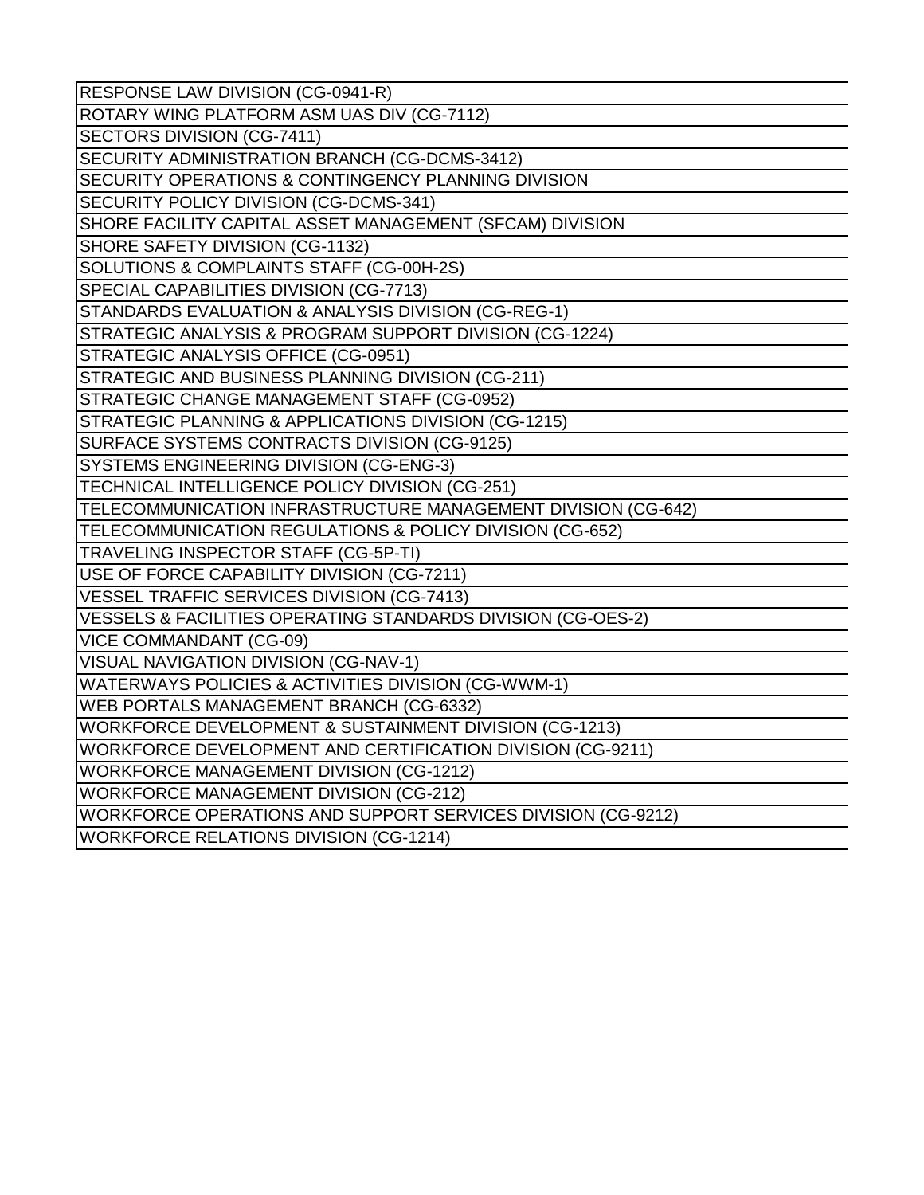| RESPONSE LAW DIVISION (CG-0941-R) |
|---|
| ROTARY WING PLATFORM ASM UAS DIV (CG-7112) |
| SECTORS DIVISION (CG-7411) |
| SECURITY ADMINISTRATION BRANCH (CG-DCMS-3412) |
| SECURITY OPERATIONS & CONTINGENCY PLANNING DIVISION |
| SECURITY POLICY DIVISION (CG-DCMS-341) |
| SHORE FACILITY CAPITAL ASSET MANAGEMENT (SFCAM) DIVISION |
| SHORE SAFETY DIVISION (CG-1132) |
| SOLUTIONS & COMPLAINTS STAFF (CG-00H-2S) |
| SPECIAL CAPABILITIES DIVISION (CG-7713) |
| STANDARDS EVALUATION & ANALYSIS DIVISION (CG-REG-1) |
| STRATEGIC ANALYSIS & PROGRAM SUPPORT DIVISION (CG-1224) |
| STRATEGIC ANALYSIS OFFICE (CG-0951) |
| STRATEGIC AND BUSINESS PLANNING DIVISION (CG-211) |
| STRATEGIC CHANGE MANAGEMENT STAFF (CG-0952) |
| STRATEGIC PLANNING & APPLICATIONS DIVISION (CG-1215) |
| SURFACE SYSTEMS CONTRACTS DIVISION (CG-9125) |
| SYSTEMS ENGINEERING DIVISION (CG-ENG-3) |
| TECHNICAL INTELLIGENCE POLICY DIVISION (CG-251) |
| TELECOMMUNICATION INFRASTRUCTURE MANAGEMENT DIVISION (CG-642) |
| TELECOMMUNICATION REGULATIONS & POLICY DIVISION (CG-652) |
| TRAVELING INSPECTOR STAFF (CG-5P-TI) |
| USE OF FORCE CAPABILITY DIVISION (CG-7211) |
| VESSEL TRAFFIC SERVICES DIVISION (CG-7413) |
| VESSELS & FACILITIES OPERATING STANDARDS DIVISION (CG-OES-2) |
| VICE COMMANDANT (CG-09) |
| VISUAL NAVIGATION DIVISION (CG-NAV-1) |
| WATERWAYS POLICIES & ACTIVITIES DIVISION (CG-WWM-1) |
| WEB PORTALS MANAGEMENT BRANCH (CG-6332) |
| WORKFORCE DEVELOPMENT & SUSTAINMENT DIVISION (CG-1213) |
| WORKFORCE DEVELOPMENT AND CERTIFICATION DIVISION (CG-9211) |
| WORKFORCE MANAGEMENT DIVISION (CG-1212) |
| WORKFORCE MANAGEMENT DIVISION (CG-212) |
| WORKFORCE OPERATIONS AND SUPPORT SERVICES DIVISION (CG-9212) |
| WORKFORCE RELATIONS DIVISION (CG-1214) |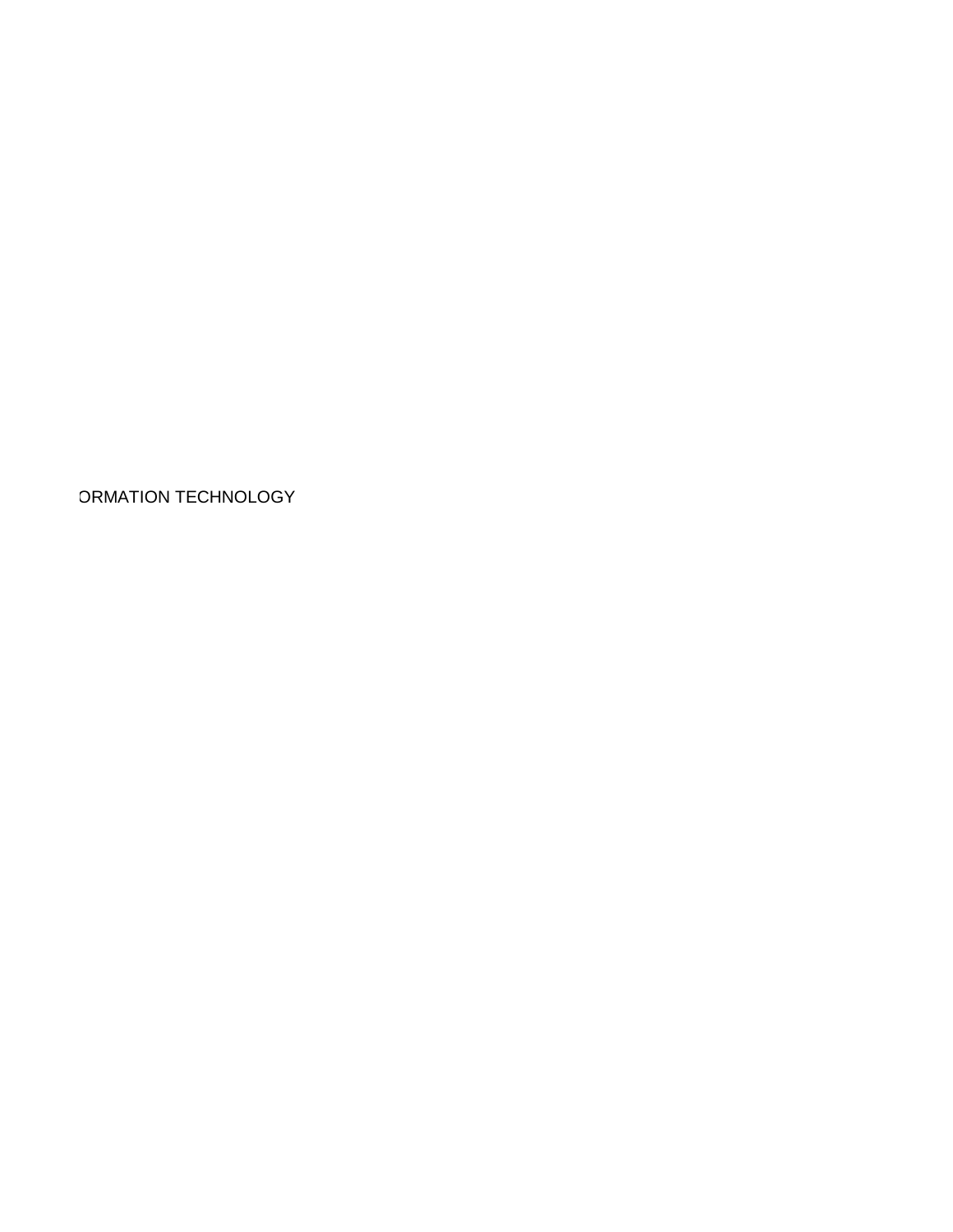ORMATION TECHNOLOGY